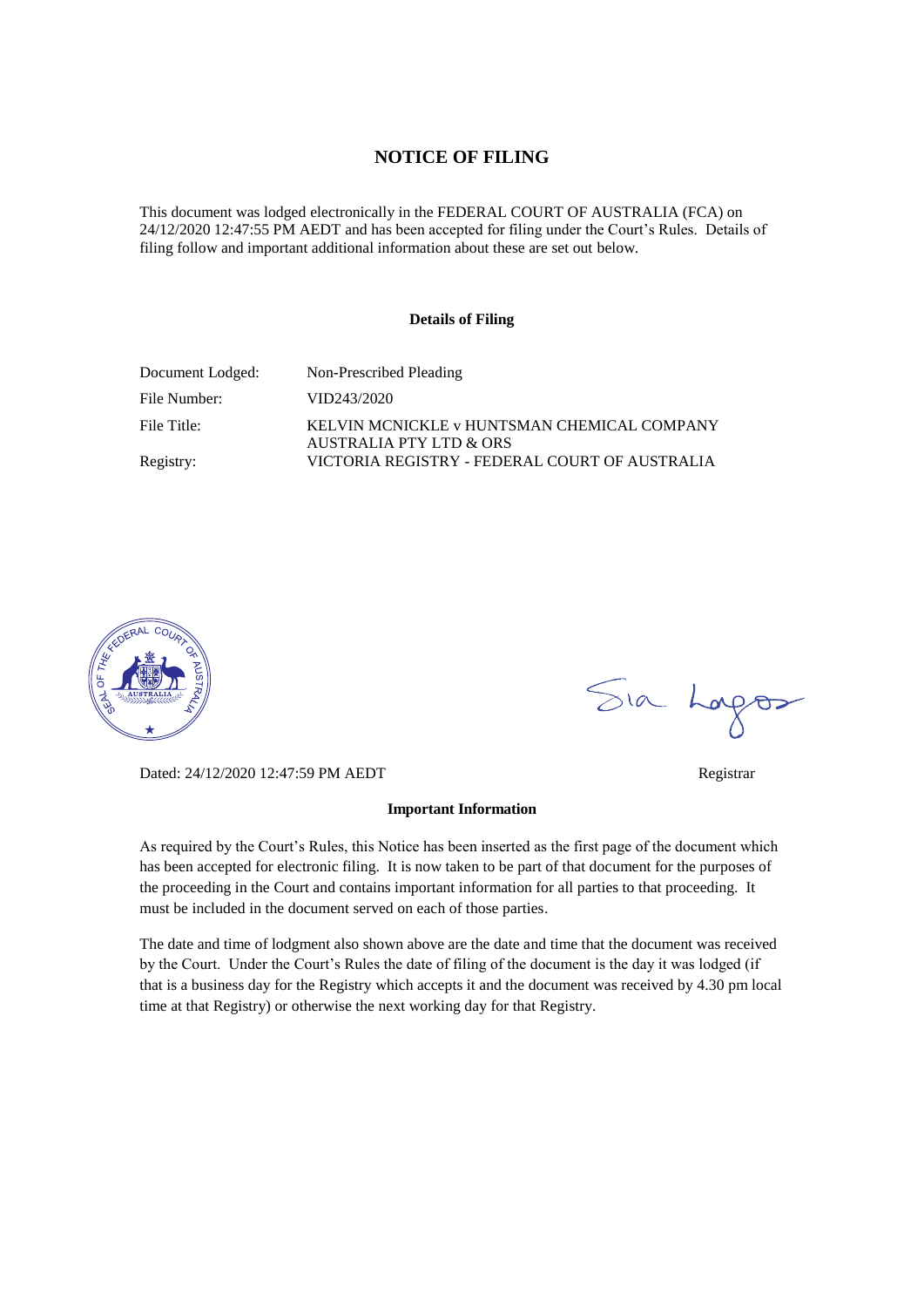# NOTICE OF FILING

This document was lodged electronically in the FEDERAL COURT OF AUSTRALIA (FCA) on 24/12/2020 12:47:55 PM AEDT and has been accepted for filing under the Court's Rules. Details of filing follow and important additional information about these are set out below.

**Details of Filing**

| | |
|---|---|
| Document Lodged: | Non-Prescribed Pleading |
| File Number: | VID243/2020 |
| File Title: | KELVIN MCNICKLE v HUNTSMAN CHEMICAL COMPANY AUSTRALIA PTY LTD & ORS |
| Registry: | VICTORIA REGISTRY - FEDERAL COURT OF AUSTRALIA |

Sia Lagos

Dated: 24/12/2020 12:47:59 PM AEDT

Registrar

**Important Information**

As required by the Court's Rules, this Notice has been inserted as the first page of the document which has been accepted for electronic filing. It is now taken to be part of that document for the purposes of the proceeding in the Court and contains important information for all parties to that proceeding. It must be included in the document served on each of those parties.

The date and time of lodgment also shown above are the date and time that the document was received by the Court. Under the Court's Rules the date of filing of the document is the day it was lodged (if that is a business day for the Registry which accepts it and the document was received by 4.30 pm local time at that Registry) or otherwise the next working day for that Registry.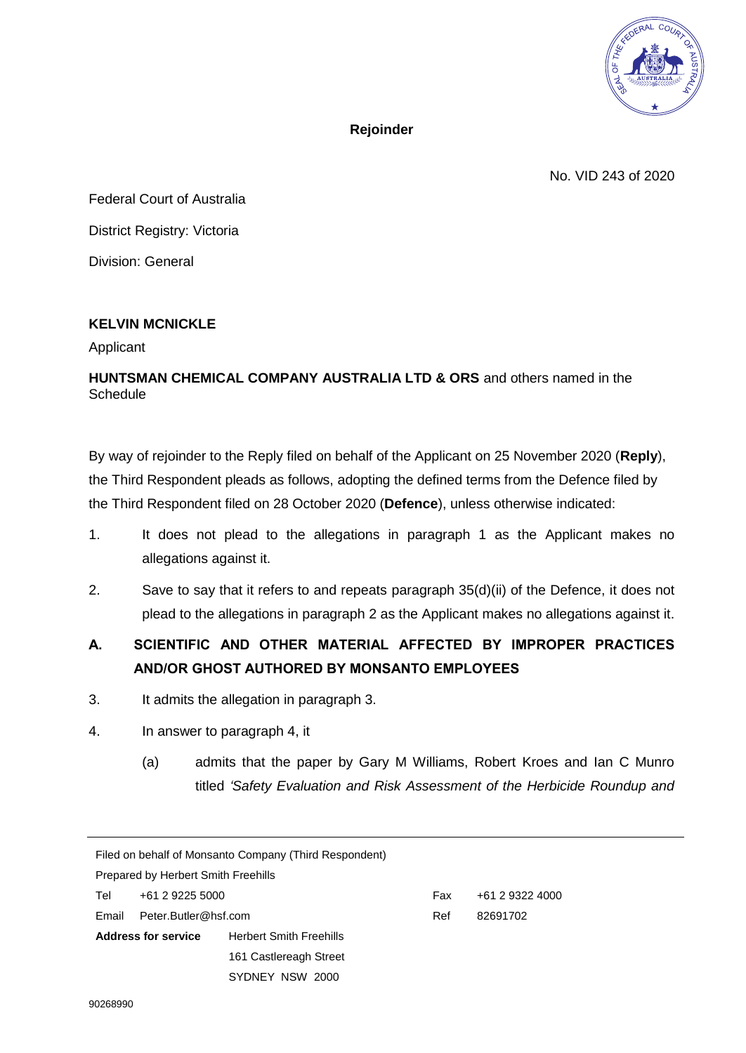**Rejoinder**

No. VID 243 of 2020

Federal Court of Australia

District Registry: Victoria

Division: General

**KELVIN MCNICKLE**

Applicant

**HUNTSMAN CHEMICAL COMPANY AUSTRALIA LTD & ORS** and others named in the Schedule

By way of rejoinder to the Reply filed on behalf of the Applicant on 25 November 2020 (**Reply**), the Third Respondent pleads as follows, adopting the defined terms from the Defence filed by the Third Respondent filed on 28 October 2020 (**Defence**), unless otherwise indicated:

1. It does not plead to the allegations in paragraph 1 as the Applicant makes no allegations against it.

2. Save to say that it refers to and repeats paragraph 35(d)(ii) of the Defence, it does not plead to the allegations in paragraph 2 as the Applicant makes no allegations against it.

## A. SCIENTIFIC AND OTHER MATERIAL AFFECTED BY IMPROPER PRACTICES AND/OR GHOST AUTHORED BY MONSANTO EMPLOYEES

3. It admits the allegation in paragraph 3.

4. In answer to paragraph 4, it

   (a) admits that the paper by Gary M Williams, Robert Kroes and Ian C Munro titled *'Safety Evaluation and Risk Assessment of the Herbicide Roundup and*

---

Filed on behalf of Monsanto Company (Third Respondent)

Prepared by Herbert Smith Freehills

| | | | |
|---|---|---|---|
| Tel | +61 2 9225 5000 | Fax | +61 2 9322 4000 |
| Email | Peter.Butler@hsf.com | Ref | 82691702 |

**Address for service** Herbert Smith Freehills
161 Castlereagh Street
SYDNEY NSW 2000

90268990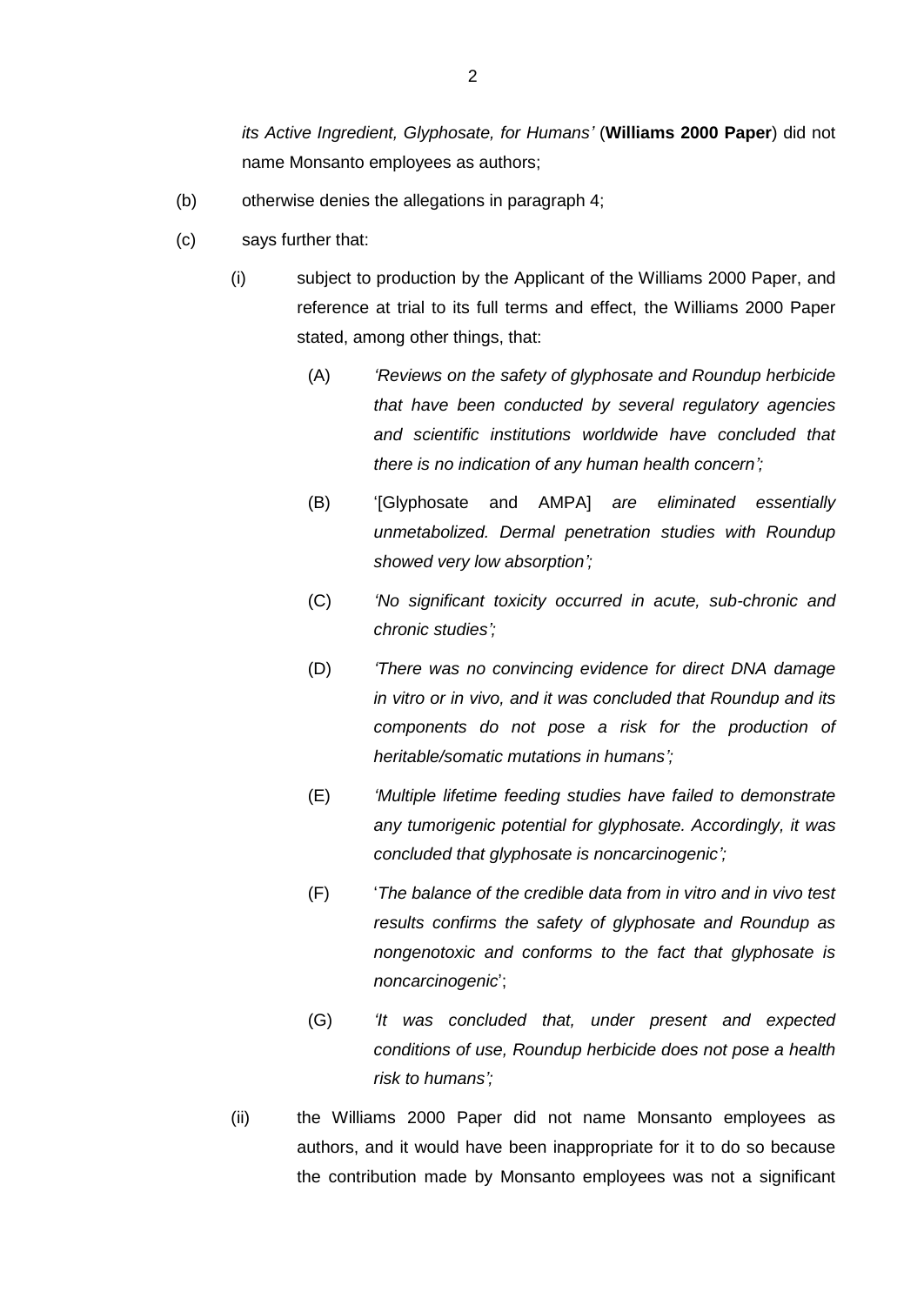*its Active Ingredient, Glyphosate, for Humans'* (**Williams 2000 Paper**) did not name Monsanto employees as authors;

(b) otherwise denies the allegations in paragraph 4;

(c) says further that:

   (i) subject to production by the Applicant of the Williams 2000 Paper, and reference at trial to its full terms and effect, the Williams 2000 Paper stated, among other things, that:

      (A) *'Reviews on the safety of glyphosate and Roundup herbicide that have been conducted by several regulatory agencies and scientific institutions worldwide have concluded that there is no indication of any human health concern';*

      (B) '[Glyphosate and AMPA] *are eliminated essentially unmetabolized. Dermal penetration studies with Roundup showed very low absorption';*

      (C) *'No significant toxicity occurred in acute, sub-chronic and chronic studies';*

      (D) *'There was no convincing evidence for direct DNA damage in vitro or in vivo, and it was concluded that Roundup and its components do not pose a risk for the production of heritable/somatic mutations in humans';*

      (E) *'Multiple lifetime feeding studies have failed to demonstrate any tumorigenic potential for glyphosate. Accordingly, it was concluded that glyphosate is noncarcinogenic';*

      (F) '*The balance of the credible data from in vitro and in vivo test results confirms the safety of glyphosate and Roundup as nongenotoxic and conforms to the fact that glyphosate is noncarcinogenic*';

      (G) *'It was concluded that, under present and expected conditions of use, Roundup herbicide does not pose a health risk to humans';*

   (ii) the Williams 2000 Paper did not name Monsanto employees as authors, and it would have been inappropriate for it to do so because the contribution made by Monsanto employees was not a significant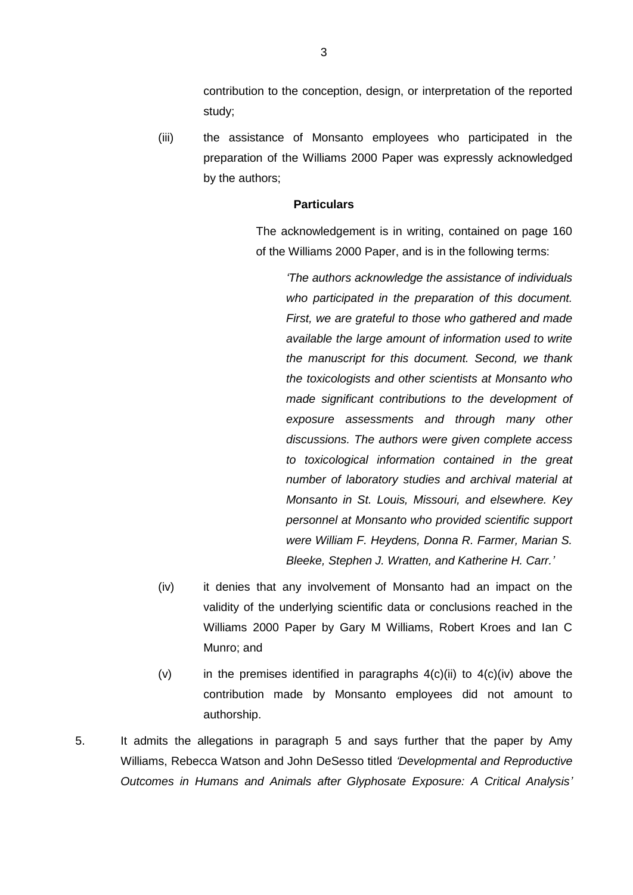contribution to the conception, design, or interpretation of the reported study;

(iii) the assistance of Monsanto employees who participated in the preparation of the Williams 2000 Paper was expressly acknowledged by the authors;

**Particulars**

The acknowledgement is in writing, contained on page 160 of the Williams 2000 Paper, and is in the following terms:

> *'The authors acknowledge the assistance of individuals who participated in the preparation of this document. First, we are grateful to those who gathered and made available the large amount of information used to write the manuscript for this document. Second, we thank the toxicologists and other scientists at Monsanto who made significant contributions to the development of exposure assessments and through many other discussions. The authors were given complete access to toxicological information contained in the great number of laboratory studies and archival material at Monsanto in St. Louis, Missouri, and elsewhere. Key personnel at Monsanto who provided scientific support were William F. Heydens, Donna R. Farmer, Marian S. Bleeke, Stephen J. Wratten, and Katherine H. Carr.'*

(iv) it denies that any involvement of Monsanto had an impact on the validity of the underlying scientific data or conclusions reached in the Williams 2000 Paper by Gary M Williams, Robert Kroes and Ian C Munro; and

(v) in the premises identified in paragraphs 4(c)(ii) to 4(c)(iv) above the contribution made by Monsanto employees did not amount to authorship.

5. It admits the allegations in paragraph 5 and says further that the paper by Amy Williams, Rebecca Watson and John DeSesso titled *'Developmental and Reproductive Outcomes in Humans and Animals after Glyphosate Exposure: A Critical Analysis'*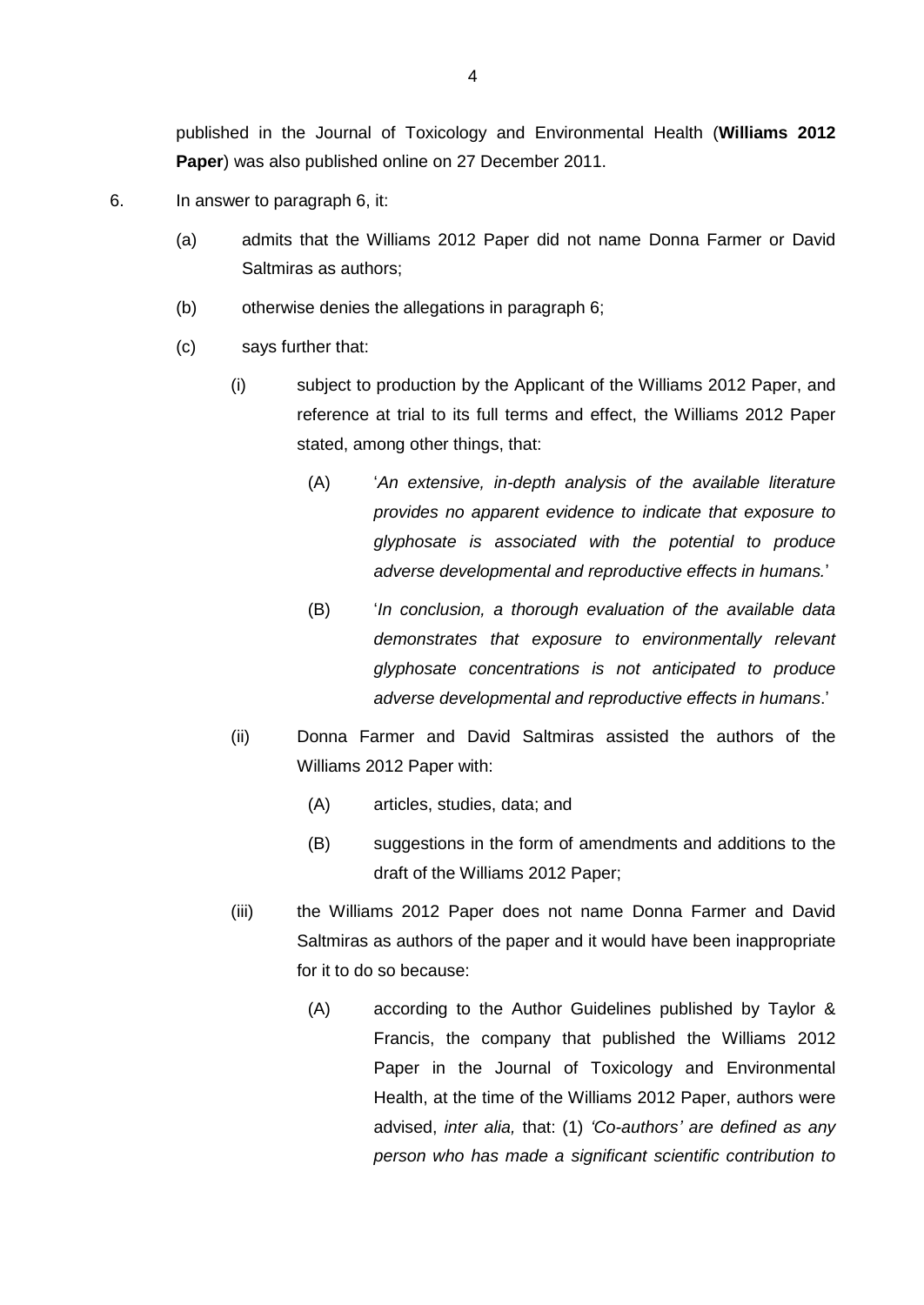published in the Journal of Toxicology and Environmental Health (**Williams 2012 Paper**) was also published online on 27 December 2011.

6. In answer to paragraph 6, it:

   (a) admits that the Williams 2012 Paper did not name Donna Farmer or David Saltmiras as authors;

   (b) otherwise denies the allegations in paragraph 6;

   (c) says further that:

      (i) subject to production by the Applicant of the Williams 2012 Paper, and reference at trial to its full terms and effect, the Williams 2012 Paper stated, among other things, that:

         (A) '*An extensive, in-depth analysis of the available literature provides no apparent evidence to indicate that exposure to glyphosate is associated with the potential to produce adverse developmental and reproductive effects in humans.*'

         (B) '*In conclusion, a thorough evaluation of the available data demonstrates that exposure to environmentally relevant glyphosate concentrations is not anticipated to produce adverse developmental and reproductive effects in humans*.'

      (ii) Donna Farmer and David Saltmiras assisted the authors of the Williams 2012 Paper with:

         (A) articles, studies, data; and

         (B) suggestions in the form of amendments and additions to the draft of the Williams 2012 Paper;

      (iii) the Williams 2012 Paper does not name Donna Farmer and David Saltmiras as authors of the paper and it would have been inappropriate for it to do so because:

         (A) according to the Author Guidelines published by Taylor & Francis, the company that published the Williams 2012 Paper in the Journal of Toxicology and Environmental Health, at the time of the Williams 2012 Paper, authors were advised, *inter alia,* that: (1) *'Co-authors' are defined as any person who has made a significant scientific contribution to*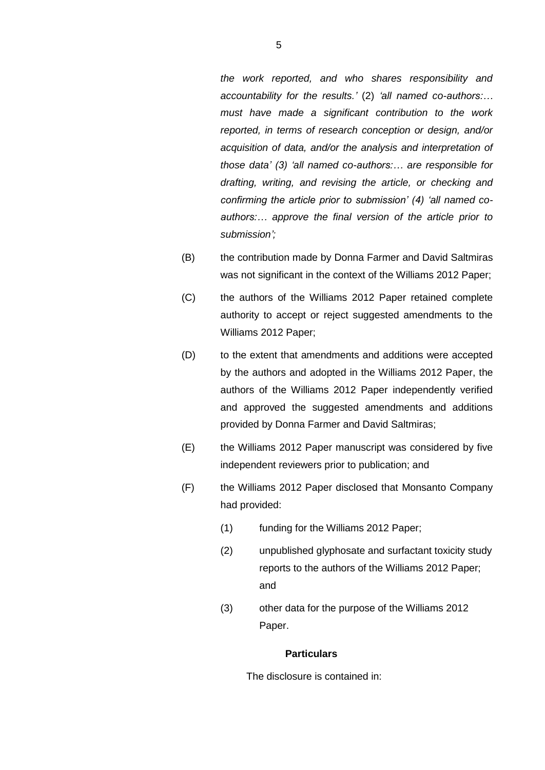*the work reported, and who shares responsibility and accountability for the results.'* (2) *'all named co-authors:… must have made a significant contribution to the work reported, in terms of research conception or design, and/or acquisition of data, and/or the analysis and interpretation of those data' (3) 'all named co-authors:… are responsible for drafting, writing, and revising the article, or checking and confirming the article prior to submission' (4) 'all named co-authors:… approve the final version of the article prior to submission';*

(B) the contribution made by Donna Farmer and David Saltmiras was not significant in the context of the Williams 2012 Paper;

(C) the authors of the Williams 2012 Paper retained complete authority to accept or reject suggested amendments to the Williams 2012 Paper;

(D) to the extent that amendments and additions were accepted by the authors and adopted in the Williams 2012 Paper, the authors of the Williams 2012 Paper independently verified and approved the suggested amendments and additions provided by Donna Farmer and David Saltmiras;

(E) the Williams 2012 Paper manuscript was considered by five independent reviewers prior to publication; and

(F) the Williams 2012 Paper disclosed that Monsanto Company had provided:

  (1) funding for the Williams 2012 Paper;

  (2) unpublished glyphosate and surfactant toxicity study reports to the authors of the Williams 2012 Paper; and

  (3) other data for the purpose of the Williams 2012 Paper.

**Particulars**

The disclosure is contained in: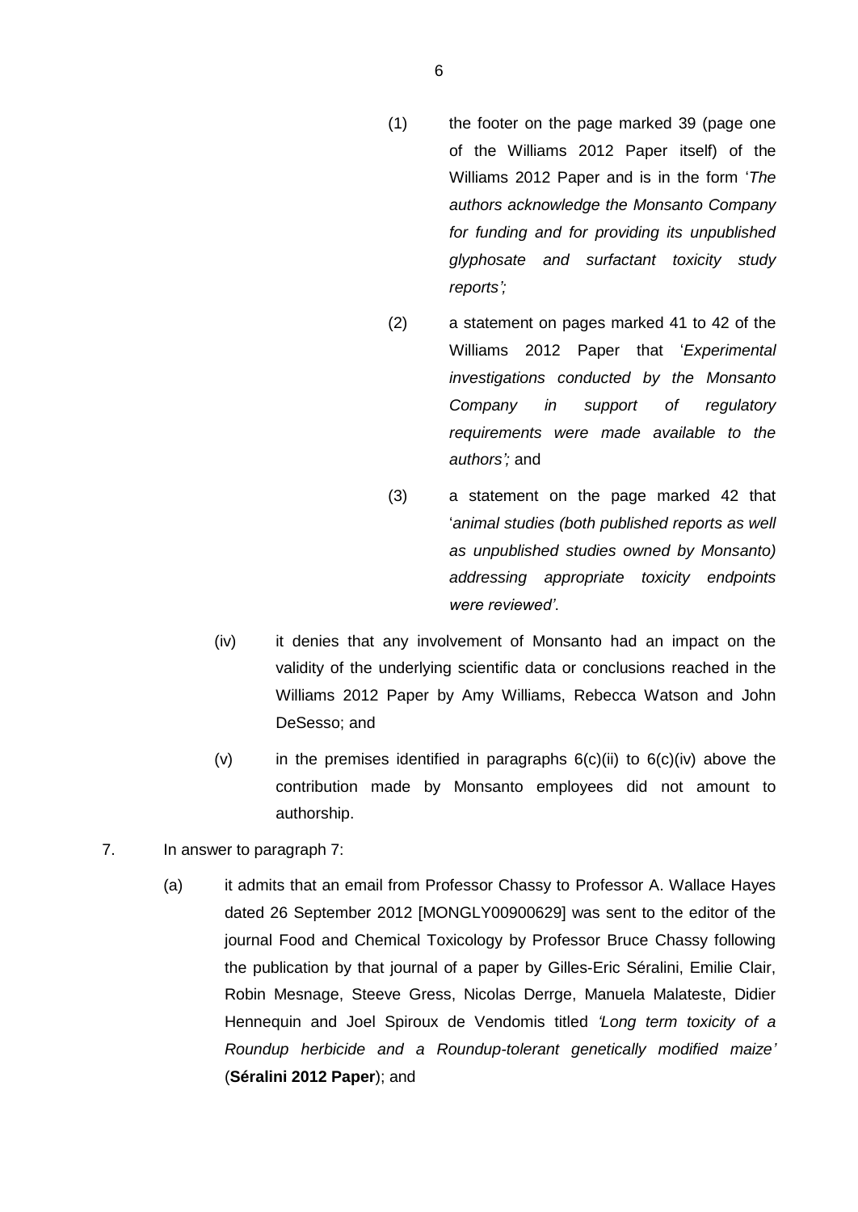(1) the footer on the page marked 39 (page one of the Williams 2012 Paper itself) of the Williams 2012 Paper and is in the form '*The authors acknowledge the Monsanto Company for funding and for providing its unpublished glyphosate and surfactant toxicity study reports';*

(2) a statement on pages marked 41 to 42 of the Williams 2012 Paper that '*Experimental investigations conducted by the Monsanto Company in support of regulatory requirements were made available to the authors';* and

(3) a statement on the page marked 42 that '*animal studies (both published reports as well as unpublished studies owned by Monsanto) addressing appropriate toxicity endpoints were reviewed'*.

(iv) it denies that any involvement of Monsanto had an impact on the validity of the underlying scientific data or conclusions reached in the Williams 2012 Paper by Amy Williams, Rebecca Watson and John DeSesso; and

(v) in the premises identified in paragraphs 6(c)(ii) to 6(c)(iv) above the contribution made by Monsanto employees did not amount to authorship.

7. In answer to paragraph 7:

(a) it admits that an email from Professor Chassy to Professor A. Wallace Hayes dated 26 September 2012 [MONGLY00900629] was sent to the editor of the journal Food and Chemical Toxicology by Professor Bruce Chassy following the publication by that journal of a paper by Gilles-Eric Séralini, Emilie Clair, Robin Mesnage, Steeve Gress, Nicolas Derrge, Manuela Malateste, Didier Hennequin and Joel Spiroux de Vendomis titled *'Long term toxicity of a Roundup herbicide and a Roundup-tolerant genetically modified maize'* (**Séralini 2012 Paper**); and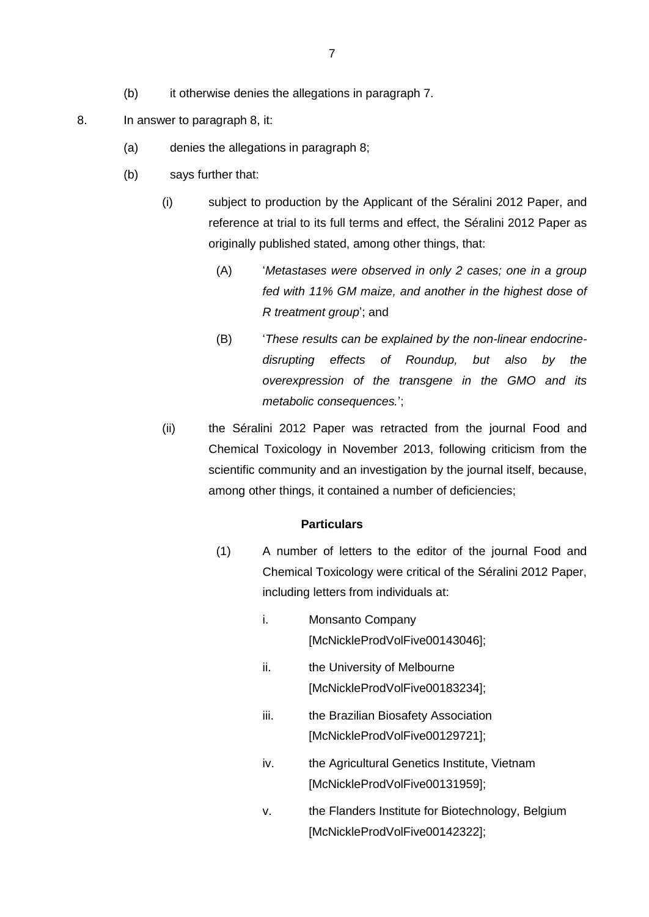(b) it otherwise denies the allegations in paragraph 7.

8. In answer to paragraph 8, it:

   (a) denies the allegations in paragraph 8;

   (b) says further that:

      (i) subject to production by the Applicant of the Séralini 2012 Paper, and reference at trial to its full terms and effect, the Séralini 2012 Paper as originally published stated, among other things, that:

         (A) '*Metastases were observed in only 2 cases; one in a group fed with 11% GM maize, and another in the highest dose of R treatment group*'; and

         (B) '*These results can be explained by the non-linear endocrine-disrupting effects of Roundup, but also by the overexpression of the transgene in the GMO and its metabolic consequences.*';

      (ii) the Séralini 2012 Paper was retracted from the journal Food and Chemical Toxicology in November 2013, following criticism from the scientific community and an investigation by the journal itself, because, among other things, it contained a number of deficiencies;

**Particulars**

(1) A number of letters to the editor of the journal Food and Chemical Toxicology were critical of the Séralini 2012 Paper, including letters from individuals at:

   i. Monsanto Company [McNickleProdVolFive00143046];

   ii. the University of Melbourne [McNickleProdVolFive00183234];

   iii. the Brazilian Biosafety Association [McNickleProdVolFive00129721];

   iv. the Agricultural Genetics Institute, Vietnam [McNickleProdVolFive00131959];

   v. the Flanders Institute for Biotechnology, Belgium [McNickleProdVolFive00142322];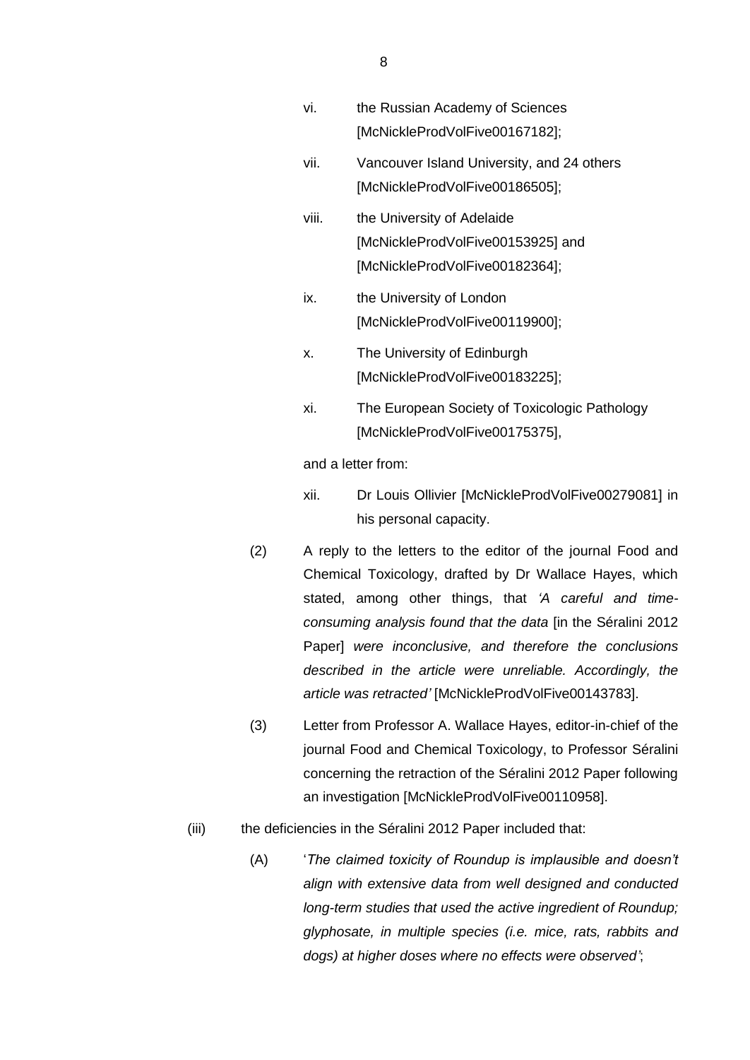vi. the Russian Academy of Sciences [McNickleProdVolFive00167182];

vii. Vancouver Island University, and 24 others [McNickleProdVolFive00186505];

viii. the University of Adelaide [McNickleProdVolFive00153925] and [McNickleProdVolFive00182364];

ix. the University of London [McNickleProdVolFive00119900];

x. The University of Edinburgh [McNickleProdVolFive00183225];

xi. The European Society of Toxicologic Pathology [McNickleProdVolFive00175375],

and a letter from:

xii. Dr Louis Ollivier [McNickleProdVolFive00279081] in his personal capacity.

(2) A reply to the letters to the editor of the journal Food and Chemical Toxicology, drafted by Dr Wallace Hayes, which stated, among other things, that *'A careful and time-consuming analysis found that the data* [in the Séralini 2012 Paper] *were inconclusive, and therefore the conclusions described in the article were unreliable. Accordingly, the article was retracted'* [McNickleProdVolFive00143783].

(3) Letter from Professor A. Wallace Hayes, editor-in-chief of the journal Food and Chemical Toxicology, to Professor Séralini concerning the retraction of the Séralini 2012 Paper following an investigation [McNickleProdVolFive00110958].

(iii) the deficiencies in the Séralini 2012 Paper included that:

(A) '*The claimed toxicity of Roundup is implausible and doesn't align with extensive data from well designed and conducted long-term studies that used the active ingredient of Roundup; glyphosate, in multiple species (i.e. mice, rats, rabbits and dogs) at higher doses where no effects were observed'*;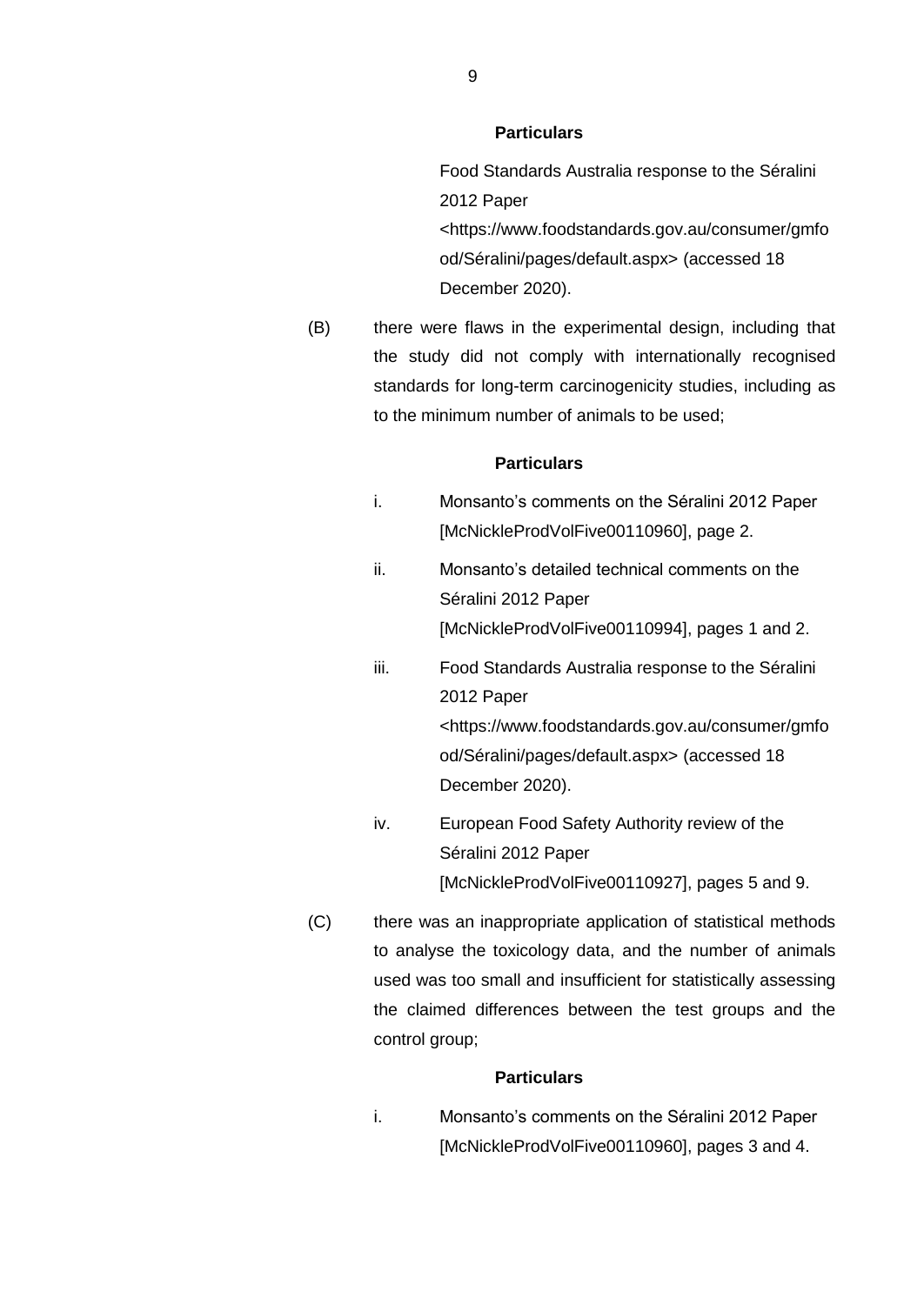**Particulars**

Food Standards Australia response to the Séralini 2012 Paper <https://www.foodstandards.gov.au/consumer/gmfood/Séralini/pages/default.aspx> (accessed 18 December 2020).

(B) there were flaws in the experimental design, including that the study did not comply with internationally recognised standards for long-term carcinogenicity studies, including as to the minimum number of animals to be used;

**Particulars**

i. Monsanto's comments on the Séralini 2012 Paper [McNickleProdVolFive00110960], page 2.

ii. Monsanto's detailed technical comments on the Séralini 2012 Paper [McNickleProdVolFive00110994], pages 1 and 2.

iii. Food Standards Australia response to the Séralini 2012 Paper <https://www.foodstandards.gov.au/consumer/gmfood/Séralini/pages/default.aspx> (accessed 18 December 2020).

iv. European Food Safety Authority review of the Séralini 2012 Paper [McNickleProdVolFive00110927], pages 5 and 9.

(C) there was an inappropriate application of statistical methods to analyse the toxicology data, and the number of animals used was too small and insufficient for statistically assessing the claimed differences between the test groups and the control group;

**Particulars**

i. Monsanto's comments on the Séralini 2012 Paper [McNickleProdVolFive00110960], pages 3 and 4.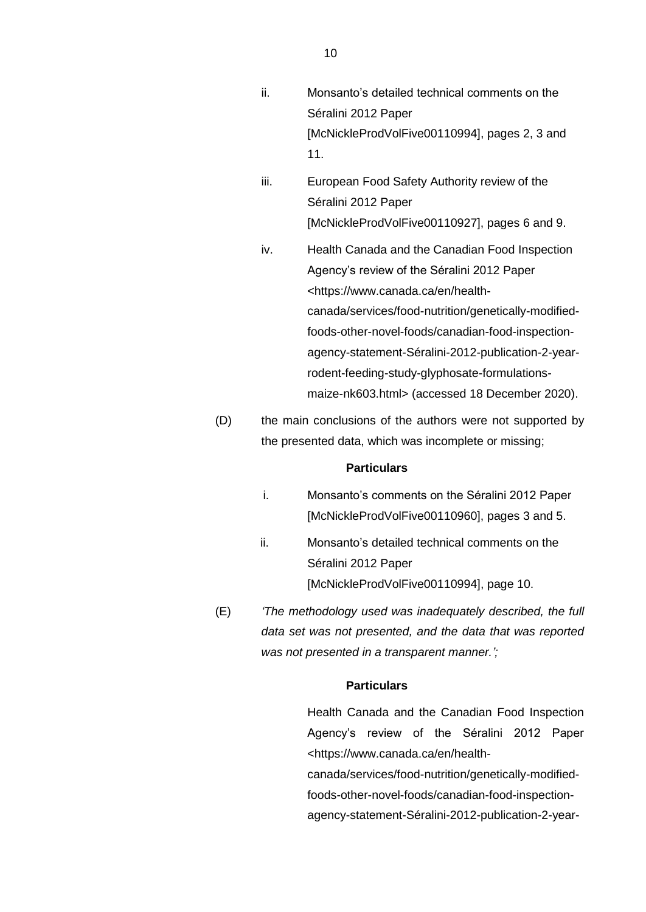ii. Monsanto's detailed technical comments on the Séralini 2012 Paper [McNickleProdVolFive00110994], pages 2, 3 and 11.

iii. European Food Safety Authority review of the Séralini 2012 Paper [McNickleProdVolFive00110927], pages 6 and 9.

iv. Health Canada and the Canadian Food Inspection Agency's review of the Séralini 2012 Paper <https://www.canada.ca/en/health-canada/services/food-nutrition/genetically-modified-foods-other-novel-foods/canadian-food-inspection-agency-statement-Séralini-2012-publication-2-year-rodent-feeding-study-glyphosate-formulations-maize-nk603.html> (accessed 18 December 2020).

(D) the main conclusions of the authors were not supported by the presented data, which was incomplete or missing;

**Particulars**

i. Monsanto's comments on the Séralini 2012 Paper [McNickleProdVolFive00110960], pages 3 and 5.

ii. Monsanto's detailed technical comments on the Séralini 2012 Paper [McNickleProdVolFive00110994], page 10.

(E) *'The methodology used was inadequately described, the full data set was not presented, and the data that was reported was not presented in a transparent manner.';*

**Particulars**

Health Canada and the Canadian Food Inspection Agency's review of the Séralini 2012 Paper <https://www.canada.ca/en/health-canada/services/food-nutrition/genetically-modified-foods-other-novel-foods/canadian-food-inspection-agency-statement-Séralini-2012-publication-2-year-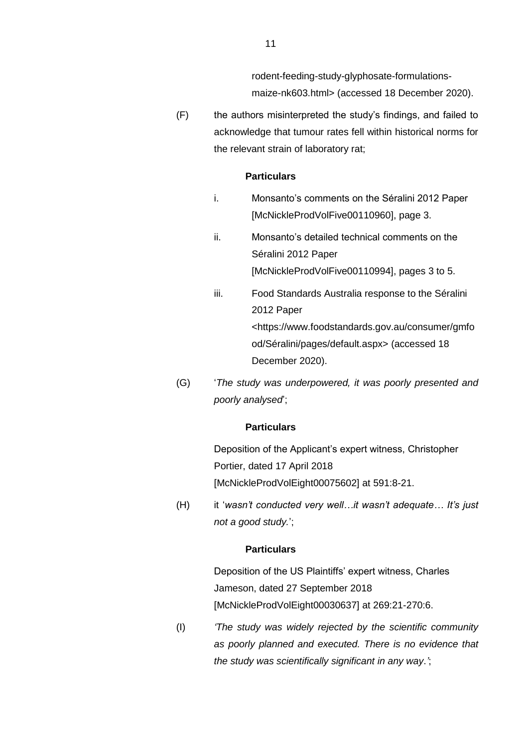rodent-feeding-study-glyphosate-formulations-maize-nk603.html> (accessed 18 December 2020).

(F) the authors misinterpreted the study's findings, and failed to acknowledge that tumour rates fell within historical norms for the relevant strain of laboratory rat;

**Particulars**

i. Monsanto's comments on the Séralini 2012 Paper [McNickleProdVolFive00110960], page 3.

ii. Monsanto's detailed technical comments on the Séralini 2012 Paper [McNickleProdVolFive00110994], pages 3 to 5.

iii. Food Standards Australia response to the Séralini 2012 Paper <https://www.foodstandards.gov.au/consumer/gmfood/Séralini/pages/default.aspx> (accessed 18 December 2020).

(G) '*The study was underpowered, it was poorly presented and poorly analysed*';

**Particulars**

Deposition of the Applicant's expert witness, Christopher Portier, dated 17 April 2018 [McNickleProdVolEight00075602] at 591:8-21.

(H) it '*wasn't conducted very well…it wasn't adequate… It's just not a good study.*';

**Particulars**

Deposition of the US Plaintiffs' expert witness, Charles Jameson, dated 27 September 2018 [McNickleProdVolEight00030637] at 269:21-270:6.

(I) *'The study was widely rejected by the scientific community as poorly planned and executed. There is no evidence that the study was scientifically significant in any way.'*;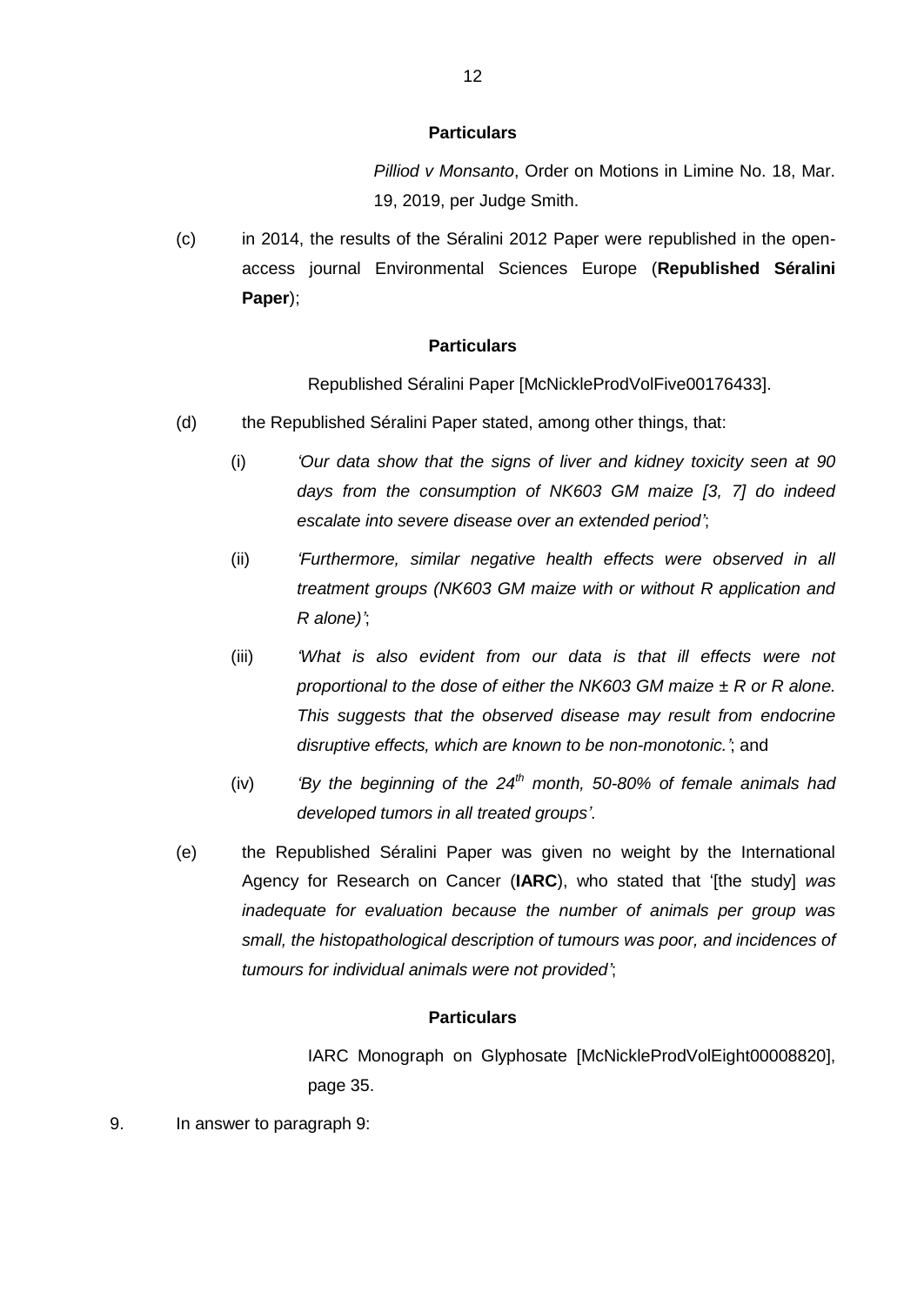**Particulars**

*Pilliod v Monsanto*, Order on Motions in Limine No. 18, Mar. 19, 2019, per Judge Smith.

(c) in 2014, the results of the Séralini 2012 Paper were republished in the open-access journal Environmental Sciences Europe (**Republished Séralini Paper**);

**Particulars**

Republished Séralini Paper [McNickleProdVolFive00176433].

(d) the Republished Séralini Paper stated, among other things, that:

(i) *'Our data show that the signs of liver and kidney toxicity seen at 90 days from the consumption of NK603 GM maize [3, 7] do indeed escalate into severe disease over an extended period'*;

(ii) *'Furthermore, similar negative health effects were observed in all treatment groups (NK603 GM maize with or without R application and R alone)'*;

(iii) *'What is also evident from our data is that ill effects were not proportional to the dose of either the NK603 GM maize ± R or R alone. This suggests that the observed disease may result from endocrine disruptive effects, which are known to be non-monotonic.'*; and

(iv) *'By the beginning of the 24th month, 50-80% of female animals had developed tumors in all treated groups'*.

(e) the Republished Séralini Paper was given no weight by the International Agency for Research on Cancer (**IARC**), who stated that '[the study] *was inadequate for evaluation because the number of animals per group was small, the histopathological description of tumours was poor, and incidences of tumours for individual animals were not provided'*;

**Particulars**

IARC Monograph on Glyphosate [McNickleProdVolEight00008820], page 35.

9. In answer to paragraph 9: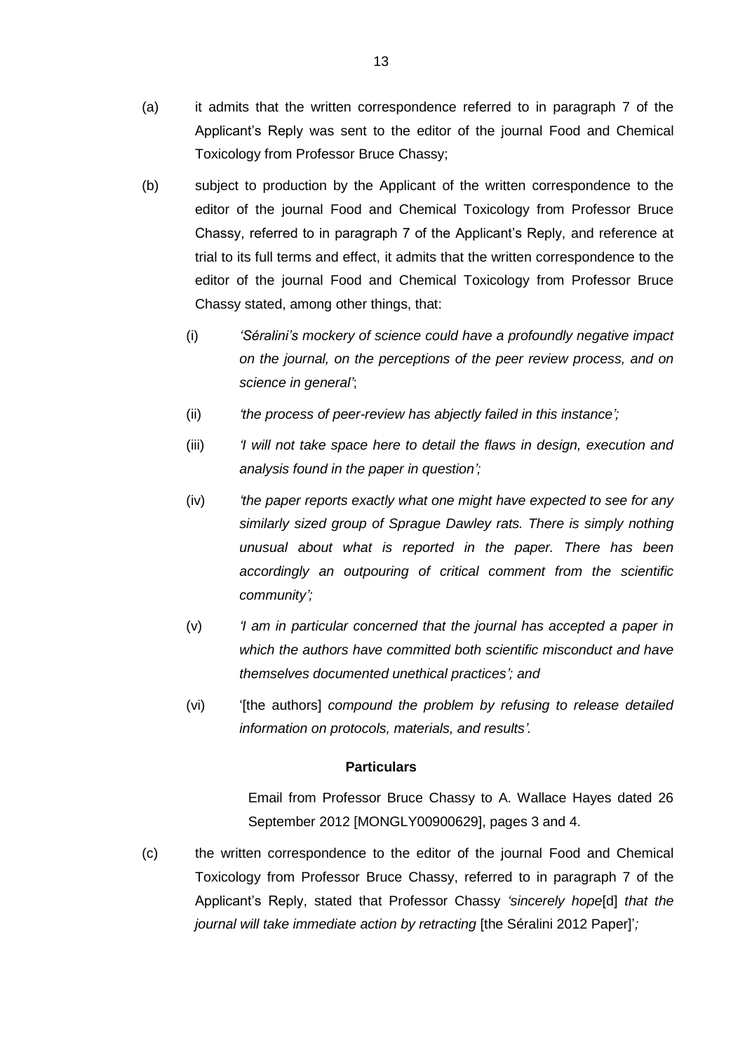(a) it admits that the written correspondence referred to in paragraph 7 of the Applicant's Reply was sent to the editor of the journal Food and Chemical Toxicology from Professor Bruce Chassy;

(b) subject to production by the Applicant of the written correspondence to the editor of the journal Food and Chemical Toxicology from Professor Bruce Chassy, referred to in paragraph 7 of the Applicant's Reply, and reference at trial to its full terms and effect, it admits that the written correspondence to the editor of the journal Food and Chemical Toxicology from Professor Bruce Chassy stated, among other things, that:

   (i) *'Séralini's mockery of science could have a profoundly negative impact on the journal, on the perceptions of the peer review process, and on science in general'*;

   (ii) *'the process of peer-review has abjectly failed in this instance';*

   (iii) *'I will not take space here to detail the flaws in design, execution and analysis found in the paper in question';*

   (iv) *'the paper reports exactly what one might have expected to see for any similarly sized group of Sprague Dawley rats. There is simply nothing unusual about what is reported in the paper. There has been accordingly an outpouring of critical comment from the scientific community';*

   (v) *'I am in particular concerned that the journal has accepted a paper in which the authors have committed both scientific misconduct and have themselves documented unethical practices'; and*

   (vi) '[the authors] *compound the problem by refusing to release detailed information on protocols, materials, and results'.*

**Particulars**

Email from Professor Bruce Chassy to A. Wallace Hayes dated 26 September 2012 [MONGLY00900629], pages 3 and 4.

(c) the written correspondence to the editor of the journal Food and Chemical Toxicology from Professor Bruce Chassy, referred to in paragraph 7 of the Applicant's Reply, stated that Professor Chassy *'sincerely hope*[d] *that the journal will take immediate action by retracting* [the Séralini 2012 Paper]*';*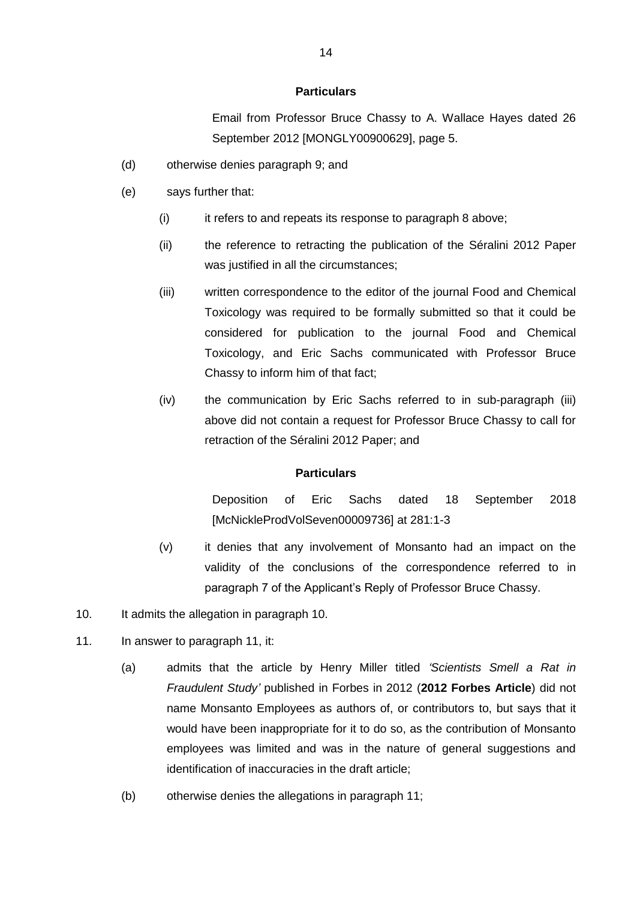**Particulars**

Email from Professor Bruce Chassy to A. Wallace Hayes dated 26 September 2012 [MONGLY00900629], page 5.

(d) otherwise denies paragraph 9; and

(e) says further that:

(i) it refers to and repeats its response to paragraph 8 above;

(ii) the reference to retracting the publication of the Séralini 2012 Paper was justified in all the circumstances;

(iii) written correspondence to the editor of the journal Food and Chemical Toxicology was required to be formally submitted so that it could be considered for publication to the journal Food and Chemical Toxicology, and Eric Sachs communicated with Professor Bruce Chassy to inform him of that fact;

(iv) the communication by Eric Sachs referred to in sub-paragraph (iii) above did not contain a request for Professor Bruce Chassy to call for retraction of the Séralini 2012 Paper; and

**Particulars**

Deposition of Eric Sachs dated 18 September 2018 [McNickleProdVolSeven00009736] at 281:1-3

(v) it denies that any involvement of Monsanto had an impact on the validity of the conclusions of the correspondence referred to in paragraph 7 of the Applicant's Reply of Professor Bruce Chassy.

10. It admits the allegation in paragraph 10.

11. In answer to paragraph 11, it:

(a) admits that the article by Henry Miller titled *'Scientists Smell a Rat in Fraudulent Study'* published in Forbes in 2012 (**2012 Forbes Article**) did not name Monsanto Employees as authors of, or contributors to, but says that it would have been inappropriate for it to do so, as the contribution of Monsanto employees was limited and was in the nature of general suggestions and identification of inaccuracies in the draft article;

(b) otherwise denies the allegations in paragraph 11;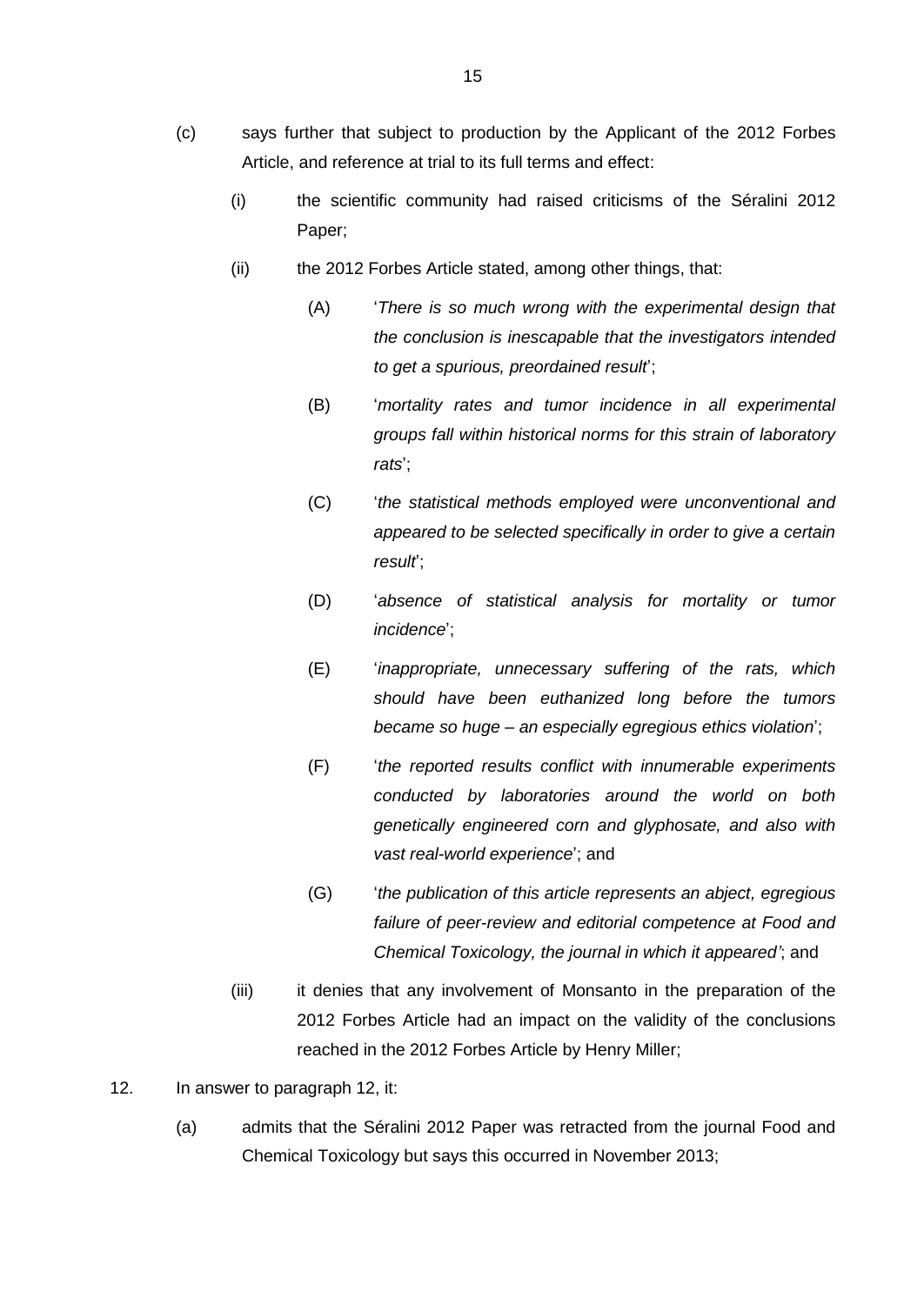(c) says further that subject to production by the Applicant of the 2012 Forbes Article, and reference at trial to its full terms and effect:

   (i) the scientific community had raised criticisms of the Séralini 2012 Paper;

   (ii) the 2012 Forbes Article stated, among other things, that:

      (A) '*There is so much wrong with the experimental design that the conclusion is inescapable that the investigators intended to get a spurious, preordained result*';

      (B) '*mortality rates and tumor incidence in all experimental groups fall within historical norms for this strain of laboratory rats*';

      (C) '*the statistical methods employed were unconventional and appeared to be selected specifically in order to give a certain result*';

      (D) '*absence of statistical analysis for mortality or tumor incidence*';

      (E) '*inappropriate, unnecessary suffering of the rats, which should have been euthanized long before the tumors became so huge – an especially egregious ethics violation*';

      (F) '*the reported results conflict with innumerable experiments conducted by laboratories around the world on both genetically engineered corn and glyphosate, and also with vast real-world experience*'; and

      (G) '*the publication of this article represents an abject, egregious failure of peer-review and editorial competence at Food and Chemical Toxicology, the journal in which it appeared'*; and

   (iii) it denies that any involvement of Monsanto in the preparation of the 2012 Forbes Article had an impact on the validity of the conclusions reached in the 2012 Forbes Article by Henry Miller;

12. In answer to paragraph 12, it:

   (a) admits that the Séralini 2012 Paper was retracted from the journal Food and Chemical Toxicology but says this occurred in November 2013;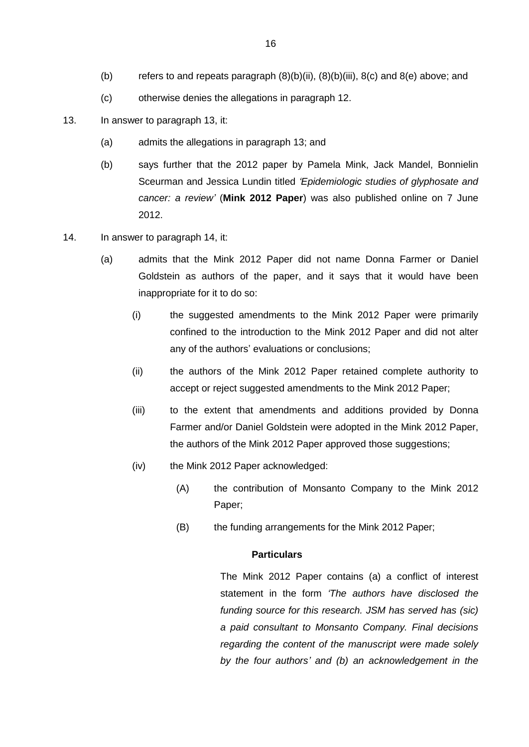(b) refers to and repeats paragraph (8)(b)(ii), (8)(b)(iii), 8(c) and 8(e) above; and

(c) otherwise denies the allegations in paragraph 12.

13. In answer to paragraph 13, it:

(a) admits the allegations in paragraph 13; and

(b) says further that the 2012 paper by Pamela Mink, Jack Mandel, Bonnielin Sceurman and Jessica Lundin titled *'Epidemiologic studies of glyphosate and cancer: a review'* (**Mink 2012 Paper**) was also published online on 7 June 2012.

14. In answer to paragraph 14, it:

(a) admits that the Mink 2012 Paper did not name Donna Farmer or Daniel Goldstein as authors of the paper, and it says that it would have been inappropriate for it to do so:

(i) the suggested amendments to the Mink 2012 Paper were primarily confined to the introduction to the Mink 2012 Paper and did not alter any of the authors' evaluations or conclusions;

(ii) the authors of the Mink 2012 Paper retained complete authority to accept or reject suggested amendments to the Mink 2012 Paper;

(iii) to the extent that amendments and additions provided by Donna Farmer and/or Daniel Goldstein were adopted in the Mink 2012 Paper, the authors of the Mink 2012 Paper approved those suggestions;

(iv) the Mink 2012 Paper acknowledged:

(A) the contribution of Monsanto Company to the Mink 2012 Paper;

(B) the funding arrangements for the Mink 2012 Paper;

**Particulars**

The Mink 2012 Paper contains (a) a conflict of interest statement in the form *'The authors have disclosed the funding source for this research. JSM has served has (sic) a paid consultant to Monsanto Company. Final decisions regarding the content of the manuscript were made solely by the four authors'* and (b) an acknowledgement in the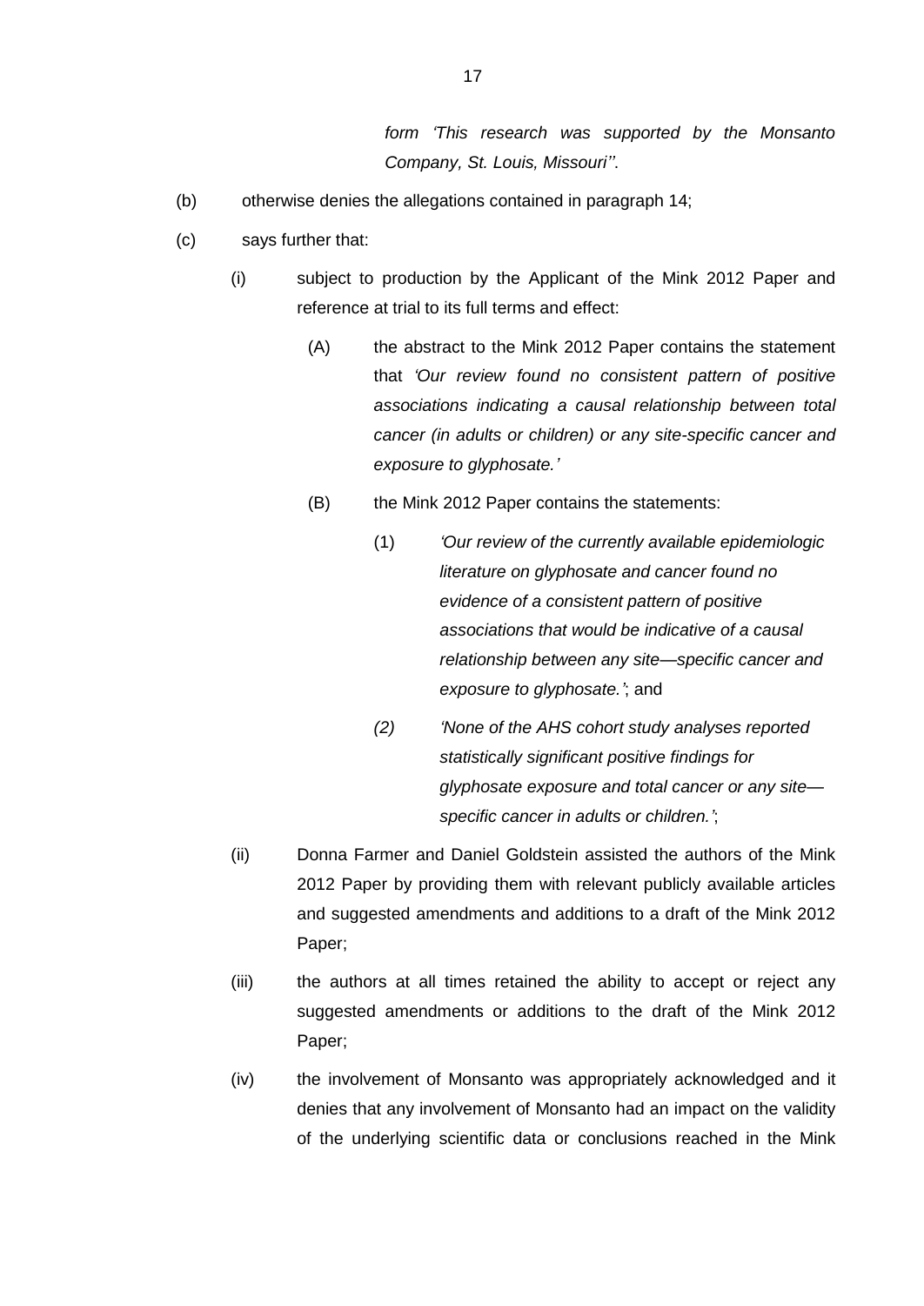*form 'This research was supported by the Monsanto Company, St. Louis, Missouri''*.

(b) otherwise denies the allegations contained in paragraph 14;

(c) says further that:

(i) subject to production by the Applicant of the Mink 2012 Paper and reference at trial to its full terms and effect:

(A) the abstract to the Mink 2012 Paper contains the statement that *'Our review found no consistent pattern of positive associations indicating a causal relationship between total cancer (in adults or children) or any site-specific cancer and exposure to glyphosate.'*

(B) the Mink 2012 Paper contains the statements:

(1) *'Our review of the currently available epidemiologic literature on glyphosate and cancer found no evidence of a consistent pattern of positive associations that would be indicative of a causal relationship between any site—specific cancer and exposure to glyphosate.'*; and

*(2) 'None of the AHS cohort study analyses reported statistically significant positive findings for glyphosate exposure and total cancer or any site—specific cancer in adults or children.'*;

(ii) Donna Farmer and Daniel Goldstein assisted the authors of the Mink 2012 Paper by providing them with relevant publicly available articles and suggested amendments and additions to a draft of the Mink 2012 Paper;

(iii) the authors at all times retained the ability to accept or reject any suggested amendments or additions to the draft of the Mink 2012 Paper;

(iv) the involvement of Monsanto was appropriately acknowledged and it denies that any involvement of Monsanto had an impact on the validity of the underlying scientific data or conclusions reached in the Mink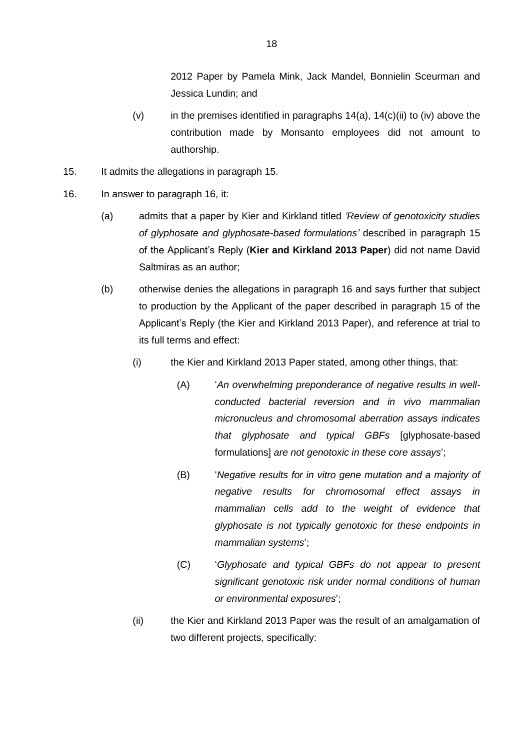2012 Paper by Pamela Mink, Jack Mandel, Bonnielin Sceurman and Jessica Lundin; and

(v) in the premises identified in paragraphs 14(a), 14(c)(ii) to (iv) above the contribution made by Monsanto employees did not amount to authorship.

15. It admits the allegations in paragraph 15.

16. In answer to paragraph 16, it:

(a) admits that a paper by Kier and Kirkland titled *'Review of genotoxicity studies of glyphosate and glyphosate-based formulations'* described in paragraph 15 of the Applicant's Reply (**Kier and Kirkland 2013 Paper**) did not name David Saltmiras as an author;

(b) otherwise denies the allegations in paragraph 16 and says further that subject to production by the Applicant of the paper described in paragraph 15 of the Applicant's Reply (the Kier and Kirkland 2013 Paper), and reference at trial to its full terms and effect:

(i) the Kier and Kirkland 2013 Paper stated, among other things, that:

(A) '*An overwhelming preponderance of negative results in well-conducted bacterial reversion and in vivo mammalian micronucleus and chromosomal aberration assays indicates that glyphosate and typical GBFs* [glyphosate-based formulations] *are not genotoxic in these core assays*';

(B) '*Negative results for in vitro gene mutation and a majority of negative results for chromosomal effect assays in mammalian cells add to the weight of evidence that glyphosate is not typically genotoxic for these endpoints in mammalian systems*';

(C) '*Glyphosate and typical GBFs do not appear to present significant genotoxic risk under normal conditions of human or environmental exposures*';

(ii) the Kier and Kirkland 2013 Paper was the result of an amalgamation of two different projects, specifically: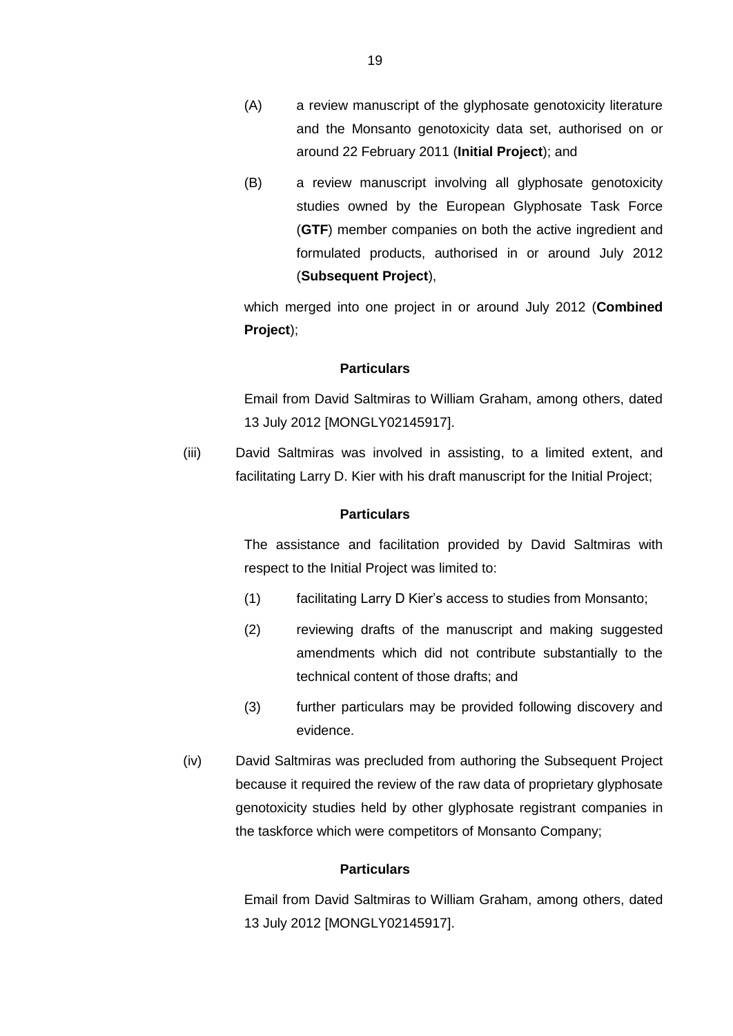(A) a review manuscript of the glyphosate genotoxicity literature and the Monsanto genotoxicity data set, authorised on or around 22 February 2011 (**Initial Project**); and

(B) a review manuscript involving all glyphosate genotoxicity studies owned by the European Glyphosate Task Force (**GTF**) member companies on both the active ingredient and formulated products, authorised in or around July 2012 (**Subsequent Project**),

which merged into one project in or around July 2012 (**Combined Project**);

**Particulars**

Email from David Saltmiras to William Graham, among others, dated 13 July 2012 [MONGLY02145917].

(iii) David Saltmiras was involved in assisting, to a limited extent, and facilitating Larry D. Kier with his draft manuscript for the Initial Project;

**Particulars**

The assistance and facilitation provided by David Saltmiras with respect to the Initial Project was limited to:

(1) facilitating Larry D Kier's access to studies from Monsanto;

(2) reviewing drafts of the manuscript and making suggested amendments which did not contribute substantially to the technical content of those drafts; and

(3) further particulars may be provided following discovery and evidence.

(iv) David Saltmiras was precluded from authoring the Subsequent Project because it required the review of the raw data of proprietary glyphosate genotoxicity studies held by other glyphosate registrant companies in the taskforce which were competitors of Monsanto Company;

**Particulars**

Email from David Saltmiras to William Graham, among others, dated 13 July 2012 [MONGLY02145917].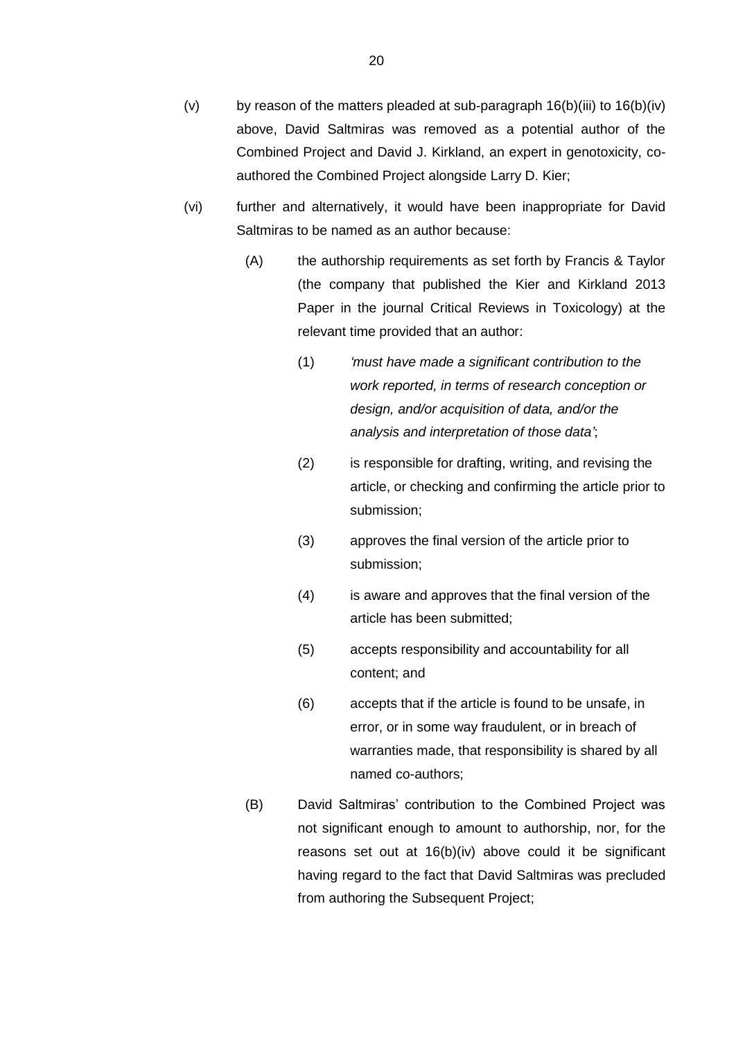(v) by reason of the matters pleaded at sub-paragraph 16(b)(iii) to 16(b)(iv) above, David Saltmiras was removed as a potential author of the Combined Project and David J. Kirkland, an expert in genotoxicity, co-authored the Combined Project alongside Larry D. Kier;

(vi) further and alternatively, it would have been inappropriate for David Saltmiras to be named as an author because:

(A) the authorship requirements as set forth by Francis & Taylor (the company that published the Kier and Kirkland 2013 Paper in the journal Critical Reviews in Toxicology) at the relevant time provided that an author:

(1) *'must have made a significant contribution to the work reported, in terms of research conception or design, and/or acquisition of data, and/or the analysis and interpretation of those data'*;

(2) is responsible for drafting, writing, and revising the article, or checking and confirming the article prior to submission;

(3) approves the final version of the article prior to submission;

(4) is aware and approves that the final version of the article has been submitted;

(5) accepts responsibility and accountability for all content; and

(6) accepts that if the article is found to be unsafe, in error, or in some way fraudulent, or in breach of warranties made, that responsibility is shared by all named co-authors;

(B) David Saltmiras' contribution to the Combined Project was not significant enough to amount to authorship, nor, for the reasons set out at 16(b)(iv) above could it be significant having regard to the fact that David Saltmiras was precluded from authoring the Subsequent Project;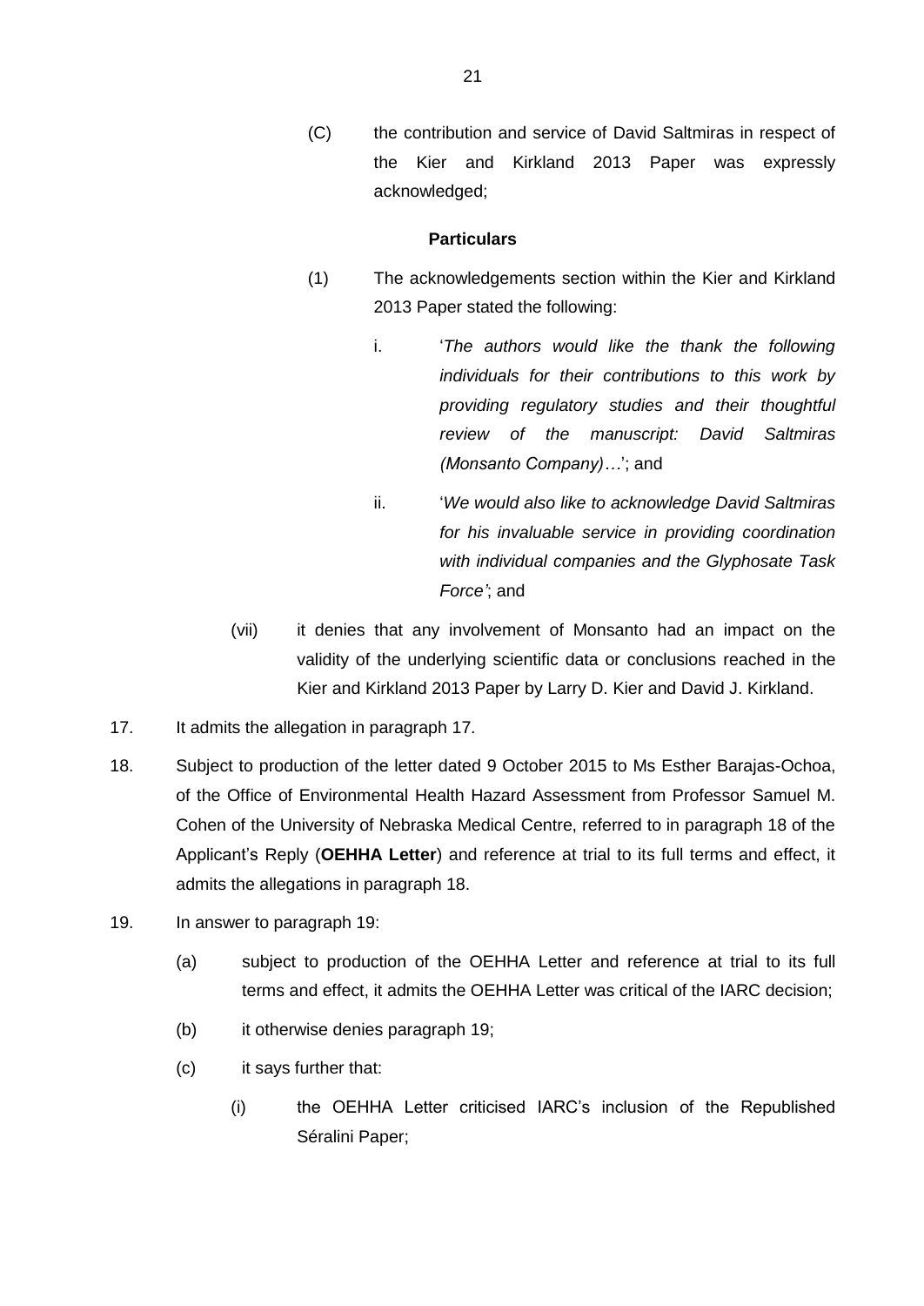(C) the contribution and service of David Saltmiras in respect of the Kier and Kirkland 2013 Paper was expressly acknowledged;

**Particulars**

(1) The acknowledgements section within the Kier and Kirkland 2013 Paper stated the following:

i. '*The authors would like the thank the following individuals for their contributions to this work by providing regulatory studies and their thoughtful review of the manuscript: David Saltmiras (Monsanto Company)…*'; and

ii. '*We would also like to acknowledge David Saltmiras for his invaluable service in providing coordination with individual companies and the Glyphosate Task Force'*; and

(vii) it denies that any involvement of Monsanto had an impact on the validity of the underlying scientific data or conclusions reached in the Kier and Kirkland 2013 Paper by Larry D. Kier and David J. Kirkland.

17. It admits the allegation in paragraph 17.

18. Subject to production of the letter dated 9 October 2015 to Ms Esther Barajas-Ochoa, of the Office of Environmental Health Hazard Assessment from Professor Samuel M. Cohen of the University of Nebraska Medical Centre, referred to in paragraph 18 of the Applicant's Reply (**OEHHA Letter**) and reference at trial to its full terms and effect, it admits the allegations in paragraph 18.

19. In answer to paragraph 19:

(a) subject to production of the OEHHA Letter and reference at trial to its full terms and effect, it admits the OEHHA Letter was critical of the IARC decision;

(b) it otherwise denies paragraph 19;

(c) it says further that:

(i) the OEHHA Letter criticised IARC's inclusion of the Republished Séralini Paper;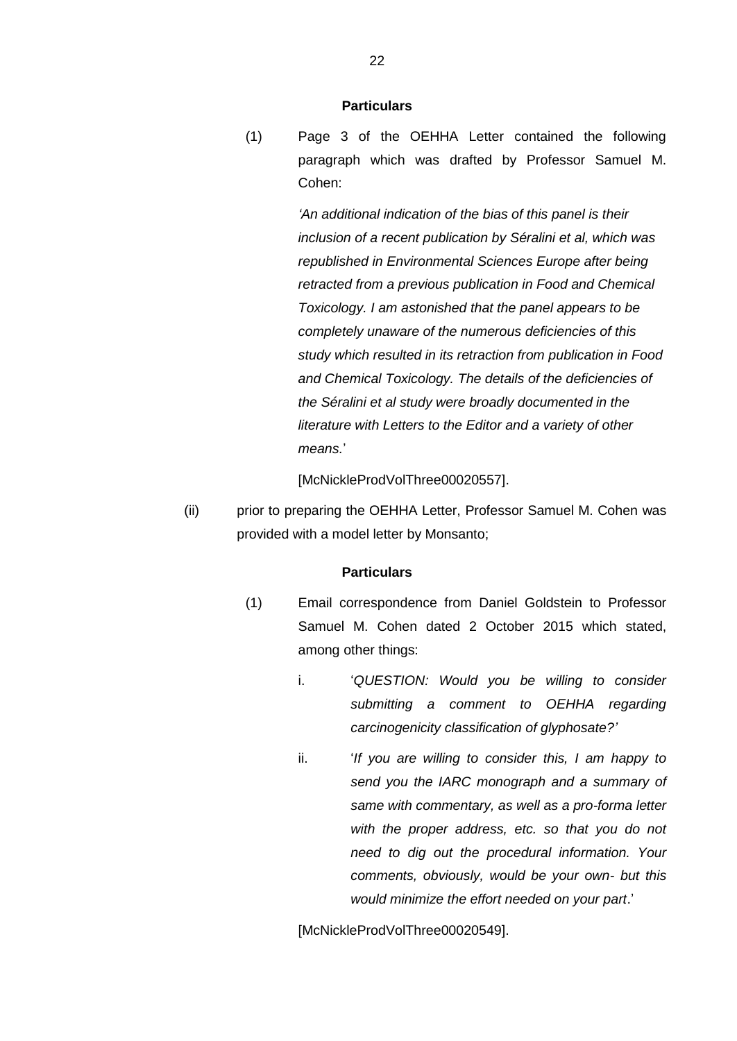**Particulars**

(1) Page 3 of the OEHHA Letter contained the following paragraph which was drafted by Professor Samuel M. Cohen:

> *'An additional indication of the bias of this panel is their inclusion of a recent publication by Séralini et al, which was republished in Environmental Sciences Europe after being retracted from a previous publication in Food and Chemical Toxicology. I am astonished that the panel appears to be completely unaware of the numerous deficiencies of this study which resulted in its retraction from publication in Food and Chemical Toxicology. The details of the deficiencies of the Séralini et al study were broadly documented in the literature with Letters to the Editor and a variety of other means.*'

[McNickleProdVolThree00020557].

(ii) prior to preparing the OEHHA Letter, Professor Samuel M. Cohen was provided with a model letter by Monsanto;

**Particulars**

(1) Email correspondence from Daniel Goldstein to Professor Samuel M. Cohen dated 2 October 2015 which stated, among other things:

i. '*QUESTION: Would you be willing to consider submitting a comment to OEHHA regarding carcinogenicity classification of glyphosate?'*

ii. '*If you are willing to consider this, I am happy to send you the IARC monograph and a summary of same with commentary, as well as a pro-forma letter with the proper address, etc. so that you do not need to dig out the procedural information. Your comments, obviously, would be your own- but this would minimize the effort needed on your part*.'

[McNickleProdVolThree00020549].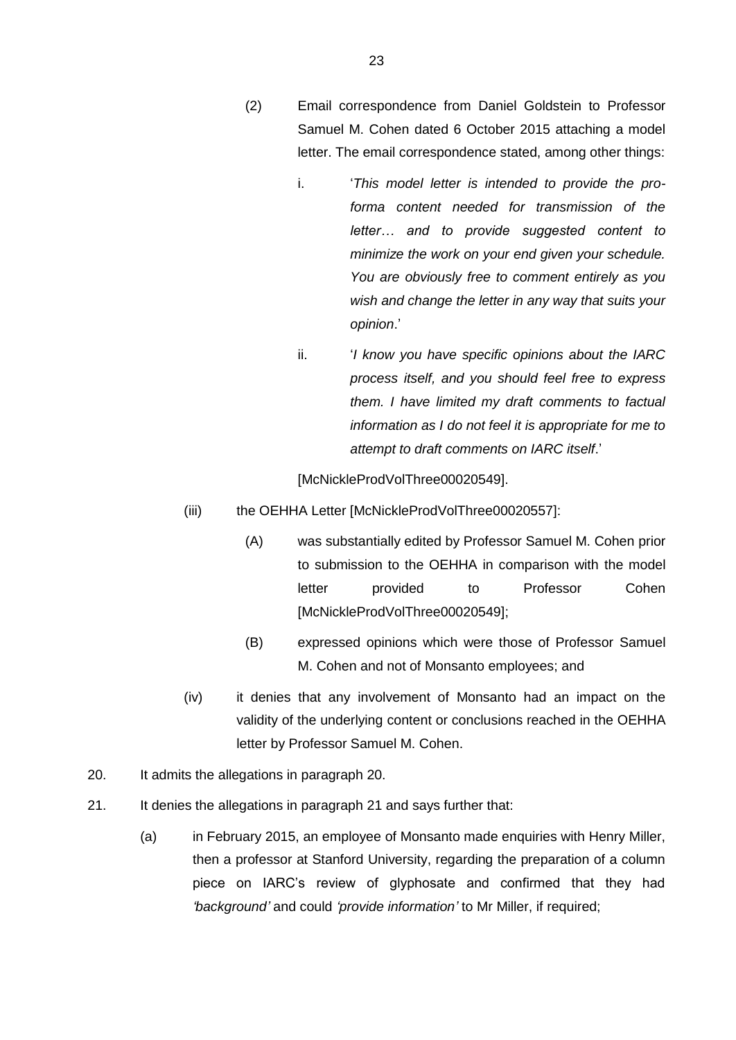(2) Email correspondence from Daniel Goldstein to Professor Samuel M. Cohen dated 6 October 2015 attaching a model letter. The email correspondence stated, among other things:

i. '*This model letter is intended to provide the pro-forma content needed for transmission of the letter… and to provide suggested content to minimize the work on your end given your schedule. You are obviously free to comment entirely as you wish and change the letter in any way that suits your opinion*.'

ii. '*I know you have specific opinions about the IARC process itself, and you should feel free to express them. I have limited my draft comments to factual information as I do not feel it is appropriate for me to attempt to draft comments on IARC itself*.'

[McNickleProdVolThree00020549].

(iii) the OEHHA Letter [McNickleProdVolThree00020557]:

(A) was substantially edited by Professor Samuel M. Cohen prior to submission to the OEHHA in comparison with the model letter provided to Professor Cohen [McNickleProdVolThree00020549];

(B) expressed opinions which were those of Professor Samuel M. Cohen and not of Monsanto employees; and

(iv) it denies that any involvement of Monsanto had an impact on the validity of the underlying content or conclusions reached in the OEHHA letter by Professor Samuel M. Cohen.

20. It admits the allegations in paragraph 20.

21. It denies the allegations in paragraph 21 and says further that:

(a) in February 2015, an employee of Monsanto made enquiries with Henry Miller, then a professor at Stanford University, regarding the preparation of a column piece on IARC's review of glyphosate and confirmed that they had *'background'* and could *'provide information'* to Mr Miller, if required;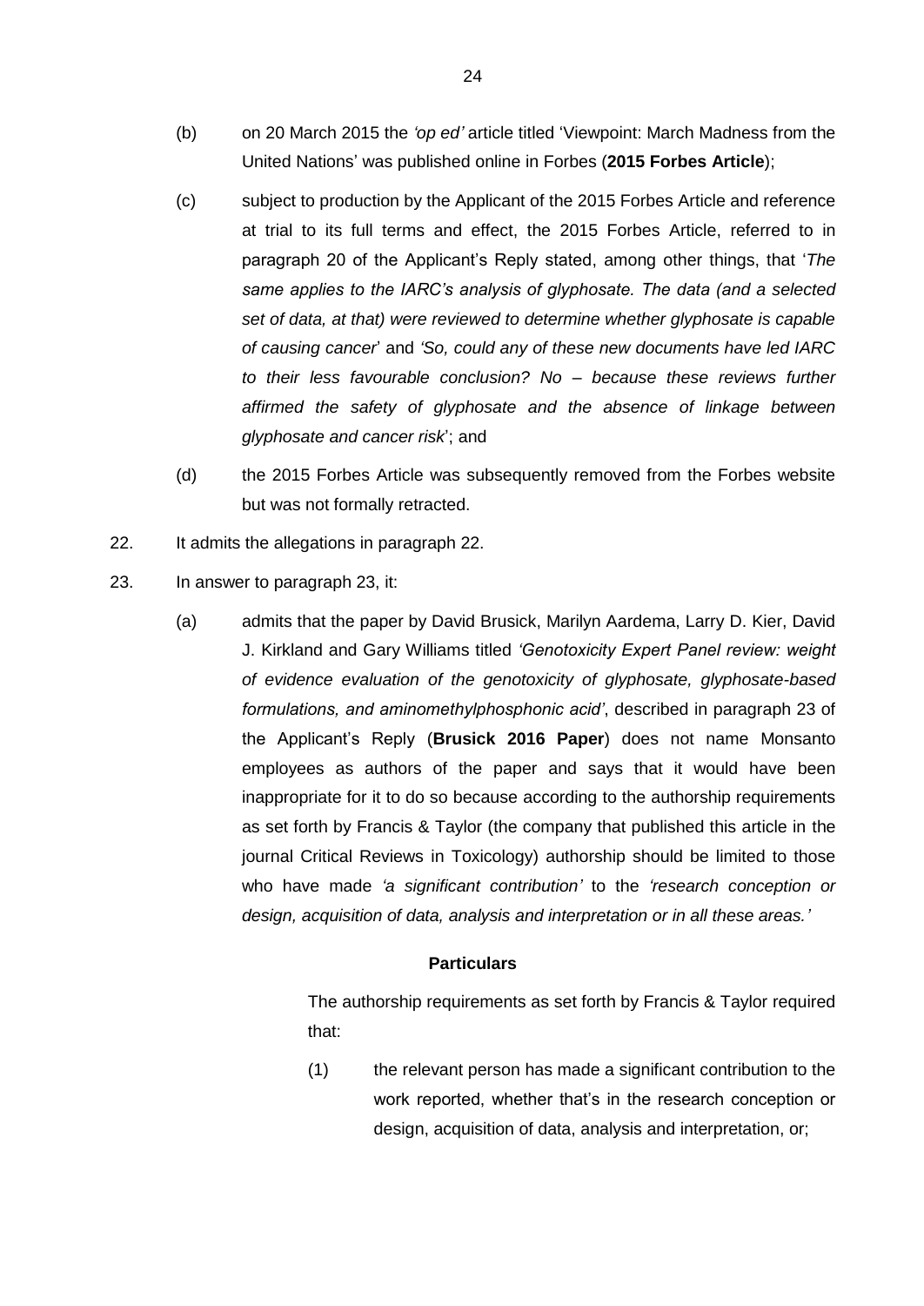(b) on 20 March 2015 the *'op ed'* article titled 'Viewpoint: March Madness from the United Nations' was published online in Forbes (**2015 Forbes Article**);

(c) subject to production by the Applicant of the 2015 Forbes Article and reference at trial to its full terms and effect, the 2015 Forbes Article, referred to in paragraph 20 of the Applicant's Reply stated, among other things, that '*The same applies to the IARC's analysis of glyphosate. The data (and a selected set of data, at that) were reviewed to determine whether glyphosate is capable of causing cancer*' and *'So, could any of these new documents have led IARC to their less favourable conclusion? No – because these reviews further affirmed the safety of glyphosate and the absence of linkage between glyphosate and cancer risk*'; and

(d) the 2015 Forbes Article was subsequently removed from the Forbes website but was not formally retracted.

22. It admits the allegations in paragraph 22.

23. In answer to paragraph 23, it:

(a) admits that the paper by David Brusick, Marilyn Aardema, Larry D. Kier, David J. Kirkland and Gary Williams titled *'Genotoxicity Expert Panel review: weight of evidence evaluation of the genotoxicity of glyphosate, glyphosate-based formulations, and aminomethylphosphonic acid'*, described in paragraph 23 of the Applicant's Reply (**Brusick 2016 Paper**) does not name Monsanto employees as authors of the paper and says that it would have been inappropriate for it to do so because according to the authorship requirements as set forth by Francis & Taylor (the company that published this article in the journal Critical Reviews in Toxicology) authorship should be limited to those who have made *'a significant contribution'* to the *'research conception or design, acquisition of data, analysis and interpretation or in all these areas.'*

**Particulars**

The authorship requirements as set forth by Francis & Taylor required that:

(1) the relevant person has made a significant contribution to the work reported, whether that's in the research conception or design, acquisition of data, analysis and interpretation, or;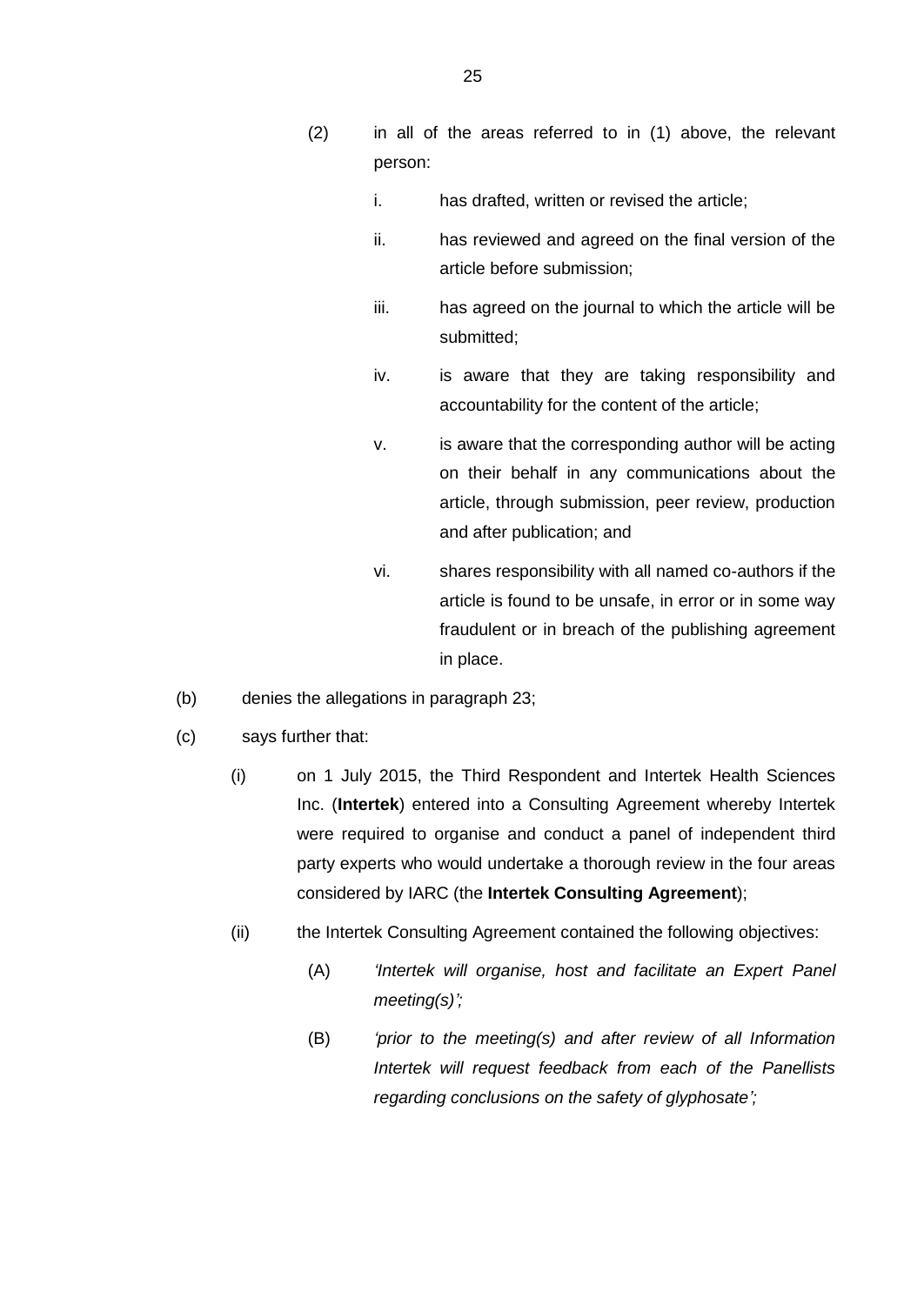(2) in all of the areas referred to in (1) above, the relevant person:

i. has drafted, written or revised the article;

ii. has reviewed and agreed on the final version of the article before submission;

iii. has agreed on the journal to which the article will be submitted;

iv. is aware that they are taking responsibility and accountability for the content of the article;

v. is aware that the corresponding author will be acting on their behalf in any communications about the article, through submission, peer review, production and after publication; and

vi. shares responsibility with all named co-authors if the article is found to be unsafe, in error or in some way fraudulent or in breach of the publishing agreement in place.

(b) denies the allegations in paragraph 23;

(c) says further that:

(i) on 1 July 2015, the Third Respondent and Intertek Health Sciences Inc. (**Intertek**) entered into a Consulting Agreement whereby Intertek were required to organise and conduct a panel of independent third party experts who would undertake a thorough review in the four areas considered by IARC (the **Intertek Consulting Agreement**);

(ii) the Intertek Consulting Agreement contained the following objectives:

(A) *'Intertek will organise, host and facilitate an Expert Panel meeting(s)';*

(B) *'prior to the meeting(s) and after review of all Information Intertek will request feedback from each of the Panellists regarding conclusions on the safety of glyphosate';*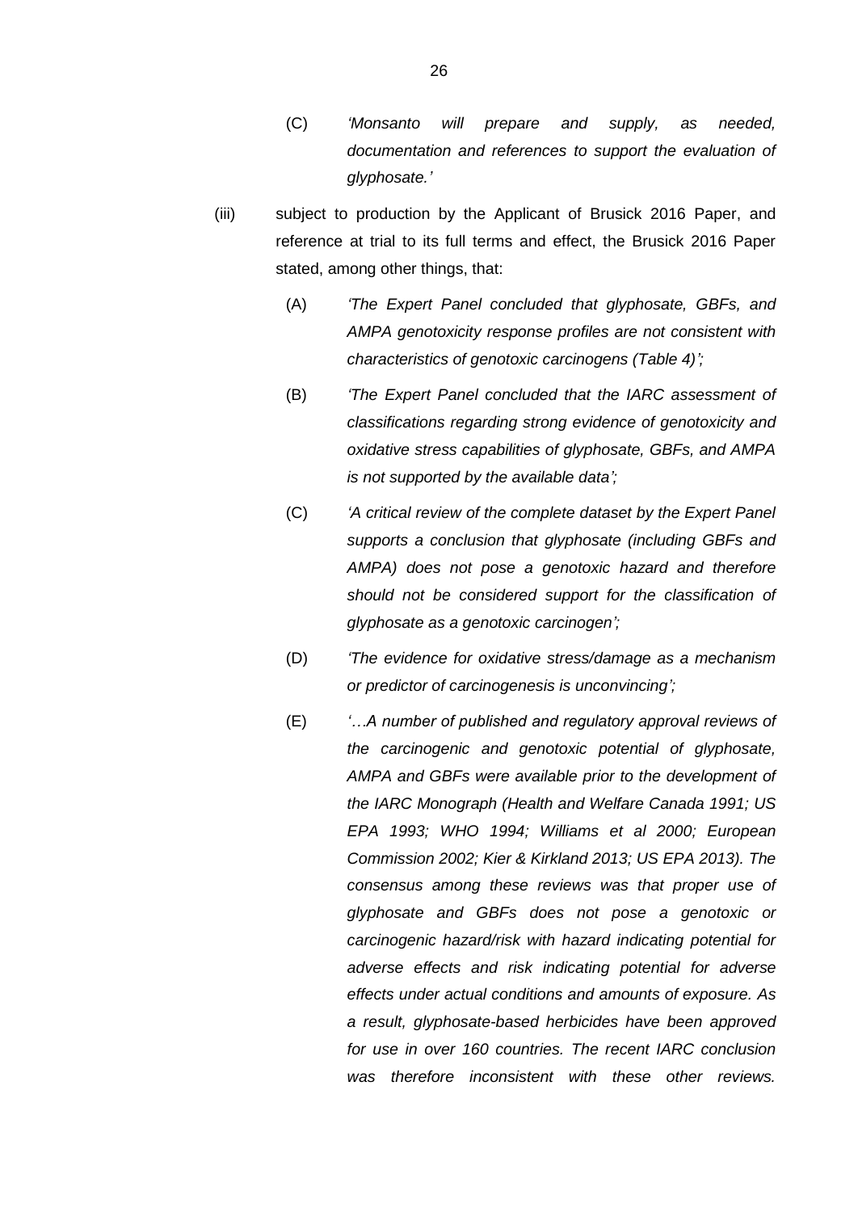(C) *'Monsanto will prepare and supply, as needed, documentation and references to support the evaluation of glyphosate.'*

(iii) subject to production by the Applicant of Brusick 2016 Paper, and reference at trial to its full terms and effect, the Brusick 2016 Paper stated, among other things, that:

(A) *'The Expert Panel concluded that glyphosate, GBFs, and AMPA genotoxicity response profiles are not consistent with characteristics of genotoxic carcinogens (Table 4)';*

(B) *'The Expert Panel concluded that the IARC assessment of classifications regarding strong evidence of genotoxicity and oxidative stress capabilities of glyphosate, GBFs, and AMPA is not supported by the available data';*

(C) *'A critical review of the complete dataset by the Expert Panel supports a conclusion that glyphosate (including GBFs and AMPA) does not pose a genotoxic hazard and therefore should not be considered support for the classification of glyphosate as a genotoxic carcinogen';*

(D) *'The evidence for oxidative stress/damage as a mechanism or predictor of carcinogenesis is unconvincing';*

(E) *'…A number of published and regulatory approval reviews of the carcinogenic and genotoxic potential of glyphosate, AMPA and GBFs were available prior to the development of the IARC Monograph (Health and Welfare Canada 1991; US EPA 1993; WHO 1994; Williams et al 2000; European Commission 2002; Kier & Kirkland 2013; US EPA 2013). The consensus among these reviews was that proper use of glyphosate and GBFs does not pose a genotoxic or carcinogenic hazard/risk with hazard indicating potential for adverse effects and risk indicating potential for adverse effects under actual conditions and amounts of exposure. As a result, glyphosate-based herbicides have been approved for use in over 160 countries. The recent IARC conclusion was therefore inconsistent with these other reviews.*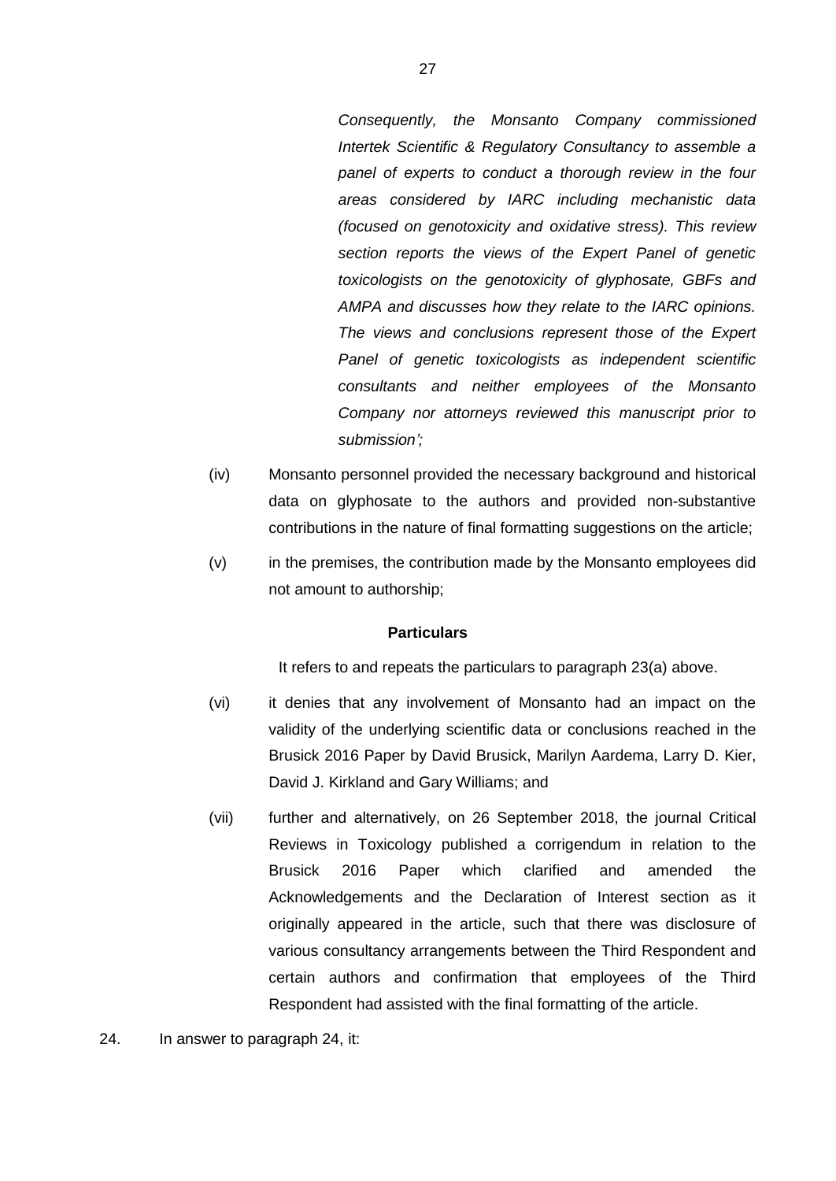*Consequently, the Monsanto Company commissioned Intertek Scientific & Regulatory Consultancy to assemble a panel of experts to conduct a thorough review in the four areas considered by IARC including mechanistic data (focused on genotoxicity and oxidative stress). This review section reports the views of the Expert Panel of genetic toxicologists on the genotoxicity of glyphosate, GBFs and AMPA and discusses how they relate to the IARC opinions. The views and conclusions represent those of the Expert Panel of genetic toxicologists as independent scientific consultants and neither employees of the Monsanto Company nor attorneys reviewed this manuscript prior to submission';*

(iv) Monsanto personnel provided the necessary background and historical data on glyphosate to the authors and provided non-substantive contributions in the nature of final formatting suggestions on the article;

(v) in the premises, the contribution made by the Monsanto employees did not amount to authorship;

**Particulars**

It refers to and repeats the particulars to paragraph 23(a) above.

(vi) it denies that any involvement of Monsanto had an impact on the validity of the underlying scientific data or conclusions reached in the Brusick 2016 Paper by David Brusick, Marilyn Aardema, Larry D. Kier, David J. Kirkland and Gary Williams; and

(vii) further and alternatively, on 26 September 2018, the journal Critical Reviews in Toxicology published a corrigendum in relation to the Brusick 2016 Paper which clarified and amended the Acknowledgements and the Declaration of Interest section as it originally appeared in the article, such that there was disclosure of various consultancy arrangements between the Third Respondent and certain authors and confirmation that employees of the Third Respondent had assisted with the final formatting of the article.

24. In answer to paragraph 24, it: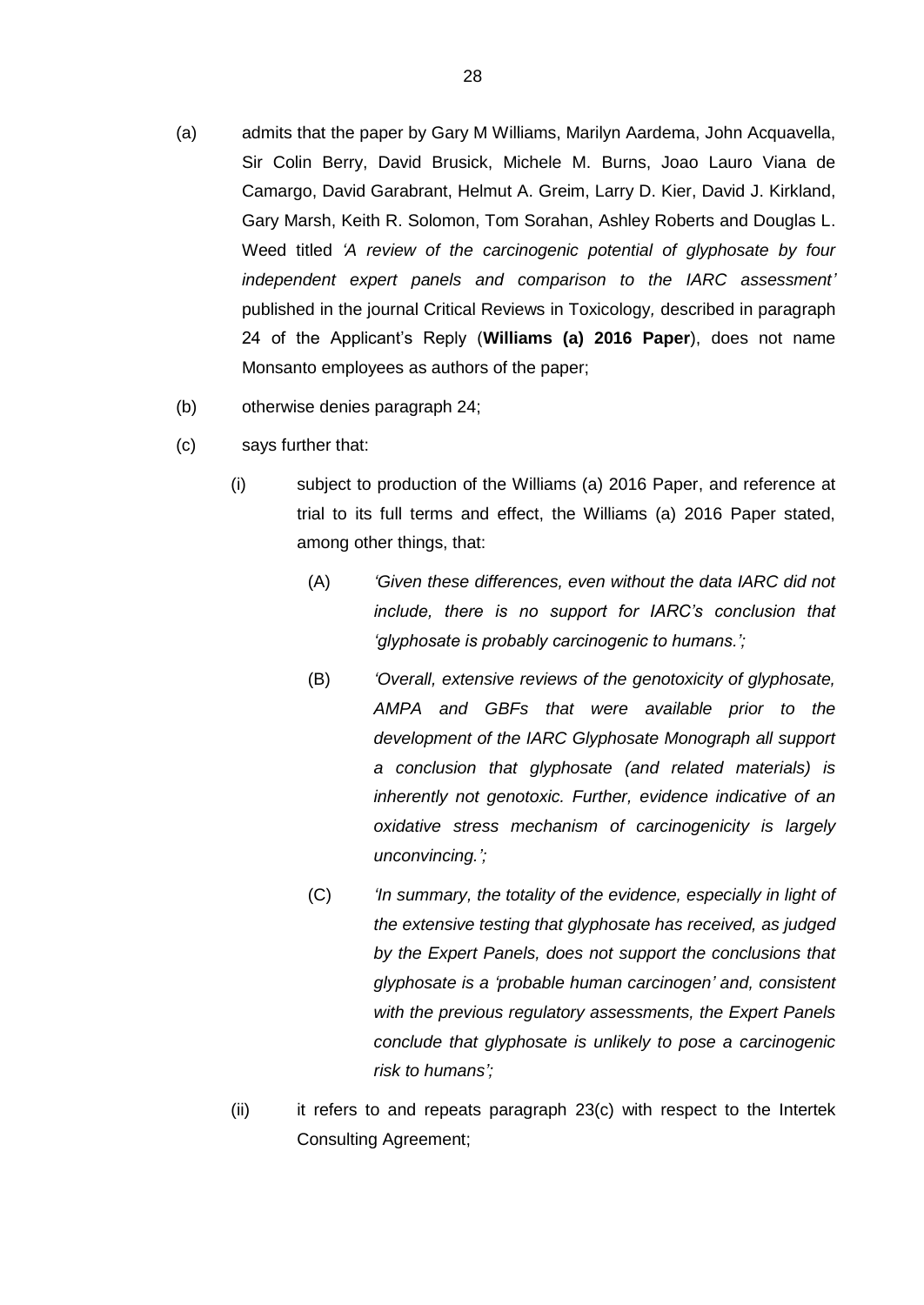(a) admits that the paper by Gary M Williams, Marilyn Aardema, John Acquavella, Sir Colin Berry, David Brusick, Michele M. Burns, Joao Lauro Viana de Camargo, David Garabrant, Helmut A. Greim, Larry D. Kier, David J. Kirkland, Gary Marsh, Keith R. Solomon, Tom Sorahan, Ashley Roberts and Douglas L. Weed titled *'A review of the carcinogenic potential of glyphosate by four independent expert panels and comparison to the IARC assessment'* published in the journal Critical Reviews in Toxicology, described in paragraph 24 of the Applicant's Reply (**Williams (a) 2016 Paper**), does not name Monsanto employees as authors of the paper;

(b) otherwise denies paragraph 24;

(c) says further that:

   (i) subject to production of the Williams (a) 2016 Paper, and reference at trial to its full terms and effect, the Williams (a) 2016 Paper stated, among other things, that:

      (A) *'Given these differences, even without the data IARC did not include, there is no support for IARC's conclusion that 'glyphosate is probably carcinogenic to humans.';*

      (B) *'Overall, extensive reviews of the genotoxicity of glyphosate, AMPA and GBFs that were available prior to the development of the IARC Glyphosate Monograph all support a conclusion that glyphosate (and related materials) is inherently not genotoxic. Further, evidence indicative of an oxidative stress mechanism of carcinogenicity is largely unconvincing.';*

      (C) *'In summary, the totality of the evidence, especially in light of the extensive testing that glyphosate has received, as judged by the Expert Panels, does not support the conclusions that glyphosate is a 'probable human carcinogen' and, consistent with the previous regulatory assessments, the Expert Panels conclude that glyphosate is unlikely to pose a carcinogenic risk to humans';*

   (ii) it refers to and repeats paragraph 23(c) with respect to the Intertek Consulting Agreement;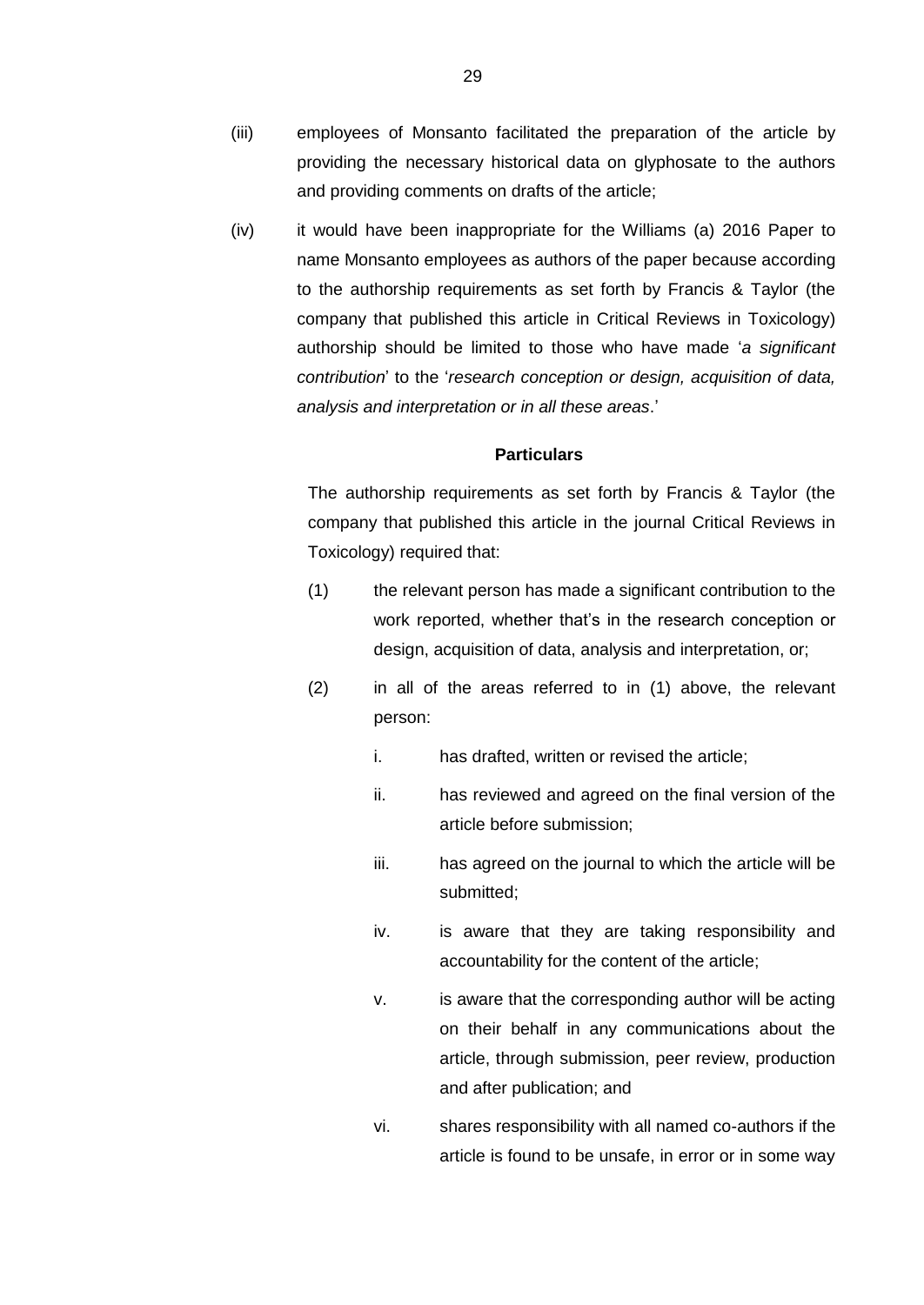(iii) employees of Monsanto facilitated the preparation of the article by providing the necessary historical data on glyphosate to the authors and providing comments on drafts of the article;

(iv) it would have been inappropriate for the Williams (a) 2016 Paper to name Monsanto employees as authors of the paper because according to the authorship requirements as set forth by Francis & Taylor (the company that published this article in Critical Reviews in Toxicology) authorship should be limited to those who have made '*a significant contribution*' to the '*research conception or design, acquisition of data, analysis and interpretation or in all these areas*.'

**Particulars**

The authorship requirements as set forth by Francis & Taylor (the company that published this article in the journal Critical Reviews in Toxicology) required that:

(1) the relevant person has made a significant contribution to the work reported, whether that's in the research conception or design, acquisition of data, analysis and interpretation, or;

(2) in all of the areas referred to in (1) above, the relevant person:

i. has drafted, written or revised the article;

ii. has reviewed and agreed on the final version of the article before submission;

iii. has agreed on the journal to which the article will be submitted;

iv. is aware that they are taking responsibility and accountability for the content of the article;

v. is aware that the corresponding author will be acting on their behalf in any communications about the article, through submission, peer review, production and after publication; and

vi. shares responsibility with all named co-authors if the article is found to be unsafe, in error or in some way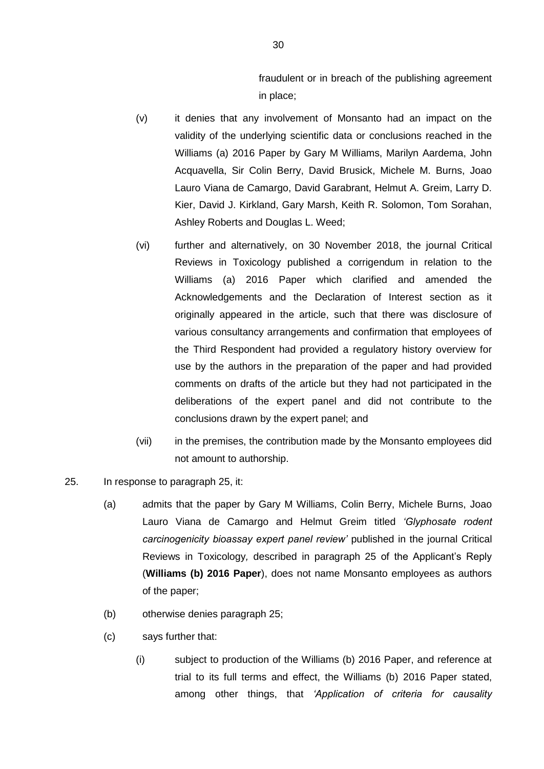fraudulent or in breach of the publishing agreement in place;

(v) it denies that any involvement of Monsanto had an impact on the validity of the underlying scientific data or conclusions reached in the Williams (a) 2016 Paper by Gary M Williams, Marilyn Aardema, John Acquavella, Sir Colin Berry, David Brusick, Michele M. Burns, Joao Lauro Viana de Camargo, David Garabrant, Helmut A. Greim, Larry D. Kier, David J. Kirkland, Gary Marsh, Keith R. Solomon, Tom Sorahan, Ashley Roberts and Douglas L. Weed;

(vi) further and alternatively, on 30 November 2018, the journal Critical Reviews in Toxicology published a corrigendum in relation to the Williams (a) 2016 Paper which clarified and amended the Acknowledgements and the Declaration of Interest section as it originally appeared in the article, such that there was disclosure of various consultancy arrangements and confirmation that employees of the Third Respondent had provided a regulatory history overview for use by the authors in the preparation of the paper and had provided comments on drafts of the article but they had not participated in the deliberations of the expert panel and did not contribute to the conclusions drawn by the expert panel; and

(vii) in the premises, the contribution made by the Monsanto employees did not amount to authorship.

25. In response to paragraph 25, it:

(a) admits that the paper by Gary M Williams, Colin Berry, Michele Burns, Joao Lauro Viana de Camargo and Helmut Greim titled *'Glyphosate rodent carcinogenicity bioassay expert panel review'* published in the journal Critical Reviews in Toxicology, described in paragraph 25 of the Applicant's Reply (**Williams (b) 2016 Paper**), does not name Monsanto employees as authors of the paper;

(b) otherwise denies paragraph 25;

(c) says further that:

(i) subject to production of the Williams (b) 2016 Paper, and reference at trial to its full terms and effect, the Williams (b) 2016 Paper stated, among other things, that *'Application of criteria for causality*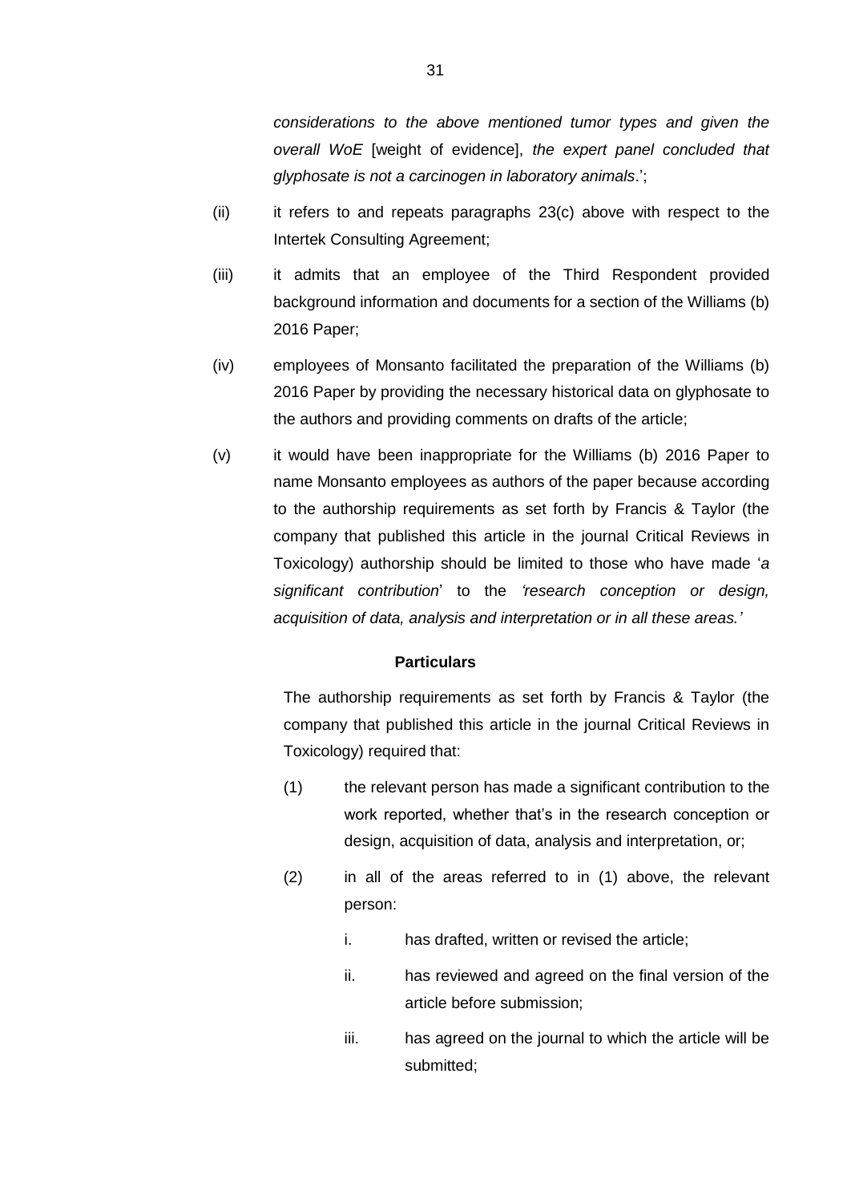*considerations to the above mentioned tumor types and given the overall WoE* [weight of evidence], *the expert panel concluded that glyphosate is not a carcinogen in laboratory animals*.';

(ii) it refers to and repeats paragraphs 23(c) above with respect to the Intertek Consulting Agreement;

(iii) it admits that an employee of the Third Respondent provided background information and documents for a section of the Williams (b) 2016 Paper;

(iv) employees of Monsanto facilitated the preparation of the Williams (b) 2016 Paper by providing the necessary historical data on glyphosate to the authors and providing comments on drafts of the article;

(v) it would have been inappropriate for the Williams (b) 2016 Paper to name Monsanto employees as authors of the paper because according to the authorship requirements as set forth by Francis & Taylor (the company that published this article in the journal Critical Reviews in Toxicology) authorship should be limited to those who have made '*a significant contribution*' to the *'research conception or design, acquisition of data, analysis and interpretation or in all these areas.'*

**Particulars**

The authorship requirements as set forth by Francis & Taylor (the company that published this article in the journal Critical Reviews in Toxicology) required that:

(1) the relevant person has made a significant contribution to the work reported, whether that's in the research conception or design, acquisition of data, analysis and interpretation, or;

(2) in all of the areas referred to in (1) above, the relevant person:

i. has drafted, written or revised the article;

ii. has reviewed and agreed on the final version of the article before submission;

iii. has agreed on the journal to which the article will be submitted;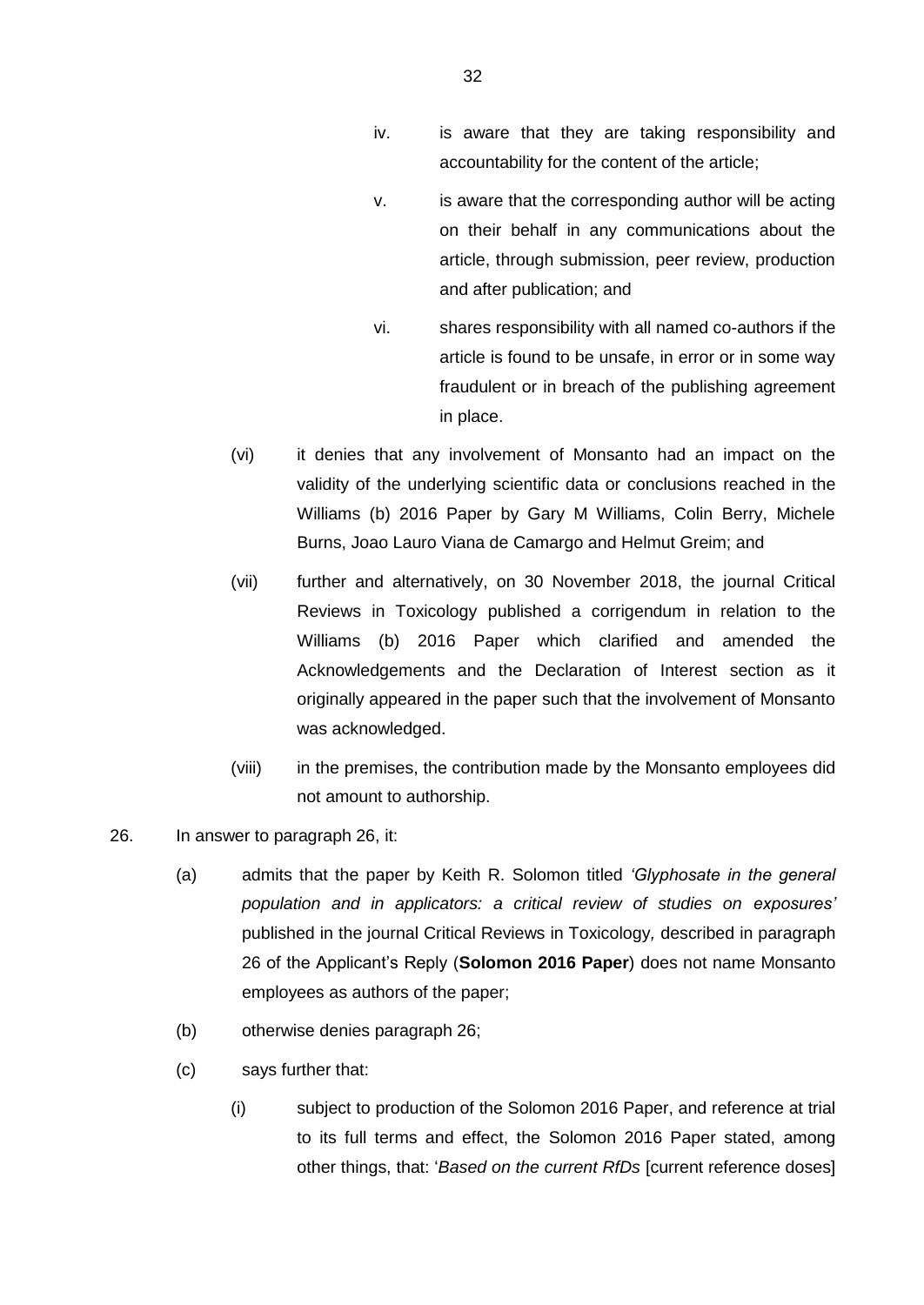iv. is aware that they are taking responsibility and accountability for the content of the article;

v. is aware that the corresponding author will be acting on their behalf in any communications about the article, through submission, peer review, production and after publication; and

vi. shares responsibility with all named co-authors if the article is found to be unsafe, in error or in some way fraudulent or in breach of the publishing agreement in place.

(vi) it denies that any involvement of Monsanto had an impact on the validity of the underlying scientific data or conclusions reached in the Williams (b) 2016 Paper by Gary M Williams, Colin Berry, Michele Burns, Joao Lauro Viana de Camargo and Helmut Greim; and

(vii) further and alternatively, on 30 November 2018, the journal Critical Reviews in Toxicology published a corrigendum in relation to the Williams (b) 2016 Paper which clarified and amended the Acknowledgements and the Declaration of Interest section as it originally appeared in the paper such that the involvement of Monsanto was acknowledged.

(viii) in the premises, the contribution made by the Monsanto employees did not amount to authorship.

26. In answer to paragraph 26, it:

(a) admits that the paper by Keith R. Solomon titled *'Glyphosate in the general population and in applicators: a critical review of studies on exposures'* published in the journal Critical Reviews in Toxicology*,* described in paragraph 26 of the Applicant's Reply (**Solomon 2016 Paper**) does not name Monsanto employees as authors of the paper;

(b) otherwise denies paragraph 26;

(c) says further that:

(i) subject to production of the Solomon 2016 Paper, and reference at trial to its full terms and effect, the Solomon 2016 Paper stated, among other things, that: '*Based on the current RfDs* [current reference doses]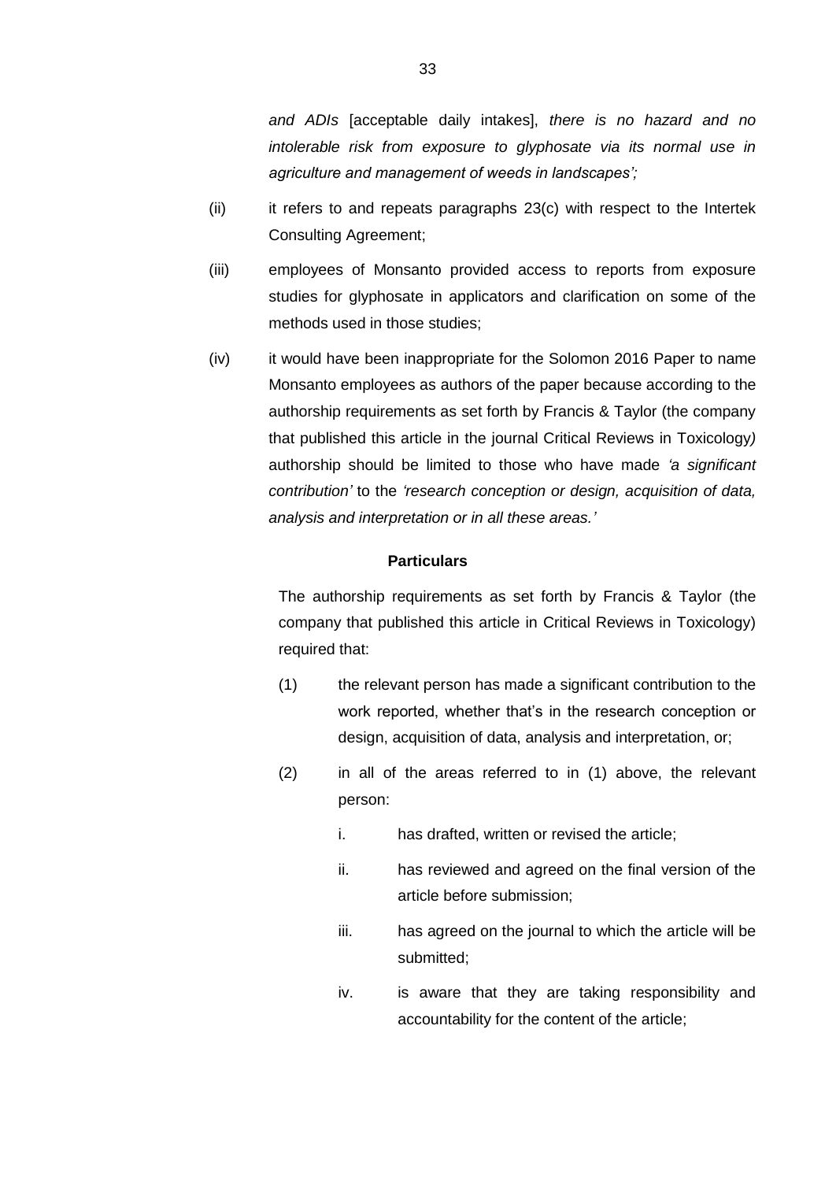*and ADIs* [acceptable daily intakes], *there is no hazard and no intolerable risk from exposure to glyphosate via its normal use in agriculture and management of weeds in landscapes';*

(ii) it refers to and repeats paragraphs 23(c) with respect to the Intertek Consulting Agreement;

(iii) employees of Monsanto provided access to reports from exposure studies for glyphosate in applicators and clarification on some of the methods used in those studies;

(iv) it would have been inappropriate for the Solomon 2016 Paper to name Monsanto employees as authors of the paper because according to the authorship requirements as set forth by Francis & Taylor (the company that published this article in the journal Critical Reviews in Toxicology*)* authorship should be limited to those who have made *'a significant contribution'* to the *'research conception or design, acquisition of data, analysis and interpretation or in all these areas.'*

**Particulars**

The authorship requirements as set forth by Francis & Taylor (the company that published this article in Critical Reviews in Toxicology) required that:

(1) the relevant person has made a significant contribution to the work reported, whether that's in the research conception or design, acquisition of data, analysis and interpretation, or;

(2) in all of the areas referred to in (1) above, the relevant person:

i. has drafted, written or revised the article;

ii. has reviewed and agreed on the final version of the article before submission;

iii. has agreed on the journal to which the article will be submitted;

iv. is aware that they are taking responsibility and accountability for the content of the article;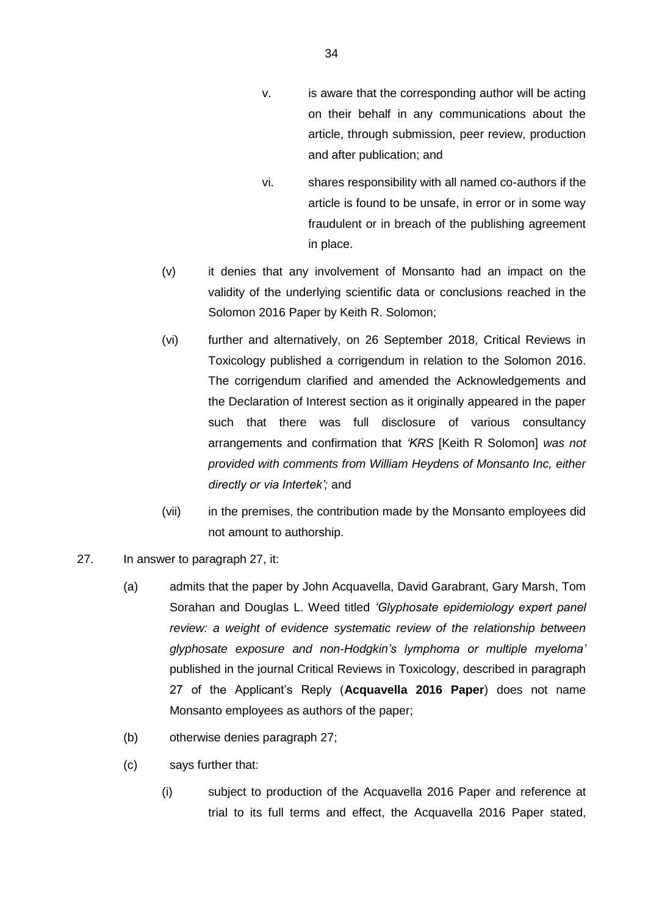v. is aware that the corresponding author will be acting on their behalf in any communications about the article, through submission, peer review, production and after publication; and

vi. shares responsibility with all named co-authors if the article is found to be unsafe, in error or in some way fraudulent or in breach of the publishing agreement in place.

(v) it denies that any involvement of Monsanto had an impact on the validity of the underlying scientific data or conclusions reached in the Solomon 2016 Paper by Keith R. Solomon;

(vi) further and alternatively, on 26 September 2018, Critical Reviews in Toxicology published a corrigendum in relation to the Solomon 2016. The corrigendum clarified and amended the Acknowledgements and the Declaration of Interest section as it originally appeared in the paper such that there was full disclosure of various consultancy arrangements and confirmation that *'KRS* [Keith R Solomon] *was not provided with comments from William Heydens of Monsanto Inc, either directly or via Intertek';* and

(vii) in the premises, the contribution made by the Monsanto employees did not amount to authorship.

27. In answer to paragraph 27, it:

(a) admits that the paper by John Acquavella, David Garabrant, Gary Marsh, Tom Sorahan and Douglas L. Weed titled *'Glyphosate epidemiology expert panel review: a weight of evidence systematic review of the relationship between glyphosate exposure and non-Hodgkin's lymphoma or multiple myeloma'* published in the journal Critical Reviews in Toxicology, described in paragraph 27 of the Applicant's Reply (**Acquavella 2016 Paper**) does not name Monsanto employees as authors of the paper;

(b) otherwise denies paragraph 27;

(c) says further that:

(i) subject to production of the Acquavella 2016 Paper and reference at trial to its full terms and effect, the Acquavella 2016 Paper stated,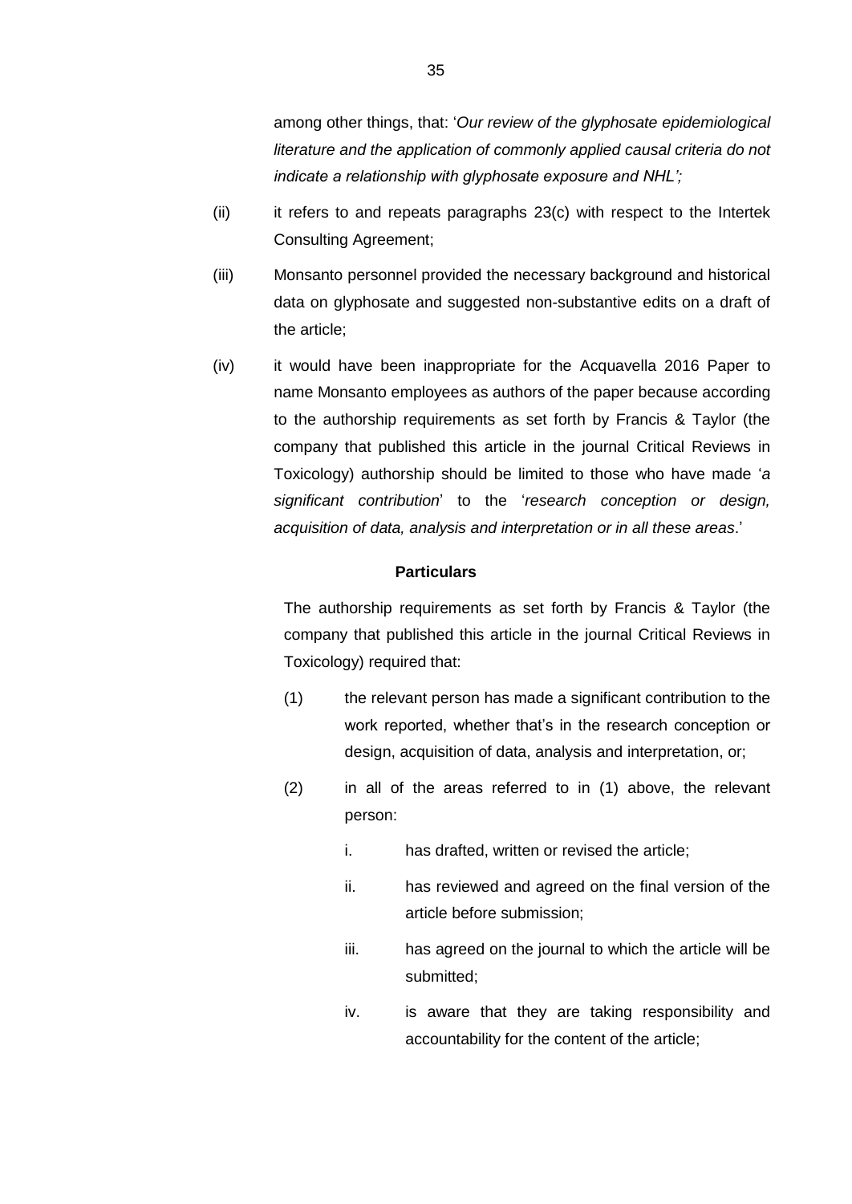among other things, that: '*Our review of the glyphosate epidemiological literature and the application of commonly applied causal criteria do not indicate a relationship with glyphosate exposure and NHL';*

(ii) it refers to and repeats paragraphs 23(c) with respect to the Intertek Consulting Agreement;

(iii) Monsanto personnel provided the necessary background and historical data on glyphosate and suggested non-substantive edits on a draft of the article;

(iv) it would have been inappropriate for the Acquavella 2016 Paper to name Monsanto employees as authors of the paper because according to the authorship requirements as set forth by Francis & Taylor (the company that published this article in the journal Critical Reviews in Toxicology) authorship should be limited to those who have made '*a significant contribution*' to the '*research conception or design, acquisition of data, analysis and interpretation or in all these areas*.'

**Particulars**

The authorship requirements as set forth by Francis & Taylor (the company that published this article in the journal Critical Reviews in Toxicology) required that:

(1) the relevant person has made a significant contribution to the work reported, whether that's in the research conception or design, acquisition of data, analysis and interpretation, or;

(2) in all of the areas referred to in (1) above, the relevant person:

i. has drafted, written or revised the article;

ii. has reviewed and agreed on the final version of the article before submission;

iii. has agreed on the journal to which the article will be submitted;

iv. is aware that they are taking responsibility and accountability for the content of the article;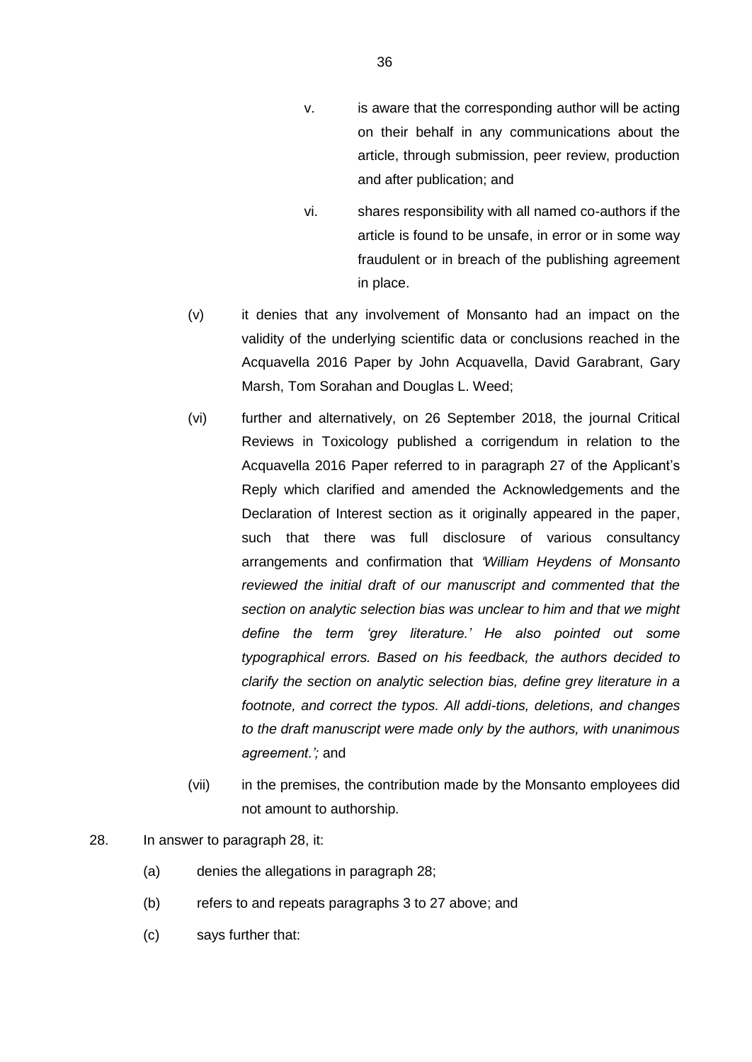v. is aware that the corresponding author will be acting on their behalf in any communications about the article, through submission, peer review, production and after publication; and

vi. shares responsibility with all named co-authors if the article is found to be unsafe, in error or in some way fraudulent or in breach of the publishing agreement in place.

(v) it denies that any involvement of Monsanto had an impact on the validity of the underlying scientific data or conclusions reached in the Acquavella 2016 Paper by John Acquavella, David Garabrant, Gary Marsh, Tom Sorahan and Douglas L. Weed;

(vi) further and alternatively, on 26 September 2018, the journal Critical Reviews in Toxicology published a corrigendum in relation to the Acquavella 2016 Paper referred to in paragraph 27 of the Applicant's Reply which clarified and amended the Acknowledgements and the Declaration of Interest section as it originally appeared in the paper, such that there was full disclosure of various consultancy arrangements and confirmation that *'William Heydens of Monsanto reviewed the initial draft of our manuscript and commented that the section on analytic selection bias was unclear to him and that we might define the term 'grey literature.' He also pointed out some typographical errors. Based on his feedback, the authors decided to clarify the section on analytic selection bias, define grey literature in a footnote, and correct the typos. All addi-tions, deletions, and changes to the draft manuscript were made only by the authors, with unanimous agreement.';* and

(vii) in the premises, the contribution made by the Monsanto employees did not amount to authorship.

28. In answer to paragraph 28, it:

(a) denies the allegations in paragraph 28;

(b) refers to and repeats paragraphs 3 to 27 above; and

(c) says further that: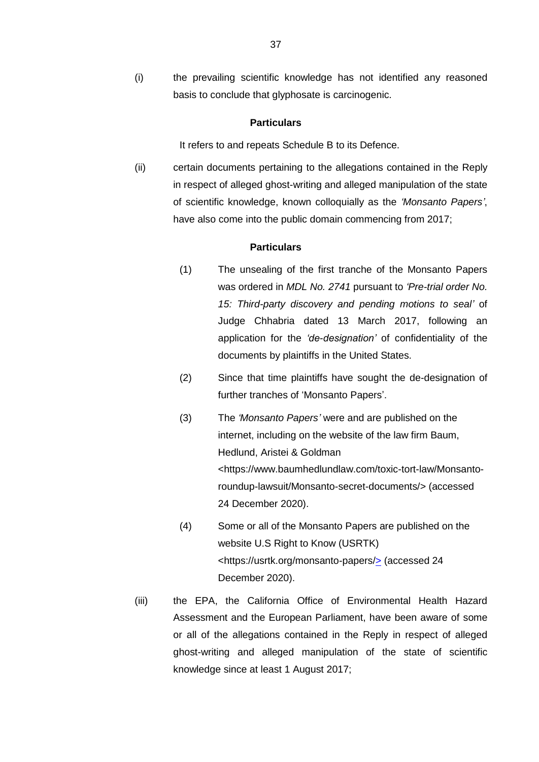(i) the prevailing scientific knowledge has not identified any reasoned basis to conclude that glyphosate is carcinogenic.

**Particulars**

It refers to and repeats Schedule B to its Defence.

(ii) certain documents pertaining to the allegations contained in the Reply in respect of alleged ghost-writing and alleged manipulation of the state of scientific knowledge, known colloquially as the *'Monsanto Papers'*, have also come into the public domain commencing from 2017;

**Particulars**

(1) The unsealing of the first tranche of the Monsanto Papers was ordered in *MDL No. 2741* pursuant to *'Pre-trial order No. 15: Third-party discovery and pending motions to seal'* of Judge Chhabria dated 13 March 2017, following an application for the *'de-designation'* of confidentiality of the documents by plaintiffs in the United States.

(2) Since that time plaintiffs have sought the de-designation of further tranches of 'Monsanto Papers'.

(3) The *'Monsanto Papers'* were and are published on the internet, including on the website of the law firm Baum, Hedlund, Aristei & Goldman <https://www.baumhedlundlaw.com/toxic-tort-law/Monsanto-roundup-lawsuit/Monsanto-secret-documents/> (accessed 24 December 2020).

(4) Some or all of the Monsanto Papers are published on the website U.S Right to Know (USRTK) <https://usrtk.org/monsanto-papers/> (accessed 24 December 2020).

(iii) the EPA, the California Office of Environmental Health Hazard Assessment and the European Parliament, have been aware of some or all of the allegations contained in the Reply in respect of alleged ghost-writing and alleged manipulation of the state of scientific knowledge since at least 1 August 2017;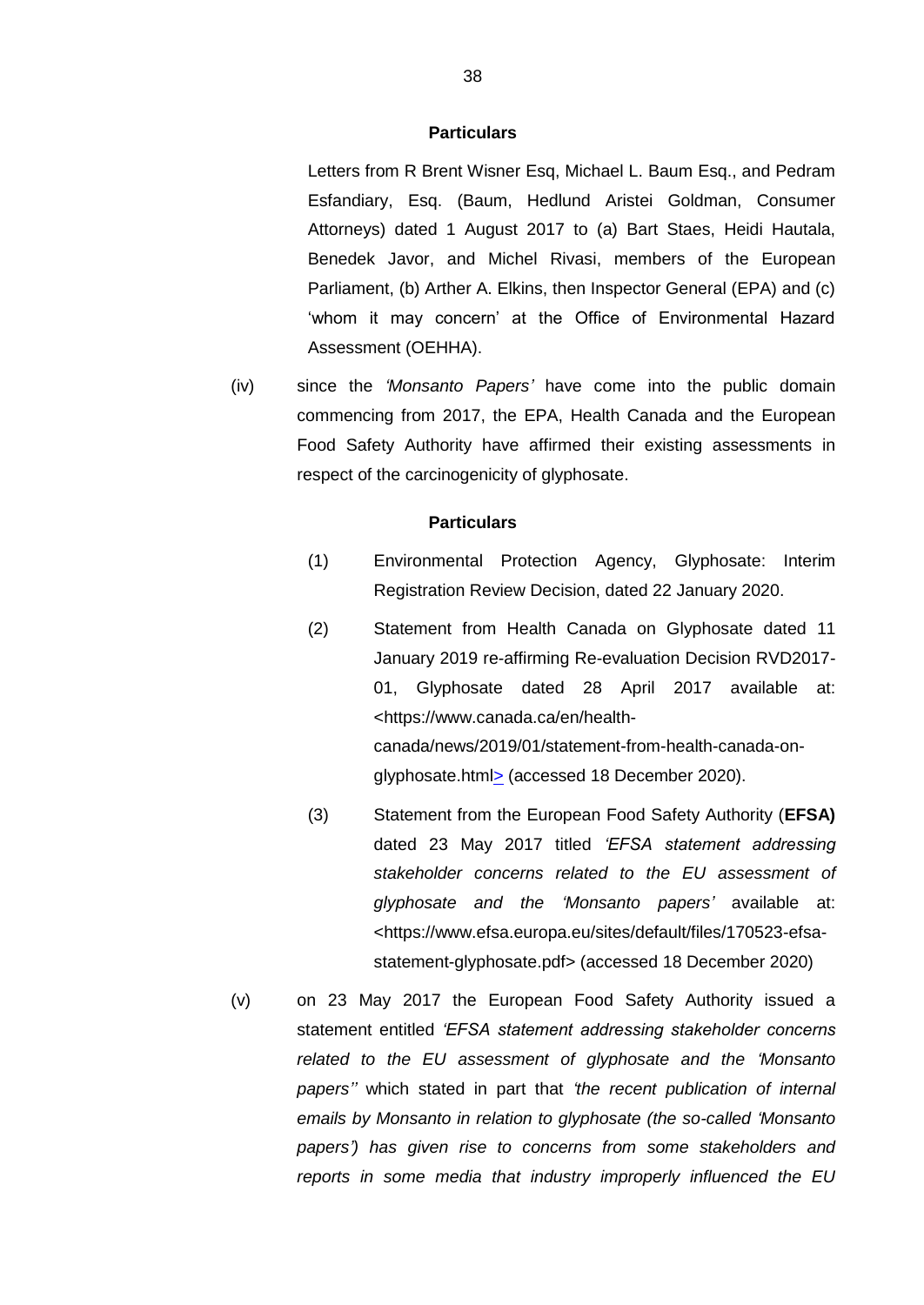**Particulars**

Letters from R Brent Wisner Esq, Michael L. Baum Esq., and Pedram Esfandiary, Esq. (Baum, Hedlund Aristei Goldman, Consumer Attorneys) dated 1 August 2017 to (a) Bart Staes, Heidi Hautala, Benedek Javor, and Michel Rivasi, members of the European Parliament, (b) Arther A. Elkins, then Inspector General (EPA) and (c) 'whom it may concern' at the Office of Environmental Hazard Assessment (OEHHA).

(iv) since the *'Monsanto Papers'* have come into the public domain commencing from 2017, the EPA, Health Canada and the European Food Safety Authority have affirmed their existing assessments in respect of the carcinogenicity of glyphosate.

**Particulars**

(1) Environmental Protection Agency, Glyphosate: Interim Registration Review Decision, dated 22 January 2020.

(2) Statement from Health Canada on Glyphosate dated 11 January 2019 re-affirming Re-evaluation Decision RVD2017-01, Glyphosate dated 28 April 2017 available at: <https://www.canada.ca/en/health-canada/news/2019/01/statement-from-health-canada-on-glyphosate.html> (accessed 18 December 2020).

(3) Statement from the European Food Safety Authority (**EFSA)** dated 23 May 2017 titled *'EFSA statement addressing stakeholder concerns related to the EU assessment of glyphosate and the 'Monsanto papers'* available at: <https://www.efsa.europa.eu/sites/default/files/170523-efsa-statement-glyphosate.pdf> (accessed 18 December 2020)

(v) on 23 May 2017 the European Food Safety Authority issued a statement entitled *'EFSA statement addressing stakeholder concerns related to the EU assessment of glyphosate and the 'Monsanto papers''* which stated in part that *'the recent publication of internal emails by Monsanto in relation to glyphosate (the so-called 'Monsanto papers') has given rise to concerns from some stakeholders and reports in some media that industry improperly influenced the EU*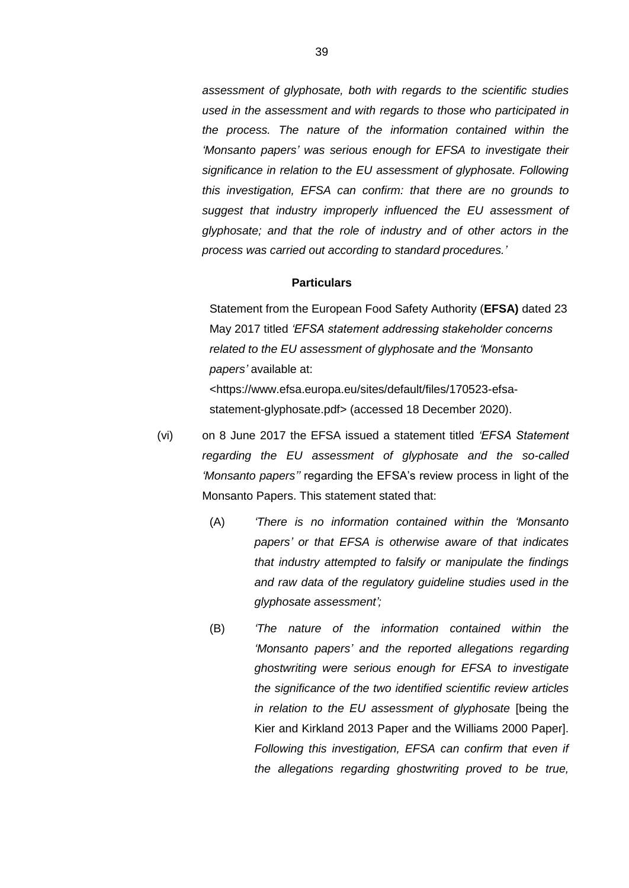*assessment of glyphosate, both with regards to the scientific studies used in the assessment and with regards to those who participated in the process. The nature of the information contained within the 'Monsanto papers' was serious enough for EFSA to investigate their significance in relation to the EU assessment of glyphosate. Following this investigation, EFSA can confirm: that there are no grounds to suggest that industry improperly influenced the EU assessment of glyphosate; and that the role of industry and of other actors in the process was carried out according to standard procedures.'*

**Particulars**

Statement from the European Food Safety Authority (**EFSA)** dated 23 May 2017 titled *'EFSA statement addressing stakeholder concerns related to the EU assessment of glyphosate and the 'Monsanto papers'* available at: <https://www.efsa.europa.eu/sites/default/files/170523-efsa-statement-glyphosate.pdf> (accessed 18 December 2020).

(vi) on 8 June 2017 the EFSA issued a statement titled *'EFSA Statement regarding the EU assessment of glyphosate and the so-called 'Monsanto papers''* regarding the EFSA's review process in light of the Monsanto Papers. This statement stated that:

(A) *'There is no information contained within the 'Monsanto papers' or that EFSA is otherwise aware of that indicates that industry attempted to falsify or manipulate the findings and raw data of the regulatory guideline studies used in the glyphosate assessment';*

(B) *'The nature of the information contained within the 'Monsanto papers' and the reported allegations regarding ghostwriting were serious enough for EFSA to investigate the significance of the two identified scientific review articles in relation to the EU assessment of glyphosate* [being the Kier and Kirkland 2013 Paper and the Williams 2000 Paper]. *Following this investigation, EFSA can confirm that even if the allegations regarding ghostwriting proved to be true,*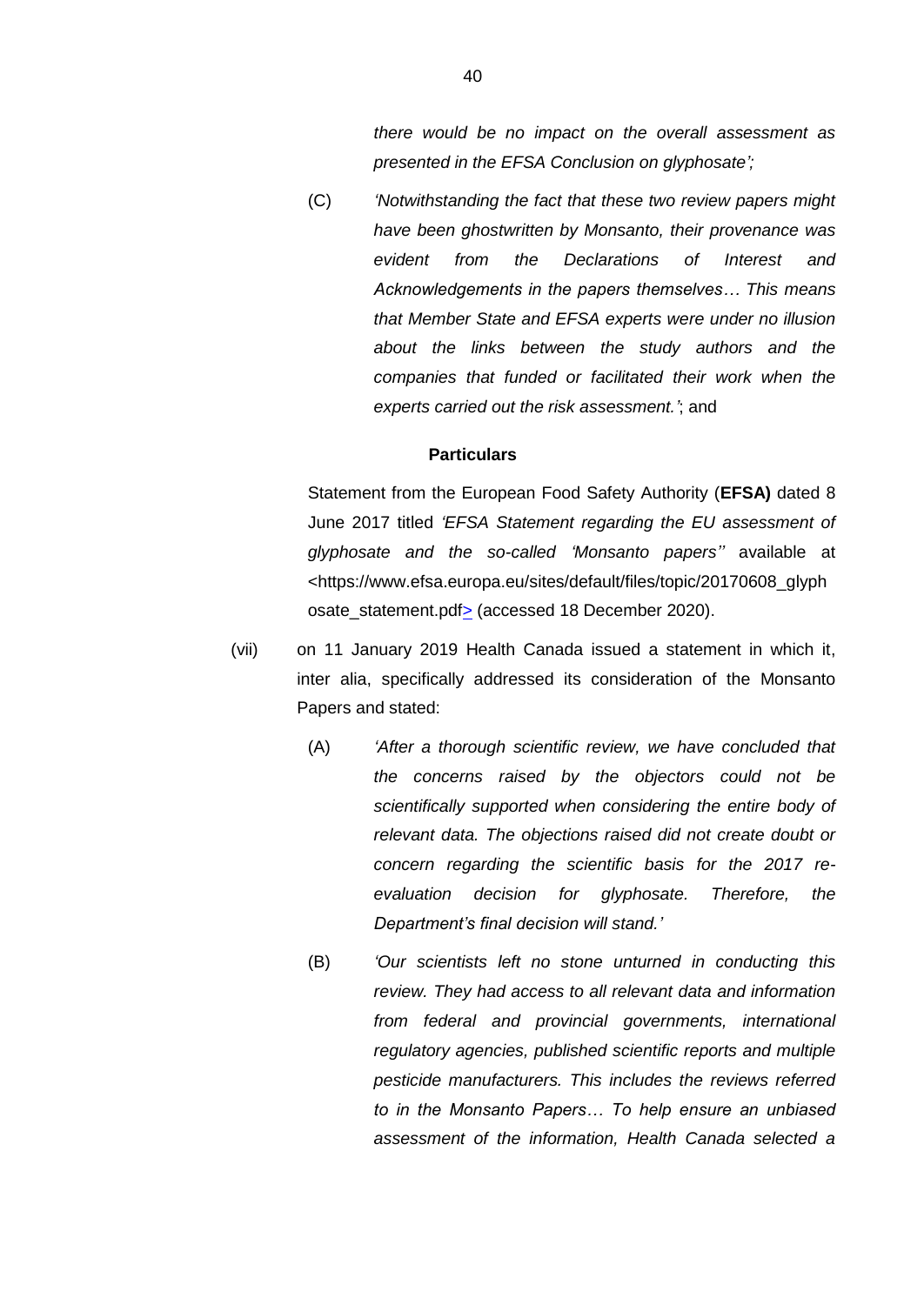*there would be no impact on the overall assessment as presented in the EFSA Conclusion on glyphosate';*

(C) *'Notwithstanding the fact that these two review papers might have been ghostwritten by Monsanto, their provenance was evident from the Declarations of Interest and Acknowledgements in the papers themselves… This means that Member State and EFSA experts were under no illusion about the links between the study authors and the companies that funded or facilitated their work when the experts carried out the risk assessment.'*; and

**Particulars**

Statement from the European Food Safety Authority (**EFSA)** dated 8 June 2017 titled *'EFSA Statement regarding the EU assessment of glyphosate and the so-called 'Monsanto papers''* available at <https://www.efsa.europa.eu/sites/default/files/topic/20170608_glyphosate_statement.pdf> (accessed 18 December 2020).

(vii) on 11 January 2019 Health Canada issued a statement in which it, inter alia, specifically addressed its consideration of the Monsanto Papers and stated:

(A) *'After a thorough scientific review, we have concluded that the concerns raised by the objectors could not be scientifically supported when considering the entire body of relevant data. The objections raised did not create doubt or concern regarding the scientific basis for the 2017 re-evaluation decision for glyphosate. Therefore, the Department's final decision will stand.'*

(B) *'Our scientists left no stone unturned in conducting this review. They had access to all relevant data and information from federal and provincial governments, international regulatory agencies, published scientific reports and multiple pesticide manufacturers. This includes the reviews referred to in the Monsanto Papers… To help ensure an unbiased assessment of the information, Health Canada selected a*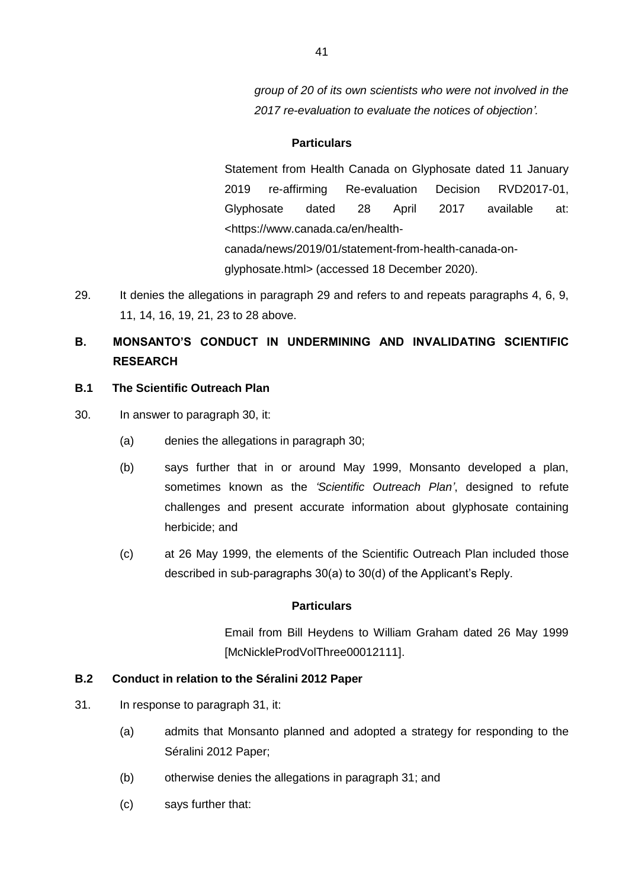*group of 20 of its own scientists who were not involved in the 2017 re-evaluation to evaluate the notices of objection'.*

**Particulars**

Statement from Health Canada on Glyphosate dated 11 January 2019 re-affirming Re-evaluation Decision RVD2017-01, Glyphosate dated 28 April 2017 available at: <https://www.canada.ca/en/health-canada/news/2019/01/statement-from-health-canada-on-glyphosate.html> (accessed 18 December 2020).

29. It denies the allegations in paragraph 29 and refers to and repeats paragraphs 4, 6, 9, 11, 14, 16, 19, 21, 23 to 28 above.

## B. MONSANTO'S CONDUCT IN UNDERMINING AND INVALIDATING SCIENTIFIC RESEARCH

### B.1 The Scientific Outreach Plan

30. In answer to paragraph 30, it:

    (a) denies the allegations in paragraph 30;

    (b) says further that in or around May 1999, Monsanto developed a plan, sometimes known as the *'Scientific Outreach Plan'*, designed to refute challenges and present accurate information about glyphosate containing herbicide; and

    (c) at 26 May 1999, the elements of the Scientific Outreach Plan included those described in sub-paragraphs 30(a) to 30(d) of the Applicant's Reply.

**Particulars**

Email from Bill Heydens to William Graham dated 26 May 1999 [McNickleProdVolThree00012111].

### B.2 Conduct in relation to the Séralini 2012 Paper

31. In response to paragraph 31, it:

    (a) admits that Monsanto planned and adopted a strategy for responding to the Séralini 2012 Paper;

    (b) otherwise denies the allegations in paragraph 31; and

    (c) says further that: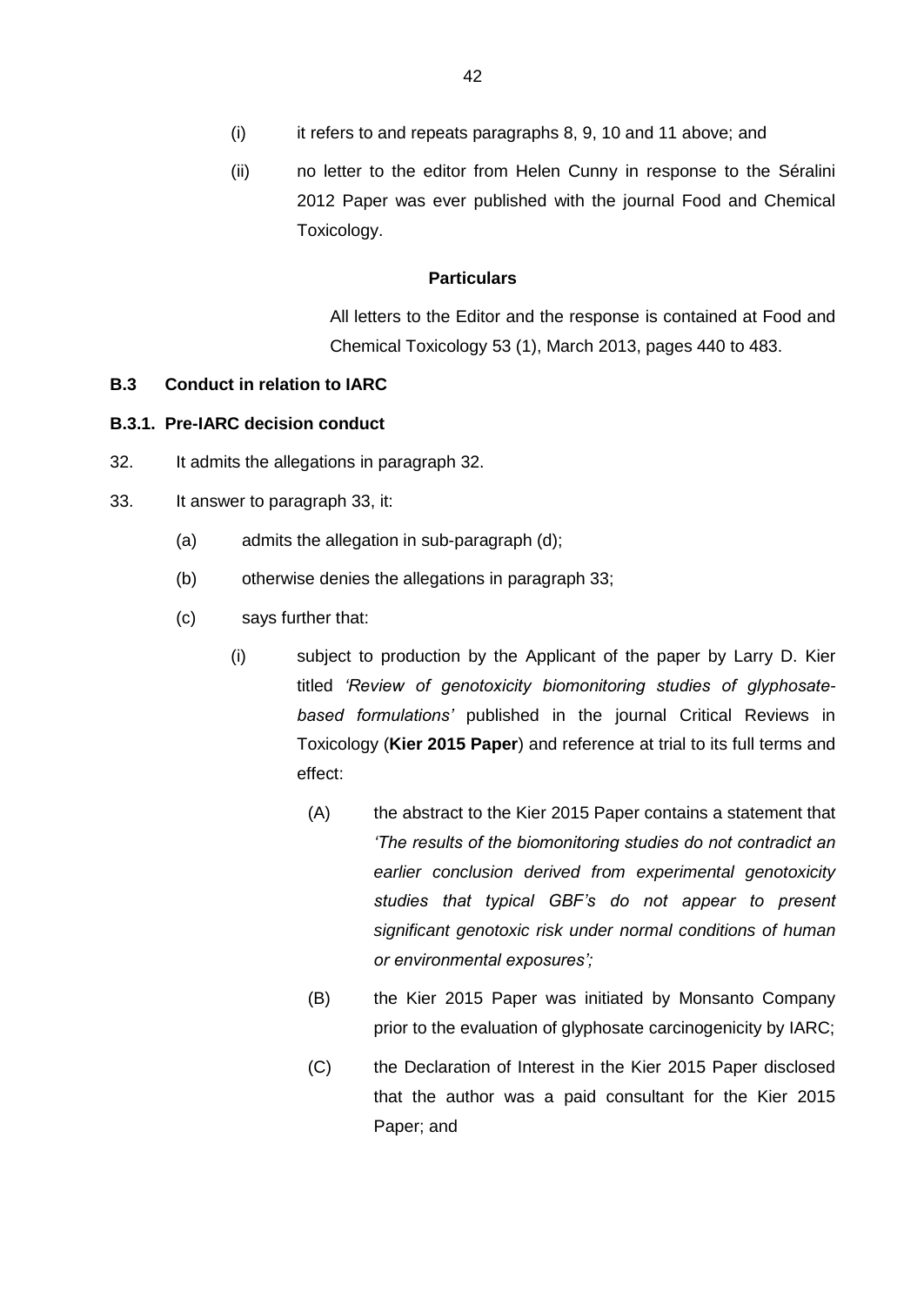(i) it refers to and repeats paragraphs 8, 9, 10 and 11 above; and

(ii) no letter to the editor from Helen Cunny in response to the Séralini 2012 Paper was ever published with the journal Food and Chemical Toxicology.

**Particulars**

All letters to the Editor and the response is contained at Food and Chemical Toxicology 53 (1), March 2013, pages 440 to 483.

### B.3 Conduct in relation to IARC

#### B.3.1. Pre-IARC decision conduct

32. It admits the allegations in paragraph 32.

33. It answer to paragraph 33, it:

    (a) admits the allegation in sub-paragraph (d);

    (b) otherwise denies the allegations in paragraph 33;

    (c) says further that:

        (i) subject to production by the Applicant of the paper by Larry D. Kier titled *'Review of genotoxicity biomonitoring studies of glyphosate-based formulations'* published in the journal Critical Reviews in Toxicology (**Kier 2015 Paper**) and reference at trial to its full terms and effect:

            (A) the abstract to the Kier 2015 Paper contains a statement that *'The results of the biomonitoring studies do not contradict an earlier conclusion derived from experimental genotoxicity studies that typical GBF's do not appear to present significant genotoxic risk under normal conditions of human or environmental exposures';*

            (B) the Kier 2015 Paper was initiated by Monsanto Company prior to the evaluation of glyphosate carcinogenicity by IARC;

            (C) the Declaration of Interest in the Kier 2015 Paper disclosed that the author was a paid consultant for the Kier 2015 Paper; and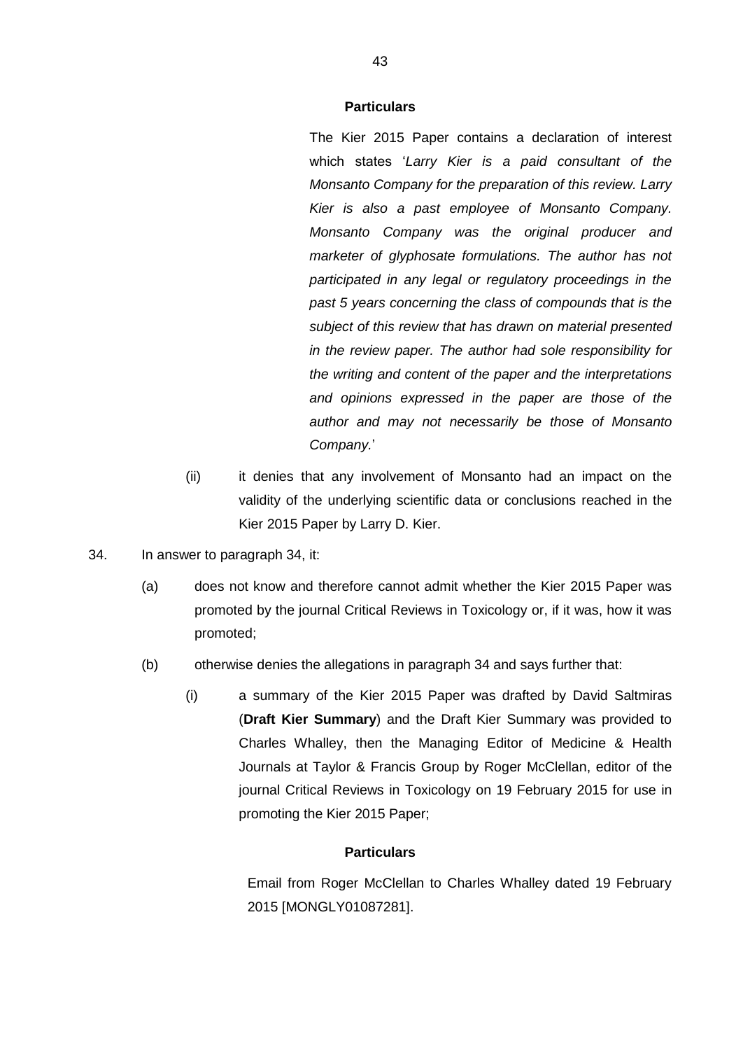**Particulars**

The Kier 2015 Paper contains a declaration of interest which states '*Larry Kier is a paid consultant of the Monsanto Company for the preparation of this review. Larry Kier is also a past employee of Monsanto Company. Monsanto Company was the original producer and marketer of glyphosate formulations. The author has not participated in any legal or regulatory proceedings in the past 5 years concerning the class of compounds that is the subject of this review that has drawn on material presented in the review paper. The author had sole responsibility for the writing and content of the paper and the interpretations and opinions expressed in the paper are those of the author and may not necessarily be those of Monsanto Company.*'

(ii) it denies that any involvement of Monsanto had an impact on the validity of the underlying scientific data or conclusions reached in the Kier 2015 Paper by Larry D. Kier.

34. In answer to paragraph 34, it:

(a) does not know and therefore cannot admit whether the Kier 2015 Paper was promoted by the journal Critical Reviews in Toxicology or, if it was, how it was promoted;

(b) otherwise denies the allegations in paragraph 34 and says further that:

(i) a summary of the Kier 2015 Paper was drafted by David Saltmiras (**Draft Kier Summary**) and the Draft Kier Summary was provided to Charles Whalley, then the Managing Editor of Medicine & Health Journals at Taylor & Francis Group by Roger McClellan, editor of the journal Critical Reviews in Toxicology on 19 February 2015 for use in promoting the Kier 2015 Paper;

**Particulars**

Email from Roger McClellan to Charles Whalley dated 19 February 2015 [MONGLY01087281].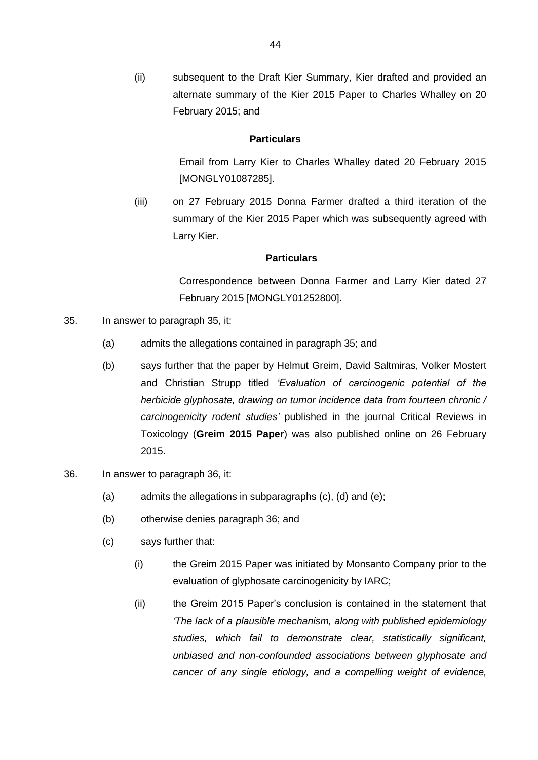(ii) subsequent to the Draft Kier Summary, Kier drafted and provided an alternate summary of the Kier 2015 Paper to Charles Whalley on 20 February 2015; and

**Particulars**

Email from Larry Kier to Charles Whalley dated 20 February 2015 [MONGLY01087285].

(iii) on 27 February 2015 Donna Farmer drafted a third iteration of the summary of the Kier 2015 Paper which was subsequently agreed with Larry Kier.

**Particulars**

Correspondence between Donna Farmer and Larry Kier dated 27 February 2015 [MONGLY01252800].

35. In answer to paragraph 35, it:

(a) admits the allegations contained in paragraph 35; and

(b) says further that the paper by Helmut Greim, David Saltmiras, Volker Mostert and Christian Strupp titled *'Evaluation of carcinogenic potential of the herbicide glyphosate, drawing on tumor incidence data from fourteen chronic / carcinogenicity rodent studies'* published in the journal Critical Reviews in Toxicology (**Greim 2015 Paper**) was also published online on 26 February 2015.

36. In answer to paragraph 36, it:

(a) admits the allegations in subparagraphs (c), (d) and (e);

(b) otherwise denies paragraph 36; and

(c) says further that:

(i) the Greim 2015 Paper was initiated by Monsanto Company prior to the evaluation of glyphosate carcinogenicity by IARC;

(ii) the Greim 2015 Paper's conclusion is contained in the statement that *'The lack of a plausible mechanism, along with published epidemiology studies, which fail to demonstrate clear, statistically significant, unbiased and non-confounded associations between glyphosate and cancer of any single etiology, and a compelling weight of evidence,*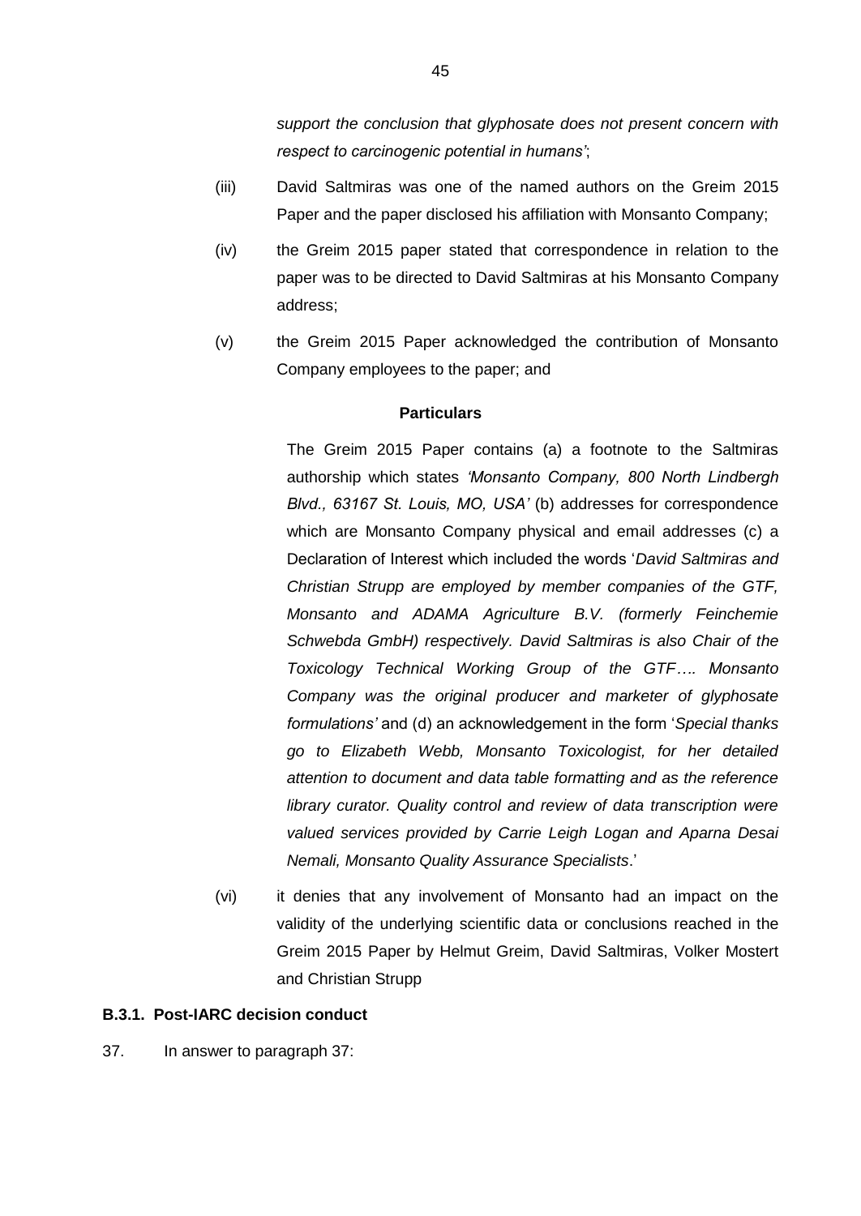*support the conclusion that glyphosate does not present concern with respect to carcinogenic potential in humans'*;

(iii) David Saltmiras was one of the named authors on the Greim 2015 Paper and the paper disclosed his affiliation with Monsanto Company;

(iv) the Greim 2015 paper stated that correspondence in relation to the paper was to be directed to David Saltmiras at his Monsanto Company address;

(v) the Greim 2015 Paper acknowledged the contribution of Monsanto Company employees to the paper; and

**Particulars**

The Greim 2015 Paper contains (a) a footnote to the Saltmiras authorship which states *'Monsanto Company, 800 North Lindbergh Blvd., 63167 St. Louis, MO, USA'* (b) addresses for correspondence which are Monsanto Company physical and email addresses (c) a Declaration of Interest which included the words '*David Saltmiras and Christian Strupp are employed by member companies of the GTF, Monsanto and ADAMA Agriculture B.V. (formerly Feinchemie Schwebda GmbH) respectively. David Saltmiras is also Chair of the Toxicology Technical Working Group of the GTF…. Monsanto Company was the original producer and marketer of glyphosate formulations'* and (d) an acknowledgement in the form '*Special thanks go to Elizabeth Webb, Monsanto Toxicologist, for her detailed attention to document and data table formatting and as the reference library curator. Quality control and review of data transcription were valued services provided by Carrie Leigh Logan and Aparna Desai Nemali, Monsanto Quality Assurance Specialists*.'

(vi) it denies that any involvement of Monsanto had an impact on the validity of the underlying scientific data or conclusions reached in the Greim 2015 Paper by Helmut Greim, David Saltmiras, Volker Mostert and Christian Strupp

**B.3.1. Post-IARC decision conduct**

37. In answer to paragraph 37: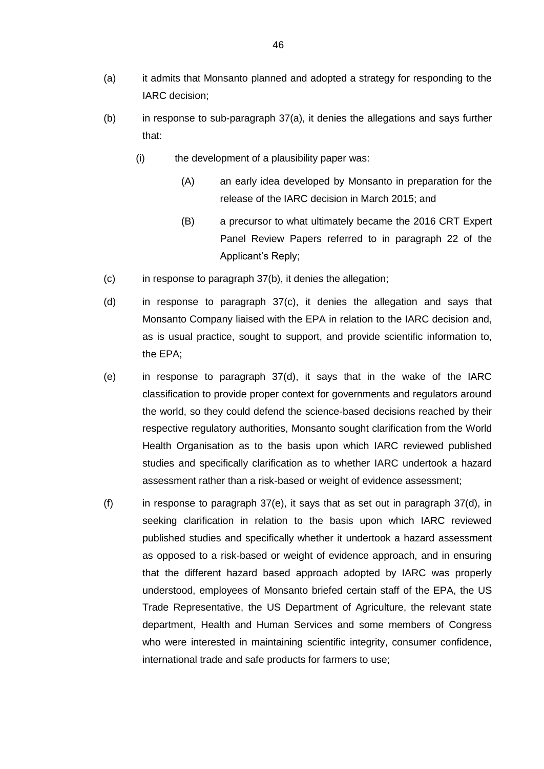(a) it admits that Monsanto planned and adopted a strategy for responding to the IARC decision;

(b) in response to sub-paragraph 37(a), it denies the allegations and says further that:

  (i) the development of a plausibility paper was:

    (A) an early idea developed by Monsanto in preparation for the release of the IARC decision in March 2015; and

    (B) a precursor to what ultimately became the 2016 CRT Expert Panel Review Papers referred to in paragraph 22 of the Applicant's Reply;

(c) in response to paragraph 37(b), it denies the allegation;

(d) in response to paragraph 37(c), it denies the allegation and says that Monsanto Company liaised with the EPA in relation to the IARC decision and, as is usual practice, sought to support, and provide scientific information to, the EPA;

(e) in response to paragraph 37(d), it says that in the wake of the IARC classification to provide proper context for governments and regulators around the world, so they could defend the science-based decisions reached by their respective regulatory authorities, Monsanto sought clarification from the World Health Organisation as to the basis upon which IARC reviewed published studies and specifically clarification as to whether IARC undertook a hazard assessment rather than a risk-based or weight of evidence assessment;

(f) in response to paragraph 37(e), it says that as set out in paragraph 37(d), in seeking clarification in relation to the basis upon which IARC reviewed published studies and specifically whether it undertook a hazard assessment as opposed to a risk-based or weight of evidence approach, and in ensuring that the different hazard based approach adopted by IARC was properly understood, employees of Monsanto briefed certain staff of the EPA, the US Trade Representative, the US Department of Agriculture, the relevant state department, Health and Human Services and some members of Congress who were interested in maintaining scientific integrity, consumer confidence, international trade and safe products for farmers to use;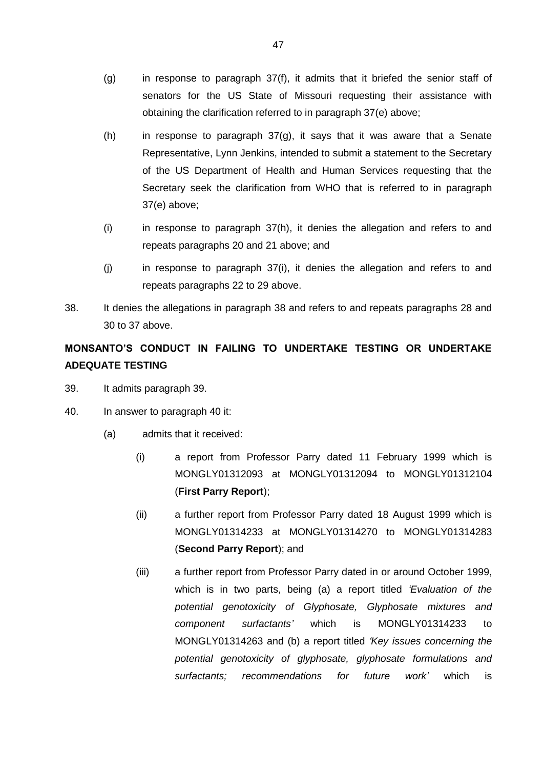(g) in response to paragraph 37(f), it admits that it briefed the senior staff of senators for the US State of Missouri requesting their assistance with obtaining the clarification referred to in paragraph 37(e) above;

(h) in response to paragraph 37(g), it says that it was aware that a Senate Representative, Lynn Jenkins, intended to submit a statement to the Secretary of the US Department of Health and Human Services requesting that the Secretary seek the clarification from WHO that is referred to in paragraph 37(e) above;

(i) in response to paragraph 37(h), it denies the allegation and refers to and repeats paragraphs 20 and 21 above; and

(j) in response to paragraph 37(i), it denies the allegation and refers to and repeats paragraphs 22 to 29 above.

38. It denies the allegations in paragraph 38 and refers to and repeats paragraphs 28 and 30 to 37 above.

**MONSANTO'S CONDUCT IN FAILING TO UNDERTAKE TESTING OR UNDERTAKE ADEQUATE TESTING**

39. It admits paragraph 39.

40. In answer to paragraph 40 it:

(a) admits that it received:

(i) a report from Professor Parry dated 11 February 1999 which is MONGLY01312093 at MONGLY01312094 to MONGLY01312104 (**First Parry Report**);

(ii) a further report from Professor Parry dated 18 August 1999 which is MONGLY01314233 at MONGLY01314270 to MONGLY01314283 (**Second Parry Report**); and

(iii) a further report from Professor Parry dated in or around October 1999, which is in two parts, being (a) a report titled *'Evaluation of the potential genotoxicity of Glyphosate, Glyphosate mixtures and component surfactants'* which is MONGLY01314233 to MONGLY01314263 and (b) a report titled *'Key issues concerning the potential genotoxicity of glyphosate, glyphosate formulations and surfactants; recommendations for future work'* which is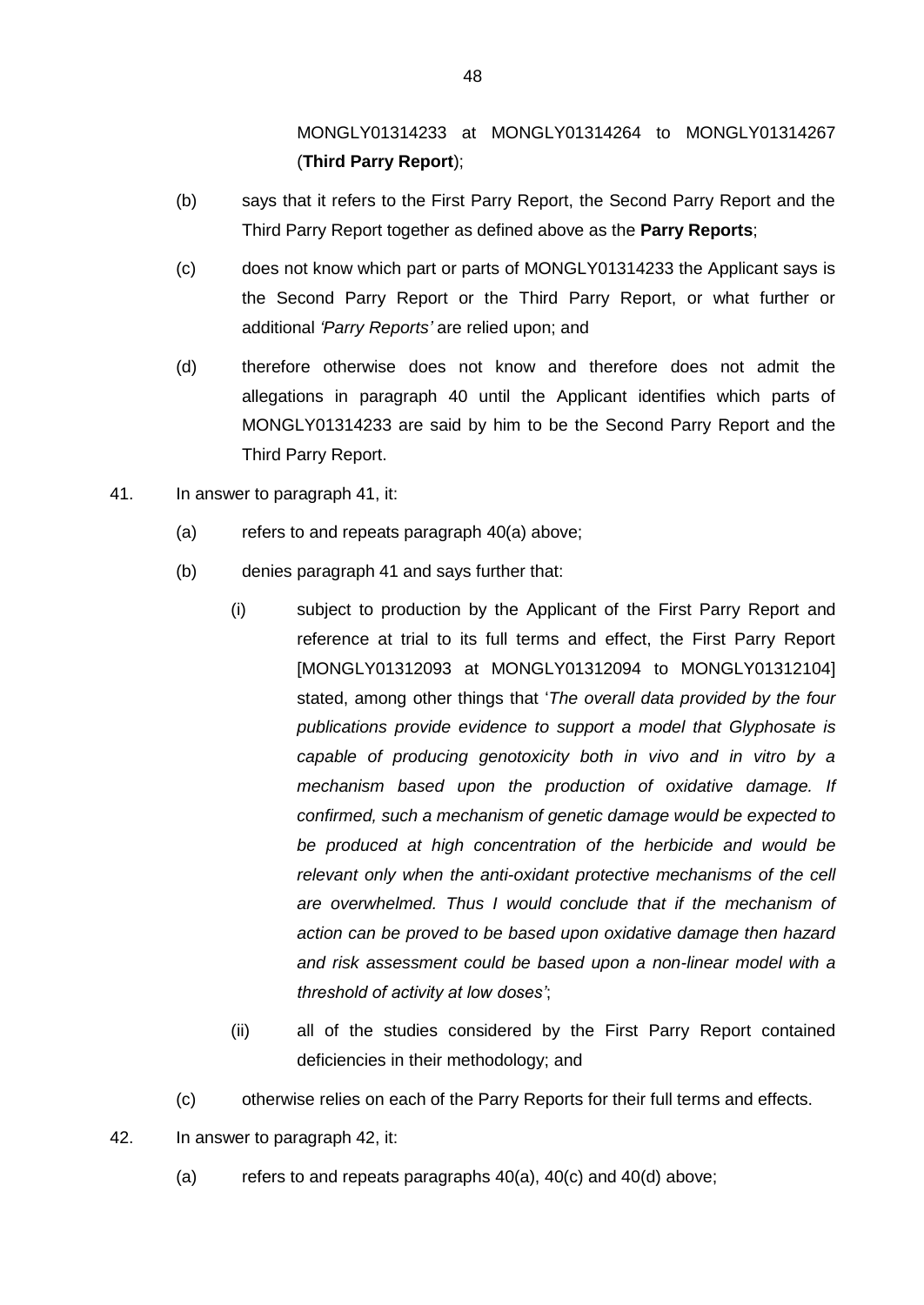MONGLY01314233 at MONGLY01314264 to MONGLY01314267 (**Third Parry Report**);

(b) says that it refers to the First Parry Report, the Second Parry Report and the Third Parry Report together as defined above as the **Parry Reports**;

(c) does not know which part or parts of MONGLY01314233 the Applicant says is the Second Parry Report or the Third Parry Report, or what further or additional *'Parry Reports'* are relied upon; and

(d) therefore otherwise does not know and therefore does not admit the allegations in paragraph 40 until the Applicant identifies which parts of MONGLY01314233 are said by him to be the Second Parry Report and the Third Parry Report.

41. In answer to paragraph 41, it:

(a) refers to and repeats paragraph 40(a) above;

(b) denies paragraph 41 and says further that:

(i) subject to production by the Applicant of the First Parry Report and reference at trial to its full terms and effect, the First Parry Report [MONGLY01312093 at MONGLY01312094 to MONGLY01312104] stated, among other things that '*The overall data provided by the four publications provide evidence to support a model that Glyphosate is capable of producing genotoxicity both in vivo and in vitro by a mechanism based upon the production of oxidative damage. If confirmed, such a mechanism of genetic damage would be expected to be produced at high concentration of the herbicide and would be relevant only when the anti-oxidant protective mechanisms of the cell are overwhelmed. Thus I would conclude that if the mechanism of action can be proved to be based upon oxidative damage then hazard and risk assessment could be based upon a non-linear model with a threshold of activity at low doses'*;

(ii) all of the studies considered by the First Parry Report contained deficiencies in their methodology; and

(c) otherwise relies on each of the Parry Reports for their full terms and effects.

42. In answer to paragraph 42, it:

(a) refers to and repeats paragraphs 40(a), 40(c) and 40(d) above;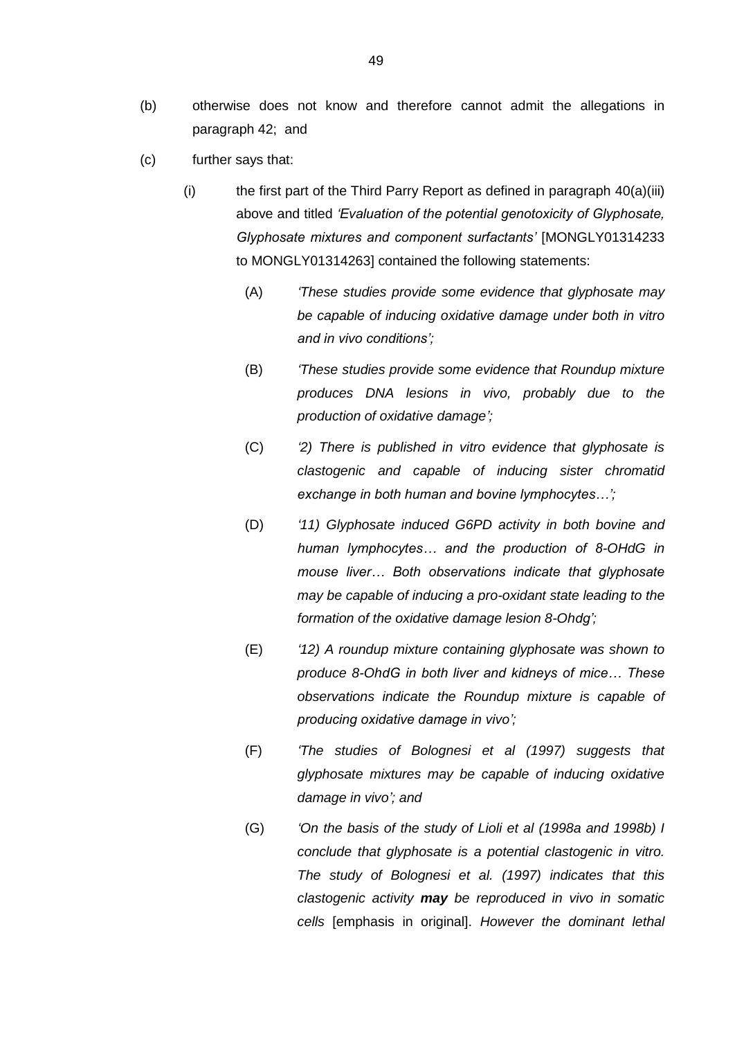(b) otherwise does not know and therefore cannot admit the allegations in paragraph 42; and

(c) further says that:

(i) the first part of the Third Parry Report as defined in paragraph 40(a)(iii) above and titled *'Evaluation of the potential genotoxicity of Glyphosate, Glyphosate mixtures and component surfactants'* [MONGLY01314233 to MONGLY01314263] contained the following statements:

(A) *'These studies provide some evidence that glyphosate may be capable of inducing oxidative damage under both in vitro and in vivo conditions';*

(B) *'These studies provide some evidence that Roundup mixture produces DNA lesions in vivo, probably due to the production of oxidative damage';*

(C) *'2) There is published in vitro evidence that glyphosate is clastogenic and capable of inducing sister chromatid exchange in both human and bovine lymphocytes…';*

(D) *'11) Glyphosate induced G6PD activity in both bovine and human lymphocytes… and the production of 8-OHdG in mouse liver… Both observations indicate that glyphosate may be capable of inducing a pro-oxidant state leading to the formation of the oxidative damage lesion 8-Ohdg';*

(E) *'12) A roundup mixture containing glyphosate was shown to produce 8-OhdG in both liver and kidneys of mice… These observations indicate the Roundup mixture is capable of producing oxidative damage in vivo';*

(F) *'The studies of Bolognesi et al (1997) suggests that glyphosate mixtures may be capable of inducing oxidative damage in vivo'; and*

(G) *'On the basis of the study of Lioli et al (1998a and 1998b) I conclude that glyphosate is a potential clastogenic in vitro. The study of Bolognesi et al. (1997) indicates that this clastogenic activity **may** be reproduced in vivo in somatic cells* [emphasis in original]. *However the dominant lethal*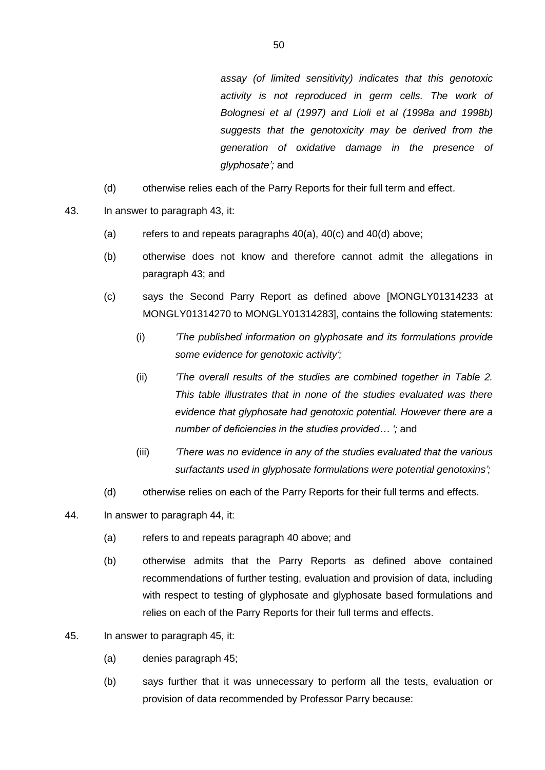*assay (of limited sensitivity) indicates that this genotoxic activity is not reproduced in germ cells. The work of Bolognesi et al (1997) and Lioli et al (1998a and 1998b) suggests that the genotoxicity may be derived from the generation of oxidative damage in the presence of glyphosate';* and

(d) otherwise relies each of the Parry Reports for their full term and effect.

43. In answer to paragraph 43, it:

(a) refers to and repeats paragraphs 40(a), 40(c) and 40(d) above;

(b) otherwise does not know and therefore cannot admit the allegations in paragraph 43; and

(c) says the Second Parry Report as defined above [MONGLY01314233 at MONGLY01314270 to MONGLY01314283], contains the following statements:

(i) *'The published information on glyphosate and its formulations provide some evidence for genotoxic activity';*

(ii) *'The overall results of the studies are combined together in Table 2. This table illustrates that in none of the studies evaluated was there evidence that glyphosate had genotoxic potential. However there are a number of deficiencies in the studies provided… ';* and

(iii) *'There was no evidence in any of the studies evaluated that the various surfactants used in glyphosate formulations were potential genotoxins';*

(d) otherwise relies on each of the Parry Reports for their full terms and effects.

44. In answer to paragraph 44, it:

(a) refers to and repeats paragraph 40 above; and

(b) otherwise admits that the Parry Reports as defined above contained recommendations of further testing, evaluation and provision of data, including with respect to testing of glyphosate and glyphosate based formulations and relies on each of the Parry Reports for their full terms and effects.

45. In answer to paragraph 45, it:

(a) denies paragraph 45;

(b) says further that it was unnecessary to perform all the tests, evaluation or provision of data recommended by Professor Parry because: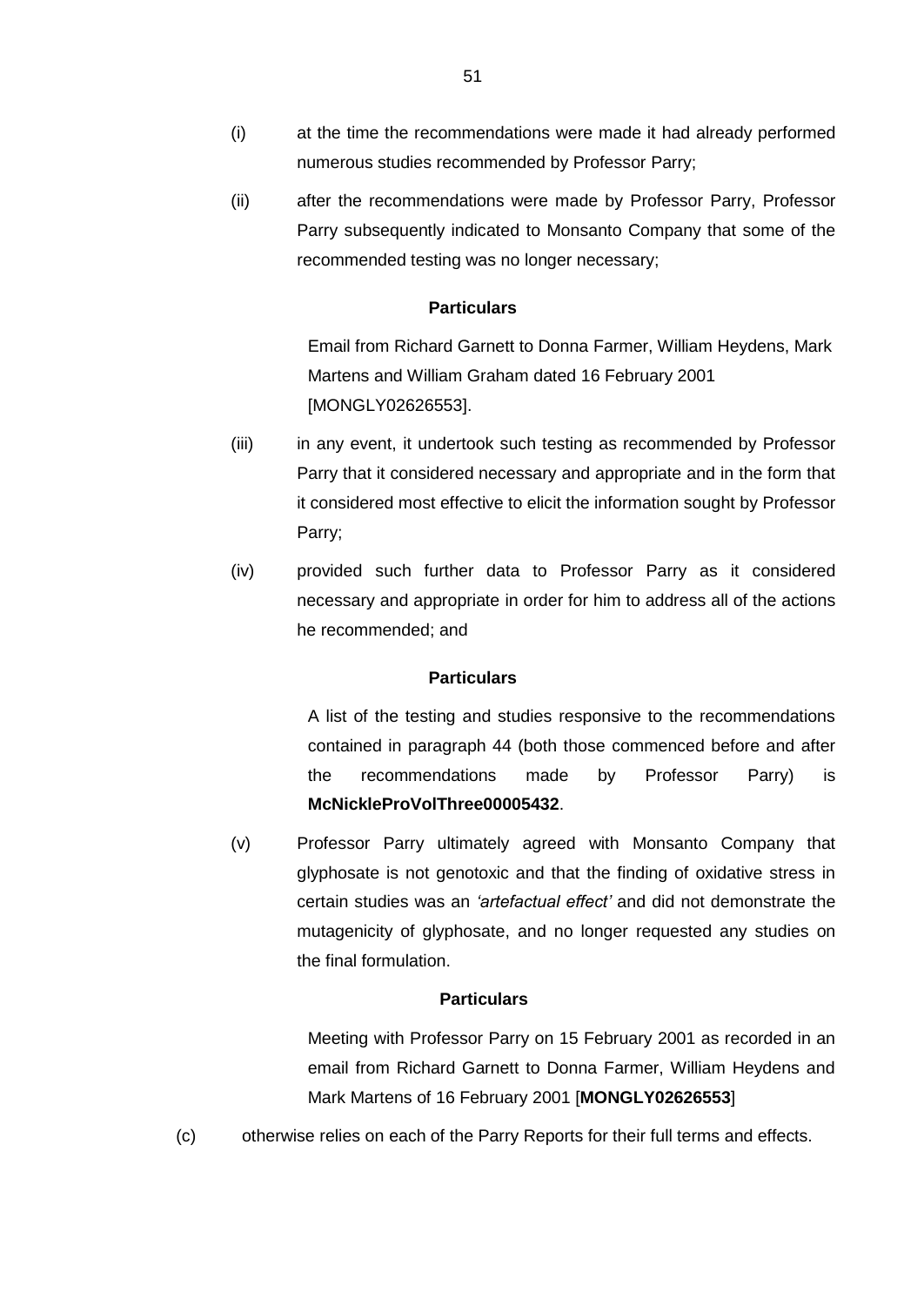(i) at the time the recommendations were made it had already performed numerous studies recommended by Professor Parry;

(ii) after the recommendations were made by Professor Parry, Professor Parry subsequently indicated to Monsanto Company that some of the recommended testing was no longer necessary;

**Particulars**

Email from Richard Garnett to Donna Farmer, William Heydens, Mark Martens and William Graham dated 16 February 2001 [MONGLY02626553].

(iii) in any event, it undertook such testing as recommended by Professor Parry that it considered necessary and appropriate and in the form that it considered most effective to elicit the information sought by Professor Parry;

(iv) provided such further data to Professor Parry as it considered necessary and appropriate in order for him to address all of the actions he recommended; and

**Particulars**

A list of the testing and studies responsive to the recommendations contained in paragraph 44 (both those commenced before and after the recommendations made by Professor Parry) is **McNickleProVolThree00005432**.

(v) Professor Parry ultimately agreed with Monsanto Company that glyphosate is not genotoxic and that the finding of oxidative stress in certain studies was an *'artefactual effect'* and did not demonstrate the mutagenicity of glyphosate, and no longer requested any studies on the final formulation.

**Particulars**

Meeting with Professor Parry on 15 February 2001 as recorded in an email from Richard Garnett to Donna Farmer, William Heydens and Mark Martens of 16 February 2001 [**MONGLY02626553**]

(c) otherwise relies on each of the Parry Reports for their full terms and effects.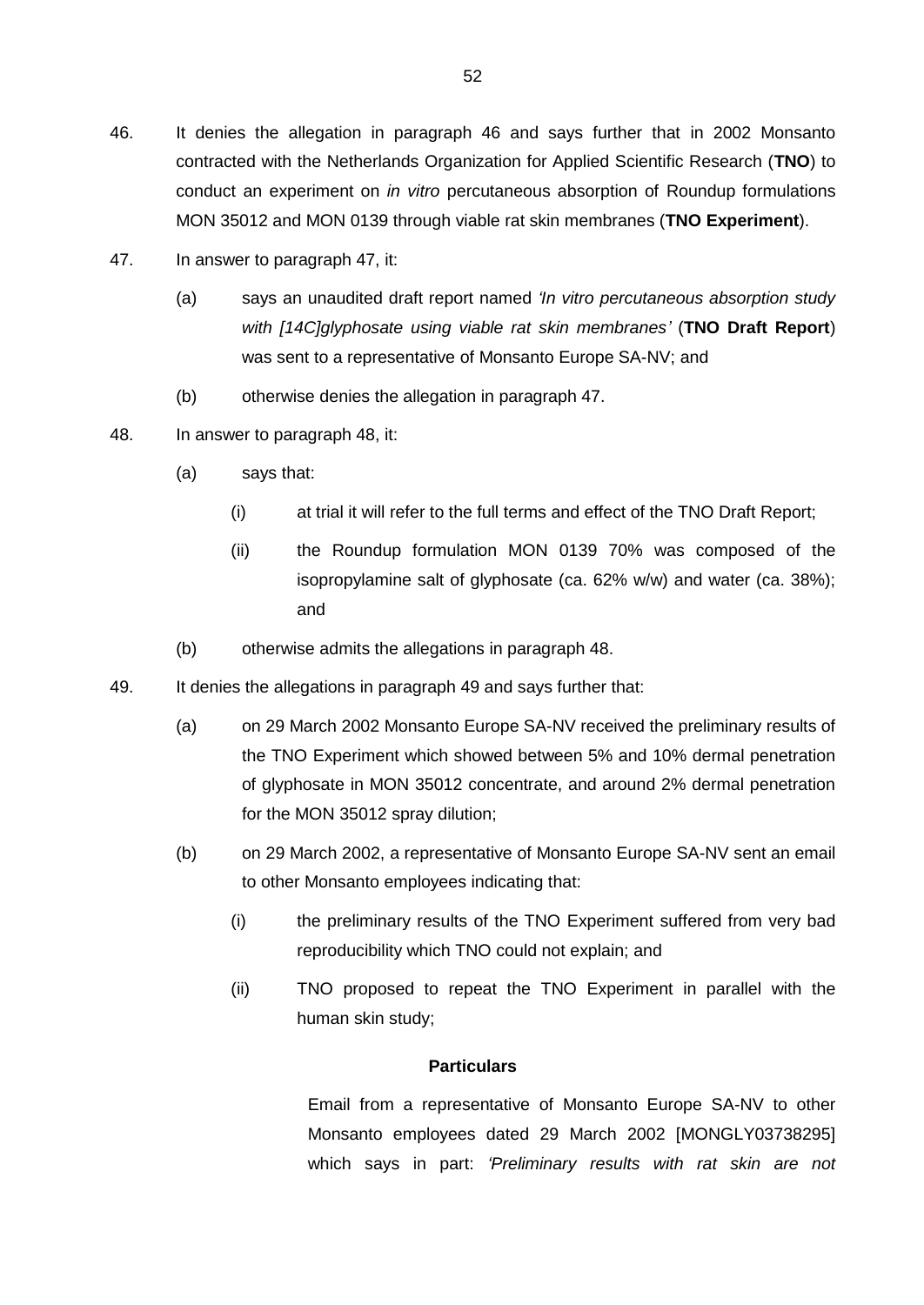46. It denies the allegation in paragraph 46 and says further that in 2002 Monsanto contracted with the Netherlands Organization for Applied Scientific Research (**TNO**) to conduct an experiment on *in vitro* percutaneous absorption of Roundup formulations MON 35012 and MON 0139 through viable rat skin membranes (**TNO Experiment**).

47. In answer to paragraph 47, it:

    (a) says an unaudited draft report named *'In vitro percutaneous absorption study with [14C]glyphosate using viable rat skin membranes'* (**TNO Draft Report**) was sent to a representative of Monsanto Europe SA-NV; and

    (b) otherwise denies the allegation in paragraph 47.

48. In answer to paragraph 48, it:

    (a) says that:

        (i) at trial it will refer to the full terms and effect of the TNO Draft Report;

        (ii) the Roundup formulation MON 0139 70% was composed of the isopropylamine salt of glyphosate (ca. 62% w/w) and water (ca. 38%); and

    (b) otherwise admits the allegations in paragraph 48.

49. It denies the allegations in paragraph 49 and says further that:

    (a) on 29 March 2002 Monsanto Europe SA-NV received the preliminary results of the TNO Experiment which showed between 5% and 10% dermal penetration of glyphosate in MON 35012 concentrate, and around 2% dermal penetration for the MON 35012 spray dilution;

    (b) on 29 March 2002, a representative of Monsanto Europe SA-NV sent an email to other Monsanto employees indicating that:

        (i) the preliminary results of the TNO Experiment suffered from very bad reproducibility which TNO could not explain; and

        (ii) TNO proposed to repeat the TNO Experiment in parallel with the human skin study;

**Particulars**

Email from a representative of Monsanto Europe SA-NV to other Monsanto employees dated 29 March 2002 [MONGLY03738295] which says in part: *'Preliminary results with rat skin are not*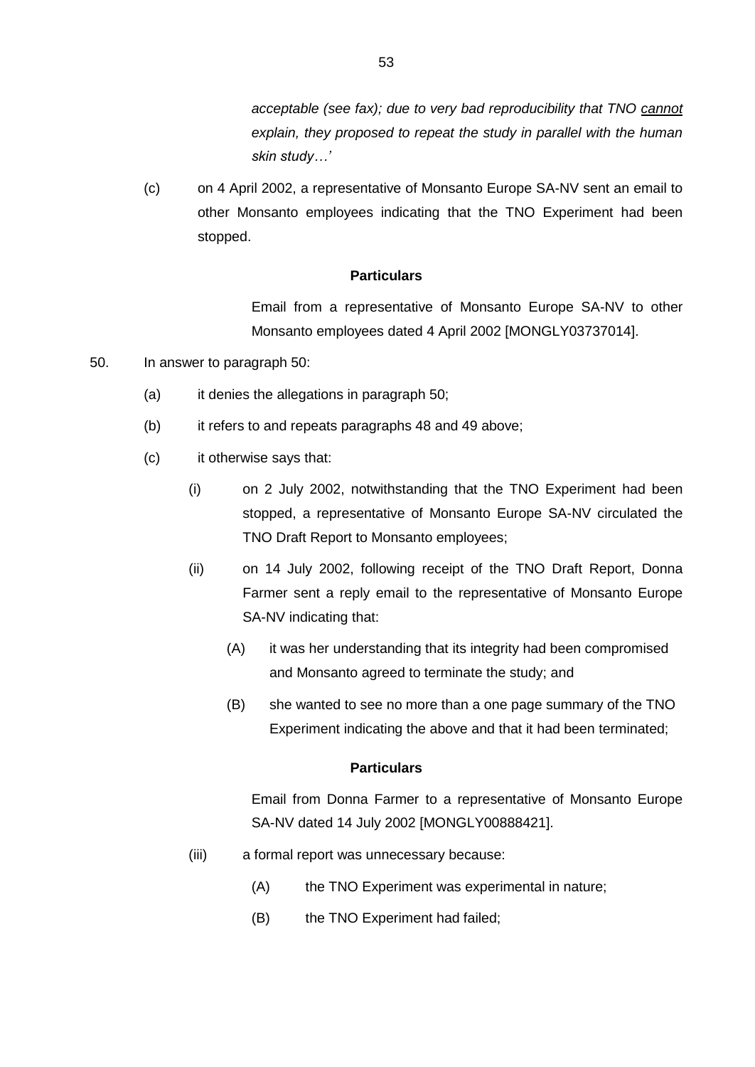*acceptable (see fax); due to very bad reproducibility that TNO <u>cannot</u> explain, they proposed to repeat the study in parallel with the human skin study…'*

(c) on 4 April 2002, a representative of Monsanto Europe SA-NV sent an email to other Monsanto employees indicating that the TNO Experiment had been stopped.

**Particulars**

Email from a representative of Monsanto Europe SA-NV to other Monsanto employees dated 4 April 2002 [MONGLY03737014].

50. In answer to paragraph 50:

(a) it denies the allegations in paragraph 50;

(b) it refers to and repeats paragraphs 48 and 49 above;

(c) it otherwise says that:

(i) on 2 July 2002, notwithstanding that the TNO Experiment had been stopped, a representative of Monsanto Europe SA-NV circulated the TNO Draft Report to Monsanto employees;

(ii) on 14 July 2002, following receipt of the TNO Draft Report, Donna Farmer sent a reply email to the representative of Monsanto Europe SA-NV indicating that:

(A) it was her understanding that its integrity had been compromised and Monsanto agreed to terminate the study; and

(B) she wanted to see no more than a one page summary of the TNO Experiment indicating the above and that it had been terminated;

**Particulars**

Email from Donna Farmer to a representative of Monsanto Europe SA-NV dated 14 July 2002 [MONGLY00888421].

(iii) a formal report was unnecessary because:

(A) the TNO Experiment was experimental in nature;

(B) the TNO Experiment had failed;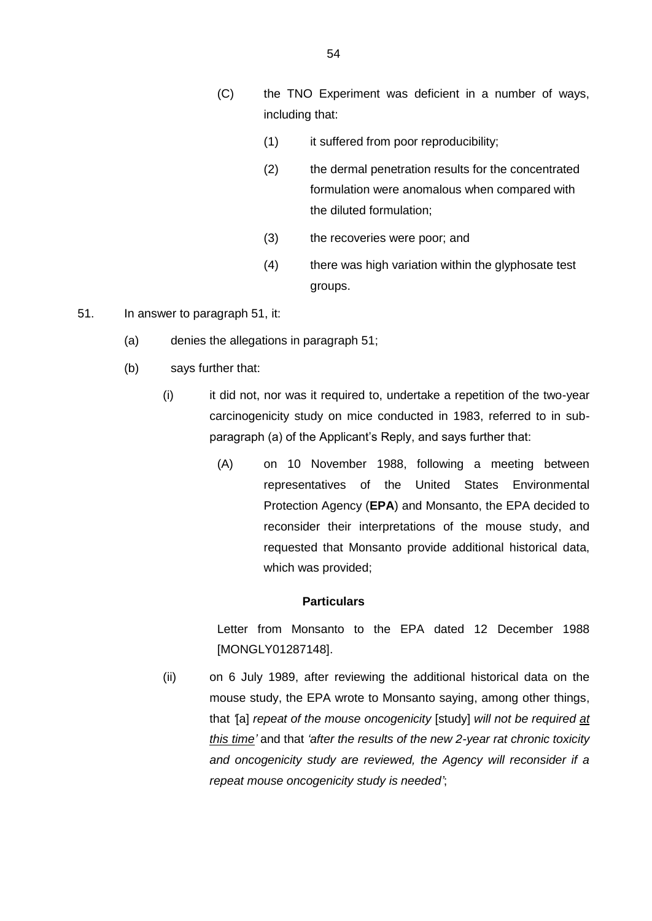(C) the TNO Experiment was deficient in a number of ways, including that:

(1) it suffered from poor reproducibility;

(2) the dermal penetration results for the concentrated formulation were anomalous when compared with the diluted formulation;

(3) the recoveries were poor; and

(4) there was high variation within the glyphosate test groups.

51. In answer to paragraph 51, it:

(a) denies the allegations in paragraph 51;

(b) says further that:

(i) it did not, nor was it required to, undertake a repetition of the two-year carcinogenicity study on mice conducted in 1983, referred to in sub-paragraph (a) of the Applicant's Reply, and says further that:

(A) on 10 November 1988, following a meeting between representatives of the United States Environmental Protection Agency (**EPA**) and Monsanto, the EPA decided to reconsider their interpretations of the mouse study, and requested that Monsanto provide additional historical data, which was provided;

**Particulars**

Letter from Monsanto to the EPA dated 12 December 1988 [MONGLY01287148].

(ii) on 6 July 1989, after reviewing the additional historical data on the mouse study, the EPA wrote to Monsanto saying, among other things, that *'*[a] *repeat of the mouse oncogenicity* [study] *will not be required <u>at this time</u>'* and that *'after the results of the new 2-year rat chronic toxicity and oncogenicity study are reviewed, the Agency will reconsider if a repeat mouse oncogenicity study is needed'*;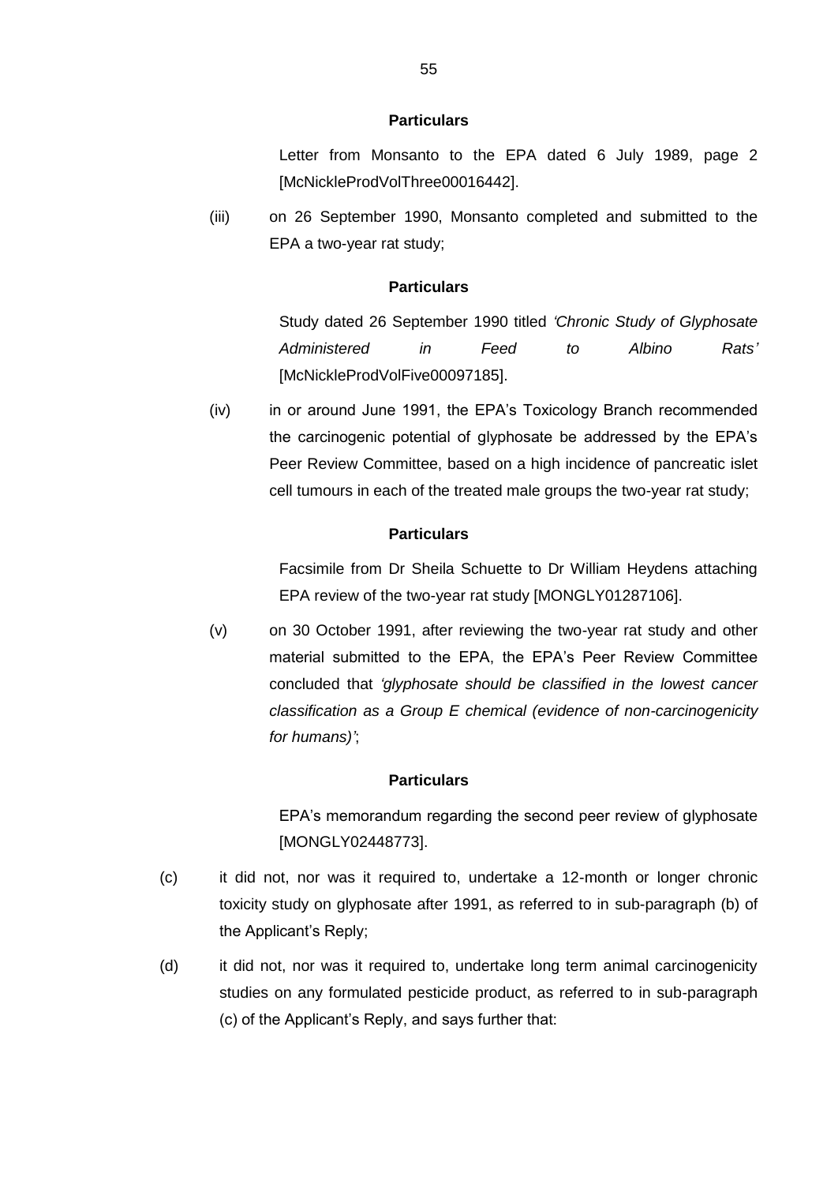**Particulars**

Letter from Monsanto to the EPA dated 6 July 1989, page 2 [McNickleProdVolThree00016442].

(iii) on 26 September 1990, Monsanto completed and submitted to the EPA a two-year rat study;

**Particulars**

Study dated 26 September 1990 titled *'Chronic Study of Glyphosate Administered in Feed to Albino Rats'* [McNickleProdVolFive00097185].

(iv) in or around June 1991, the EPA's Toxicology Branch recommended the carcinogenic potential of glyphosate be addressed by the EPA's Peer Review Committee, based on a high incidence of pancreatic islet cell tumours in each of the treated male groups the two-year rat study;

**Particulars**

Facsimile from Dr Sheila Schuette to Dr William Heydens attaching EPA review of the two-year rat study [MONGLY01287106].

(v) on 30 October 1991, after reviewing the two-year rat study and other material submitted to the EPA, the EPA's Peer Review Committee concluded that *'glyphosate should be classified in the lowest cancer classification as a Group E chemical (evidence of non-carcinogenicity for humans)'*;

**Particulars**

EPA's memorandum regarding the second peer review of glyphosate [MONGLY02448773].

(c) it did not, nor was it required to, undertake a 12-month or longer chronic toxicity study on glyphosate after 1991, as referred to in sub-paragraph (b) of the Applicant's Reply;

(d) it did not, nor was it required to, undertake long term animal carcinogenicity studies on any formulated pesticide product, as referred to in sub-paragraph (c) of the Applicant's Reply, and says further that: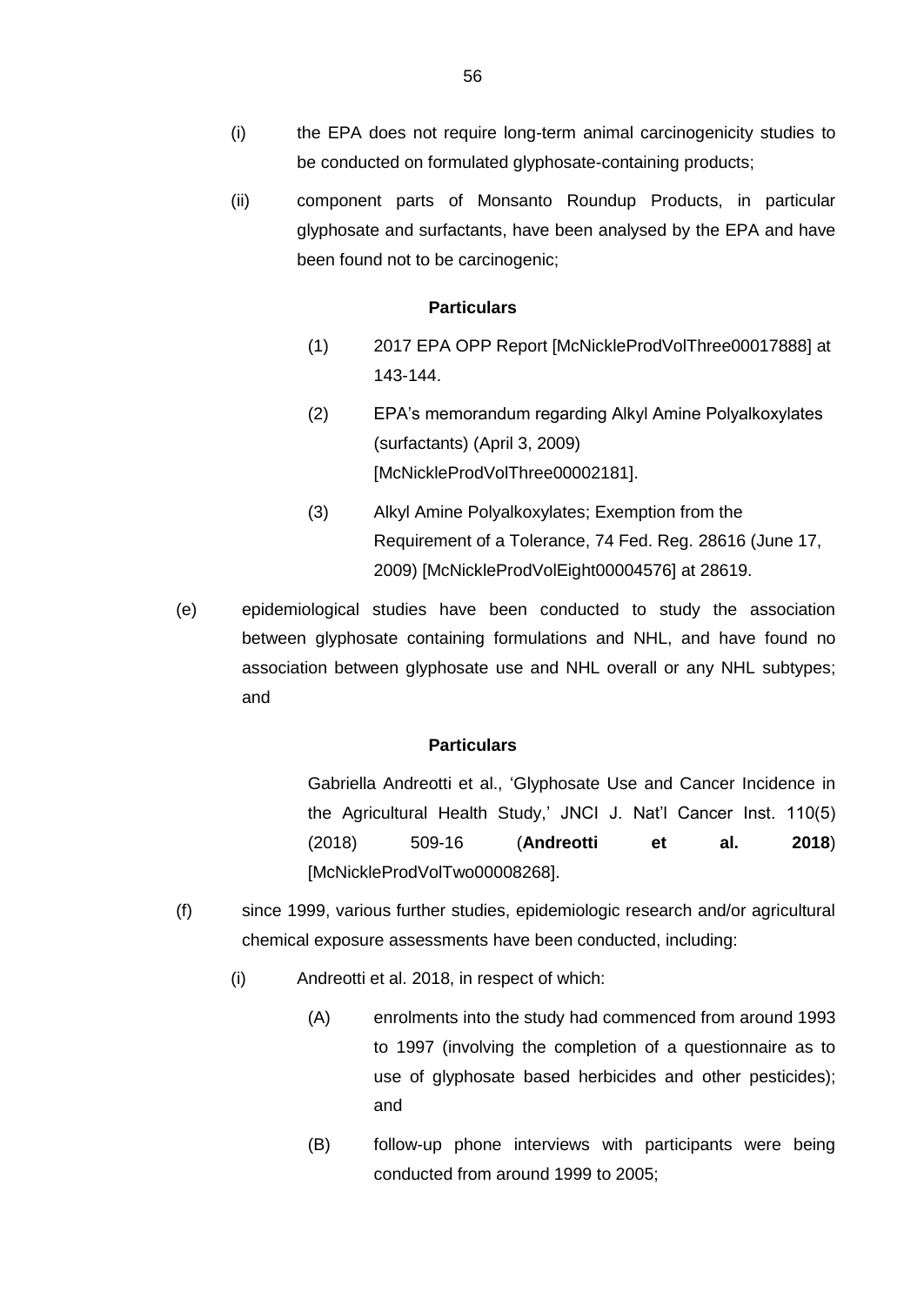(i) the EPA does not require long-term animal carcinogenicity studies to be conducted on formulated glyphosate-containing products;

(ii) component parts of Monsanto Roundup Products, in particular glyphosate and surfactants, have been analysed by the EPA and have been found not to be carcinogenic;

**Particulars**

(1) 2017 EPA OPP Report [McNickleProdVolThree00017888] at 143-144.

(2) EPA's memorandum regarding Alkyl Amine Polyalkoxylates (surfactants) (April 3, 2009) [McNickleProdVolThree00002181].

(3) Alkyl Amine Polyalkoxylates; Exemption from the Requirement of a Tolerance, 74 Fed. Reg. 28616 (June 17, 2009) [McNickleProdVolEight00004576] at 28619.

(e) epidemiological studies have been conducted to study the association between glyphosate containing formulations and NHL, and have found no association between glyphosate use and NHL overall or any NHL subtypes; and

**Particulars**

Gabriella Andreotti et al., 'Glyphosate Use and Cancer Incidence in the Agricultural Health Study,' JNCI J. Nat'l Cancer Inst. 110(5) (2018) 509-16 (**Andreotti et al. 2018**) [McNickleProdVolTwo00008268].

(f) since 1999, various further studies, epidemiologic research and/or agricultural chemical exposure assessments have been conducted, including:

(i) Andreotti et al. 2018, in respect of which:

(A) enrolments into the study had commenced from around 1993 to 1997 (involving the completion of a questionnaire as to use of glyphosate based herbicides and other pesticides); and

(B) follow-up phone interviews with participants were being conducted from around 1999 to 2005;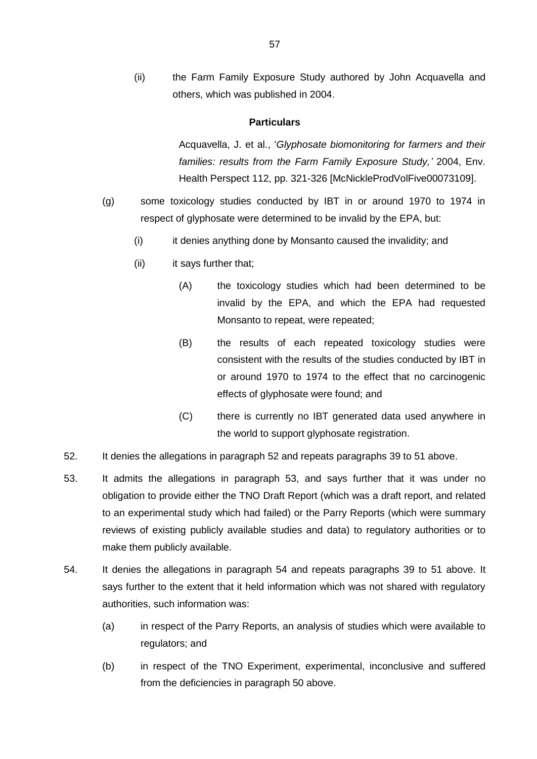(ii) the Farm Family Exposure Study authored by John Acquavella and others, which was published in 2004.

**Particulars**

Acquavella, J. et al., '*Glyphosate biomonitoring for farmers and their families: results from the Farm Family Exposure Study,'* 2004, Env. Health Perspect 112, pp. 321-326 [McNickleProdVolFive00073109].

(g) some toxicology studies conducted by IBT in or around 1970 to 1974 in respect of glyphosate were determined to be invalid by the EPA, but:

(i) it denies anything done by Monsanto caused the invalidity; and

(ii) it says further that;

(A) the toxicology studies which had been determined to be invalid by the EPA, and which the EPA had requested Monsanto to repeat, were repeated;

(B) the results of each repeated toxicology studies were consistent with the results of the studies conducted by IBT in or around 1970 to 1974 to the effect that no carcinogenic effects of glyphosate were found; and

(C) there is currently no IBT generated data used anywhere in the world to support glyphosate registration.

52. It denies the allegations in paragraph 52 and repeats paragraphs 39 to 51 above.

53. It admits the allegations in paragraph 53, and says further that it was under no obligation to provide either the TNO Draft Report (which was a draft report, and related to an experimental study which had failed) or the Parry Reports (which were summary reviews of existing publicly available studies and data) to regulatory authorities or to make them publicly available.

54. It denies the allegations in paragraph 54 and repeats paragraphs 39 to 51 above. It says further to the extent that it held information which was not shared with regulatory authorities, such information was:

(a) in respect of the Parry Reports, an analysis of studies which were available to regulators; and

(b) in respect of the TNO Experiment, experimental, inconclusive and suffered from the deficiencies in paragraph 50 above.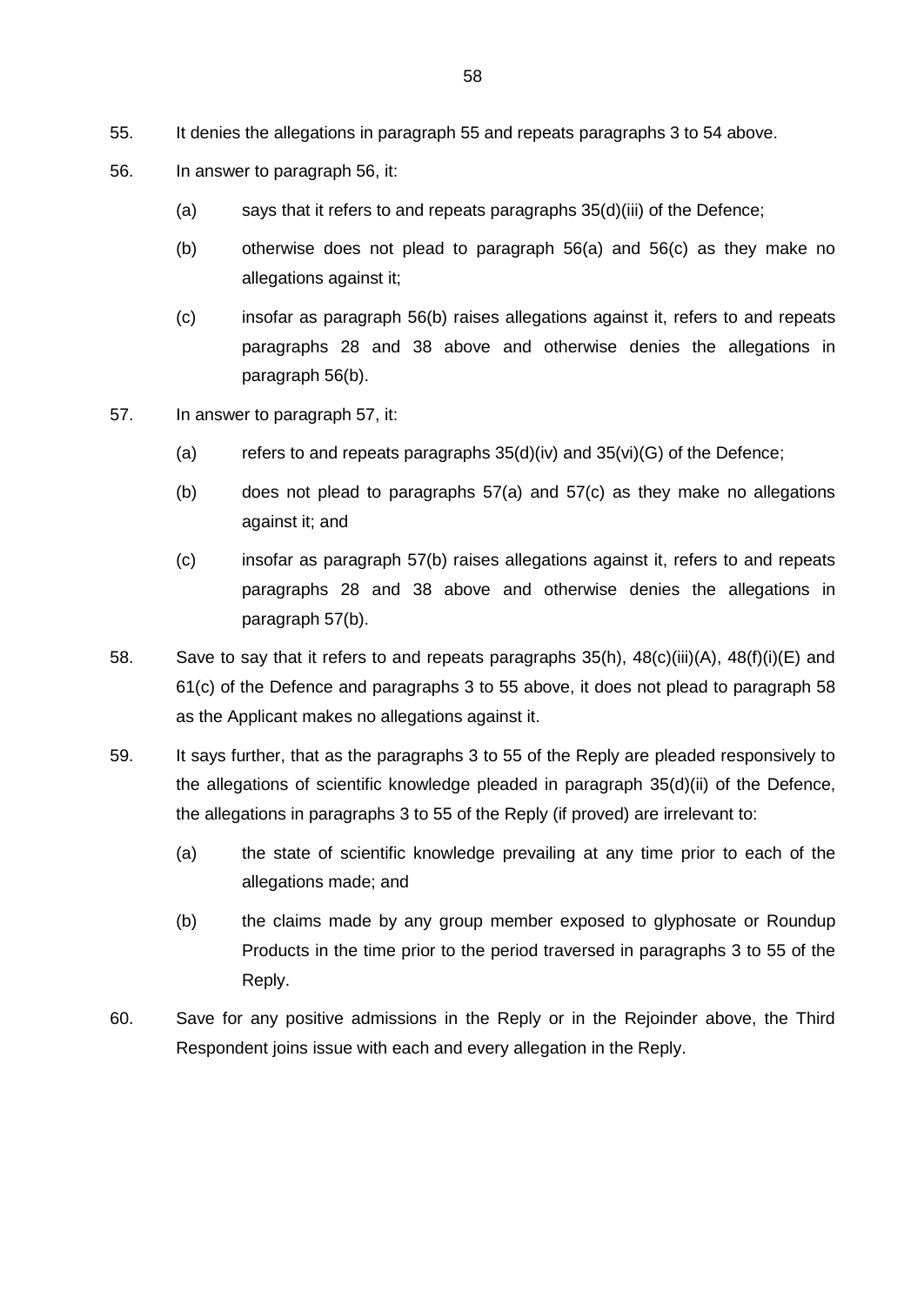55. It denies the allegations in paragraph 55 and repeats paragraphs 3 to 54 above.

56. In answer to paragraph 56, it:

    (a) says that it refers to and repeats paragraphs 35(d)(iii) of the Defence;

    (b) otherwise does not plead to paragraph 56(a) and 56(c) as they make no allegations against it;

    (c) insofar as paragraph 56(b) raises allegations against it, refers to and repeats paragraphs 28 and 38 above and otherwise denies the allegations in paragraph 56(b).

57. In answer to paragraph 57, it:

    (a) refers to and repeats paragraphs 35(d)(iv) and 35(vi)(G) of the Defence;

    (b) does not plead to paragraphs 57(a) and 57(c) as they make no allegations against it; and

    (c) insofar as paragraph 57(b) raises allegations against it, refers to and repeats paragraphs 28 and 38 above and otherwise denies the allegations in paragraph 57(b).

58. Save to say that it refers to and repeats paragraphs 35(h), 48(c)(iii)(A), 48(f)(i)(E) and 61(c) of the Defence and paragraphs 3 to 55 above, it does not plead to paragraph 58 as the Applicant makes no allegations against it.

59. It says further, that as the paragraphs 3 to 55 of the Reply are pleaded responsively to the allegations of scientific knowledge pleaded in paragraph 35(d)(ii) of the Defence, the allegations in paragraphs 3 to 55 of the Reply (if proved) are irrelevant to:

    (a) the state of scientific knowledge prevailing at any time prior to each of the allegations made; and

    (b) the claims made by any group member exposed to glyphosate or Roundup Products in the time prior to the period traversed in paragraphs 3 to 55 of the Reply.

60. Save for any positive admissions in the Reply or in the Rejoinder above, the Third Respondent joins issue with each and every allegation in the Reply.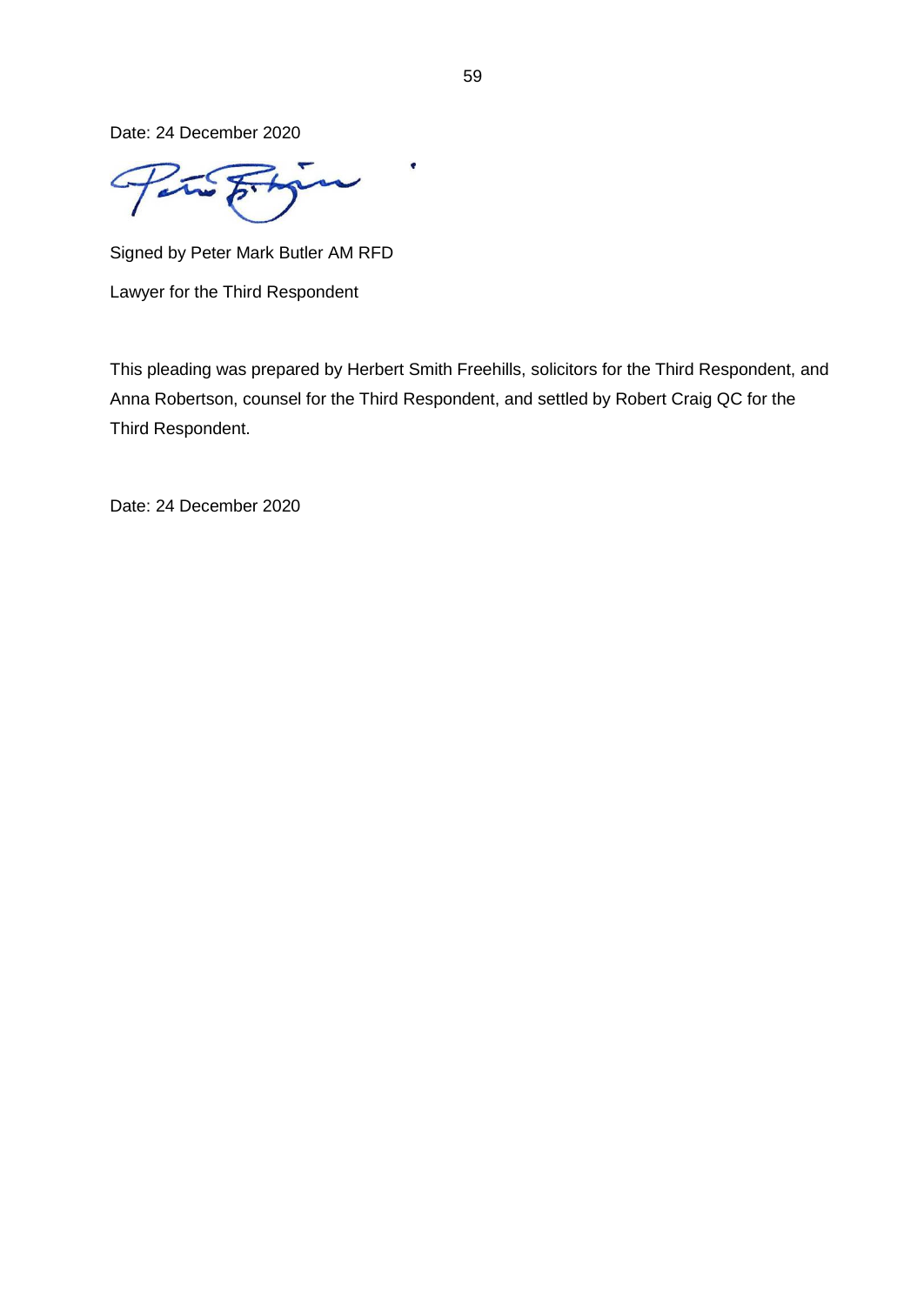Date: 24 December 2020

Signed by Peter Mark Butler AM RFD

Lawyer for the Third Respondent

This pleading was prepared by Herbert Smith Freehills, solicitors for the Third Respondent, and Anna Robertson, counsel for the Third Respondent, and settled by Robert Craig QC for the Third Respondent.

Date: 24 December 2020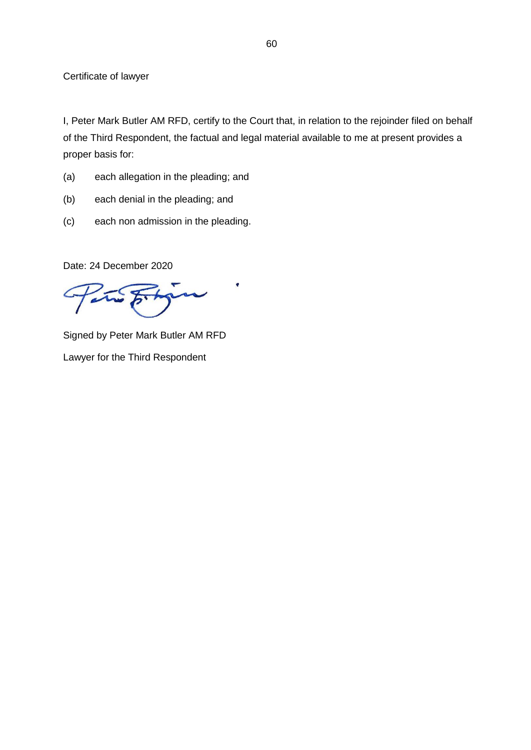Certificate of lawyer

I, Peter Mark Butler AM RFD, certify to the Court that, in relation to the rejoinder filed on behalf of the Third Respondent, the factual and legal material available to me at present provides a proper basis for:

(a) each allegation in the pleading; and

(b) each denial in the pleading; and

(c) each non admission in the pleading.

Date: 24 December 2020

Signed by Peter Mark Butler AM RFD

Lawyer for the Third Respondent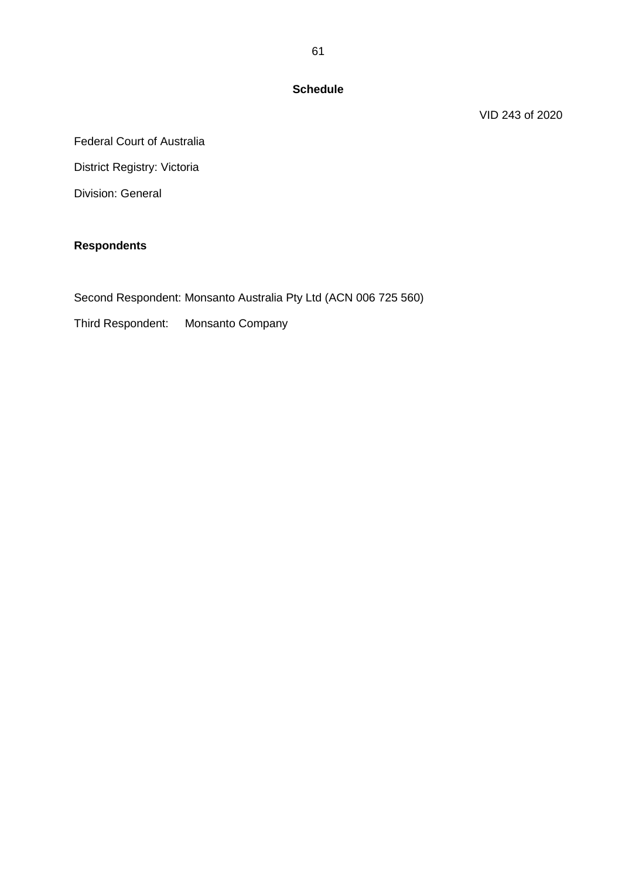**Schedule**

VID 243 of 2020

Federal Court of Australia

District Registry: Victoria

Division: General

**Respondents**

Second Respondent: Monsanto Australia Pty Ltd (ACN 006 725 560)

Third Respondent: Monsanto Company